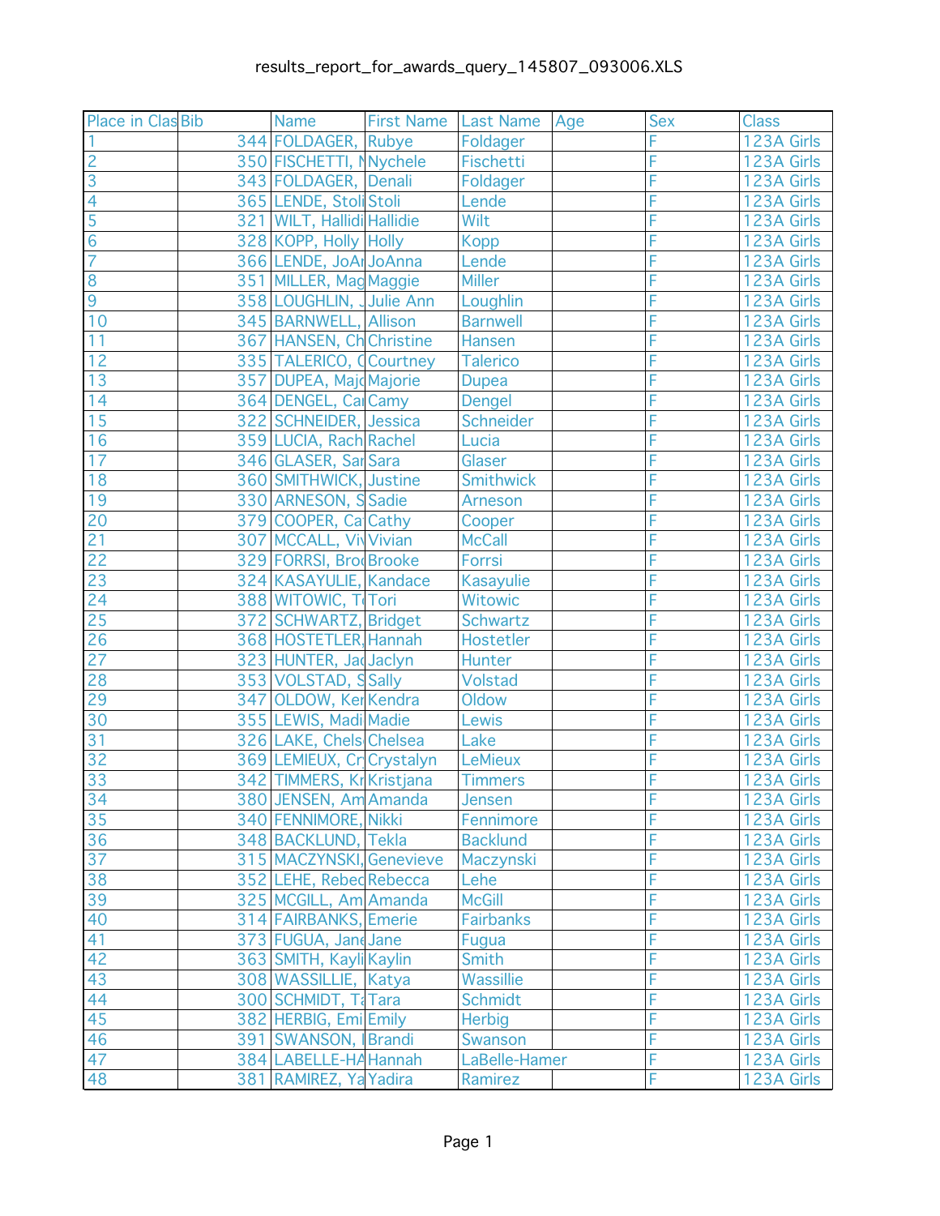results_report_for_awards_query_145807_093006.XLS

| Place in Clas | Bib | Name | First Name | Last Name | Age | Sex | Class |
|---|---|---|---|---|---|---|---|
| 1 | 344 | FOLDAGER, | Rubye | Foldager | | F | 123A Girls |
| 2 | 350 | FISCHETTI, N | Nychele | Fischetti | | F | 123A Girls |
| 3 | 343 | FOLDAGER, | Denali | Foldager | | F | 123A Girls |
| 4 | 365 | LENDE, Stoli | Stoli | Lende | | F | 123A Girls |
| 5 | 321 | WILT, Hallidi | Hallidie | Wilt | | F | 123A Girls |
| 6 | 328 | KOPP, Holly | Holly | Kopp | | F | 123A Girls |
| 7 | 366 | LENDE, JoAr | JoAnna | Lende | | F | 123A Girls |
| 8 | 351 | MILLER, Mag | Maggie | Miller | | F | 123A Girls |
| 9 | 358 | LOUGHLIN, J | Julie Ann | Loughlin | | F | 123A Girls |
| 10 | 345 | BARNWELL, | Allison | Barnwell | | F | 123A Girls |
| 11 | 367 | HANSEN, Ch | Christine | Hansen | | F | 123A Girls |
| 12 | 335 | TALERICO, C | Courtney | Talerico | | F | 123A Girls |
| 13 | 357 | DUPEA, Majo | Majorie | Dupea | | F | 123A Girls |
| 14 | 364 | DENGEL, Ca | Camy | Dengel | | F | 123A Girls |
| 15 | 322 | SCHNEIDER, | Jessica | Schneider | | F | 123A Girls |
| 16 | 359 | LUCIA, Rach | Rachel | Lucia | | F | 123A Girls |
| 17 | 346 | GLASER, Sar | Sara | Glaser | | F | 123A Girls |
| 18 | 360 | SMITHWICK, | Justine | Smithwick | | F | 123A Girls |
| 19 | 330 | ARNESON, S | Sadie | Arneson | | F | 123A Girls |
| 20 | 379 | COOPER, Ca | Cathy | Cooper | | F | 123A Girls |
| 21 | 307 | MCCALL, Viv | Vivian | McCall | | F | 123A Girls |
| 22 | 329 | FORRSI, Broo | Brooke | Forrsi | | F | 123A Girls |
| 23 | 324 | KASAYULIE, | Kandace | Kasayulie | | F | 123A Girls |
| 24 | 388 | WITOWIC, To | Tori | Witowic | | F | 123A Girls |
| 25 | 372 | SCHWARTZ, | Bridget | Schwartz | | F | 123A Girls |
| 26 | 368 | HOSTETLER, | Hannah | Hostetler | | F | 123A Girls |
| 27 | 323 | HUNTER, Jac | Jaclyn | Hunter | | F | 123A Girls |
| 28 | 353 | VOLSTAD, S | Sally | Volstad | | F | 123A Girls |
| 29 | 347 | OLDOW, Ker | Kendra | Oldow | | F | 123A Girls |
| 30 | 355 | LEWIS, Madi | Madie | Lewis | | F | 123A Girls |
| 31 | 326 | LAKE, Chels | Chelsea | Lake | | F | 123A Girls |
| 32 | 369 | LEMIEUX, Cr | Crystalyn | LeMieux | | F | 123A Girls |
| 33 | 342 | TIMMERS, Kr | Kristjana | Timmers | | F | 123A Girls |
| 34 | 380 | JENSEN, Am | Amanda | Jensen | | F | 123A Girls |
| 35 | 340 | FENNIMORE, | Nikki | Fennimore | | F | 123A Girls |
| 36 | 348 | BACKLUND, | Tekla | Backlund | | F | 123A Girls |
| 37 | 315 | MACZYNSKI, | Genevieve | Maczynski | | F | 123A Girls |
| 38 | 352 | LEHE, Rebec | Rebecca | Lehe | | F | 123A Girls |
| 39 | 325 | MCGILL, Am | Amanda | McGill | | F | 123A Girls |
| 40 | 314 | FAIRBANKS, | Emerie | Fairbanks | | F | 123A Girls |
| 41 | 373 | FUGUA, Jane | Jane | Fugua | | F | 123A Girls |
| 42 | 363 | SMITH, Kayli | Kaylin | Smith | | F | 123A Girls |
| 43 | 308 | WASSILLIE, | Katya | Wassillie | | F | 123A Girls |
| 44 | 300 | SCHMIDT, Ta | Tara | Schmidt | | F | 123A Girls |
| 45 | 382 | HERBIG, Emi | Emily | Herbig | | F | 123A Girls |
| 46 | 391 | SWANSON, I | Brandi | Swanson | | F | 123A Girls |
| 47 | 384 | LABELLE-HA | Hannah | LaBelle-Hamer | | F | 123A Girls |
| 48 | 381 | RAMIREZ, Ya | Yadira | Ramirez | | F | 123A Girls |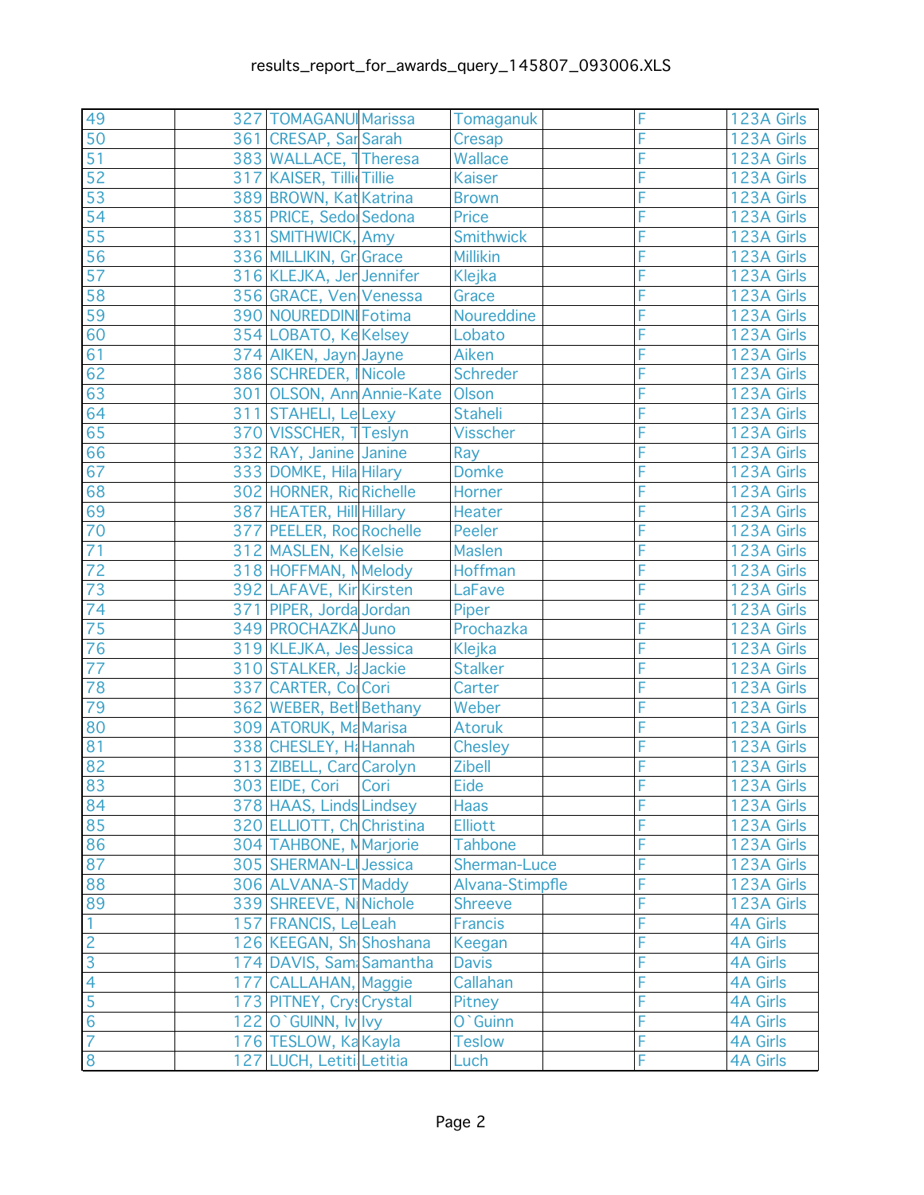| | | | | | | | |
|---|---|---|---|---|---|---|---|
| 49 | 327 | TOMAGANU | Marissa | Tomaganuk | | F | 123A Girls |
| 50 | 361 | CRESAP, Sar | Sarah | Cresap | | F | 123A Girls |
| 51 | 383 | WALLACE, T | Theresa | Wallace | | F | 123A Girls |
| 52 | 317 | KAISER, Tilli | Tillie | Kaiser | | F | 123A Girls |
| 53 | 389 | BROWN, Kat | Katrina | Brown | | F | 123A Girls |
| 54 | 385 | PRICE, Sedo | Sedona | Price | | F | 123A Girls |
| 55 | 331 | SMITHWICK, | Amy | Smithwick | | F | 123A Girls |
| 56 | 336 | MILLIKIN, Gr | Grace | Millikin | | F | 123A Girls |
| 57 | 316 | KLEJKA, Jer | Jennifer | Klejka | | F | 123A Girls |
| 58 | 356 | GRACE, Ven | Venessa | Grace | | F | 123A Girls |
| 59 | 390 | NOUREDDINI | Fotima | Noureddine | | F | 123A Girls |
| 60 | 354 | LOBATO, Ke | Kelsey | Lobato | | F | 123A Girls |
| 61 | 374 | AIKEN, Jayn | Jayne | Aiken | | F | 123A Girls |
| 62 | 386 | SCHREDER, | Nicole | Schreder | | F | 123A Girls |
| 63 | 301 | OLSON, Ann | Annie-Kate | Olson | | F | 123A Girls |
| 64 | 311 | STAHELI, Le | Lexy | Staheli | | F | 123A Girls |
| 65 | 370 | VISSCHER, T | Teslyn | Visscher | | F | 123A Girls |
| 66 | 332 | RAY, Janine | Janine | Ray | | F | 123A Girls |
| 67 | 333 | DOMKE, Hila | Hilary | Domke | | F | 123A Girls |
| 68 | 302 | HORNER, Ric | Richelle | Horner | | F | 123A Girls |
| 69 | 387 | HEATER, Hill | Hillary | Heater | | F | 123A Girls |
| 70 | 377 | PEELER, Roc | Rochelle | Peeler | | F | 123A Girls |
| 71 | 312 | MASLEN, Ke | Kelsie | Maslen | | F | 123A Girls |
| 72 | 318 | HOFFMAN, M | Melody | Hoffman | | F | 123A Girls |
| 73 | 392 | LAFAVE, Kir | Kirsten | LaFave | | F | 123A Girls |
| 74 | 371 | PIPER, Jorda | Jordan | Piper | | F | 123A Girls |
| 75 | 349 | PROCHAZKA | Juno | Prochazka | | F | 123A Girls |
| 76 | 319 | KLEJKA, Jes | Jessica | Klejka | | F | 123A Girls |
| 77 | 310 | STALKER, Ja | Jackie | Stalker | | F | 123A Girls |
| 78 | 337 | CARTER, Co | Cori | Carter | | F | 123A Girls |
| 79 | 362 | WEBER, Betl | Bethany | Weber | | F | 123A Girls |
| 80 | 309 | ATORUK, Ma | Marisa | Atoruk | | F | 123A Girls |
| 81 | 338 | CHESLEY, Ha | Hannah | Chesley | | F | 123A Girls |
| 82 | 313 | ZIBELL, Carc | Carolyn | Zibell | | F | 123A Girls |
| 83 | 303 | EIDE, Cori | Cori | Eide | | F | 123A Girls |
| 84 | 378 | HAAS, Linds | Lindsey | Haas | | F | 123A Girls |
| 85 | 320 | ELLIOTT, Ch | Christina | Elliott | | F | 123A Girls |
| 86 | 304 | TAHBONE, M | Marjorie | Tahbone | | F | 123A Girls |
| 87 | 305 | SHERMAN-LI | Jessica | Sherman-Luce | | F | 123A Girls |
| 88 | 306 | ALVANA-ST | Maddy | Alvana-Stimpfle | | F | 123A Girls |
| 89 | 339 | SHREEVE, Ni | Nichole | Shreeve | | F | 123A Girls |
| 1 | 157 | FRANCIS, Le | Leah | Francis | | F | 4A Girls |
| 2 | 126 | KEEGAN, Sh | Shoshana | Keegan | | F | 4A Girls |
| 3 | 174 | DAVIS, Sam | Samantha | Davis | | F | 4A Girls |
| 4 | 177 | CALLAHAN, | Maggie | Callahan | | F | 4A Girls |
| 5 | 173 | PITNEY, Crys | Crystal | Pitney | | F | 4A Girls |
| 6 | 122 | O`GUINN, Iv | Ivy | O`Guinn | | F | 4A Girls |
| 7 | 176 | TESLOW, Ka | Kayla | Teslow | | F | 4A Girls |
| 8 | 127 | LUCH, Letiti | Letitia | Luch | | F | 4A Girls |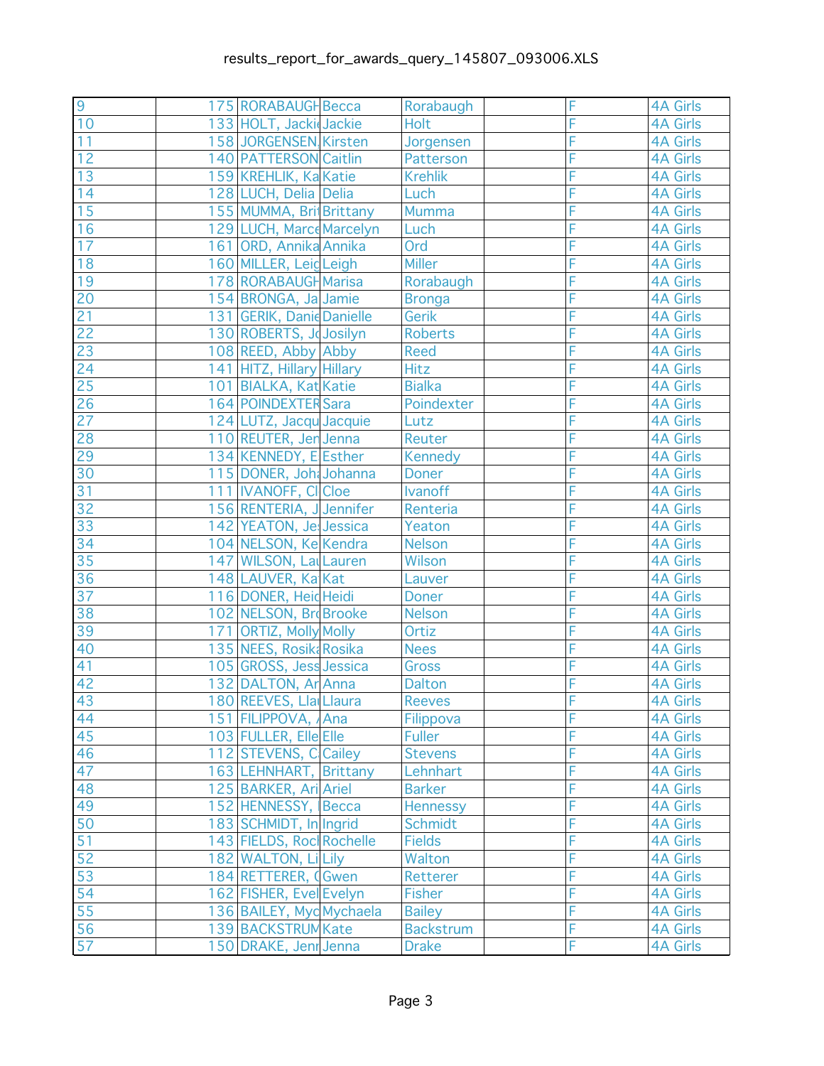results_report_for_awards_query_145807_093006.XLS

| | | | | | | | |
|---|---|---|---|---|---|---|---|
| 9 | 175 | RORABAUGH | Becca | Rorabaugh | | F | 4A Girls |
| 10 | 133 | HOLT, Jacki | Jackie | Holt | | F | 4A Girls |
| 11 | 158 | JORGENSEN, | Kirsten | Jorgensen | | F | 4A Girls |
| 12 | 140 | PATTERSON | Caitlin | Patterson | | F | 4A Girls |
| 13 | 159 | KREHLIK, Ka | Katie | Krehlik | | F | 4A Girls |
| 14 | 128 | LUCH, Delia | Delia | Luch | | F | 4A Girls |
| 15 | 155 | MUMMA, Bri | Brittany | Mumma | | F | 4A Girls |
| 16 | 129 | LUCH, Marce | Marcelyn | Luch | | F | 4A Girls |
| 17 | 161 | ORD, Annika | Annika | Ord | | F | 4A Girls |
| 18 | 160 | MILLER, Leig | Leigh | Miller | | F | 4A Girls |
| 19 | 178 | RORABAUGH | Marisa | Rorabaugh | | F | 4A Girls |
| 20 | 154 | BRONGA, Ja | Jamie | Bronga | | F | 4A Girls |
| 21 | 131 | GERIK, Danie | Danielle | Gerik | | F | 4A Girls |
| 22 | 130 | ROBERTS, Jo | Josilyn | Roberts | | F | 4A Girls |
| 23 | 108 | REED, Abby | Abby | Reed | | F | 4A Girls |
| 24 | 141 | HITZ, Hillary | Hillary | Hitz | | F | 4A Girls |
| 25 | 101 | BIALKA, Kat | Katie | Bialka | | F | 4A Girls |
| 26 | 164 | POINDEXTER | Sara | Poindexter | | F | 4A Girls |
| 27 | 124 | LUTZ, Jacqu | Jacquie | Lutz | | F | 4A Girls |
| 28 | 110 | REUTER, Jen | Jenna | Reuter | | F | 4A Girls |
| 29 | 134 | KENNEDY, E | Esther | Kennedy | | F | 4A Girls |
| 30 | 115 | DONER, Joh | Johanna | Doner | | F | 4A Girls |
| 31 | 111 | IVANOFF, Cl | Cloe | Ivanoff | | F | 4A Girls |
| 32 | 156 | RENTERIA, J | Jennifer | Renteria | | F | 4A Girls |
| 33 | 142 | YEATON, Je | Jessica | Yeaton | | F | 4A Girls |
| 34 | 104 | NELSON, Ke | Kendra | Nelson | | F | 4A Girls |
| 35 | 147 | WILSON, Lau | Lauren | Wilson | | F | 4A Girls |
| 36 | 148 | LAUVER, Ka | Kat | Lauver | | F | 4A Girls |
| 37 | 116 | DONER, Heid | Heidi | Doner | | F | 4A Girls |
| 38 | 102 | NELSON, Bro | Brooke | Nelson | | F | 4A Girls |
| 39 | 171 | ORTIZ, Molly | Molly | Ortiz | | F | 4A Girls |
| 40 | 135 | NEES, Rosika | Rosika | Nees | | F | 4A Girls |
| 41 | 105 | GROSS, Jess | Jessica | Gross | | F | 4A Girls |
| 42 | 132 | DALTON, An | Anna | Dalton | | F | 4A Girls |
| 43 | 180 | REEVES, Llau | Llaura | Reeves | | F | 4A Girls |
| 44 | 151 | FILIPPOVA, A | Ana | Filippova | | F | 4A Girls |
| 45 | 103 | FULLER, Elle | Elle | Fuller | | F | 4A Girls |
| 46 | 112 | STEVENS, C | Cailey | Stevens | | F | 4A Girls |
| 47 | 163 | LEHNHART, | Brittany | Lehnhart | | F | 4A Girls |
| 48 | 125 | BARKER, Ari | Ariel | Barker | | F | 4A Girls |
| 49 | 152 | HENNESSY, | Becca | Hennessy | | F | 4A Girls |
| 50 | 183 | SCHMIDT, In | Ingrid | Schmidt | | F | 4A Girls |
| 51 | 143 | FIELDS, Roch | Rochelle | Fields | | F | 4A Girls |
| 52 | 182 | WALTON, Li | Lily | Walton | | F | 4A Girls |
| 53 | 184 | RETTERER, G | Gwen | Retterer | | F | 4A Girls |
| 54 | 162 | FISHER, Evel | Evelyn | Fisher | | F | 4A Girls |
| 55 | 136 | BAILEY, Myc | Mychaela | Bailey | | F | 4A Girls |
| 56 | 139 | BACKSTRUM | Kate | Backstrum | | F | 4A Girls |
| 57 | 150 | DRAKE, Jenn | Jenna | Drake | | F | 4A Girls |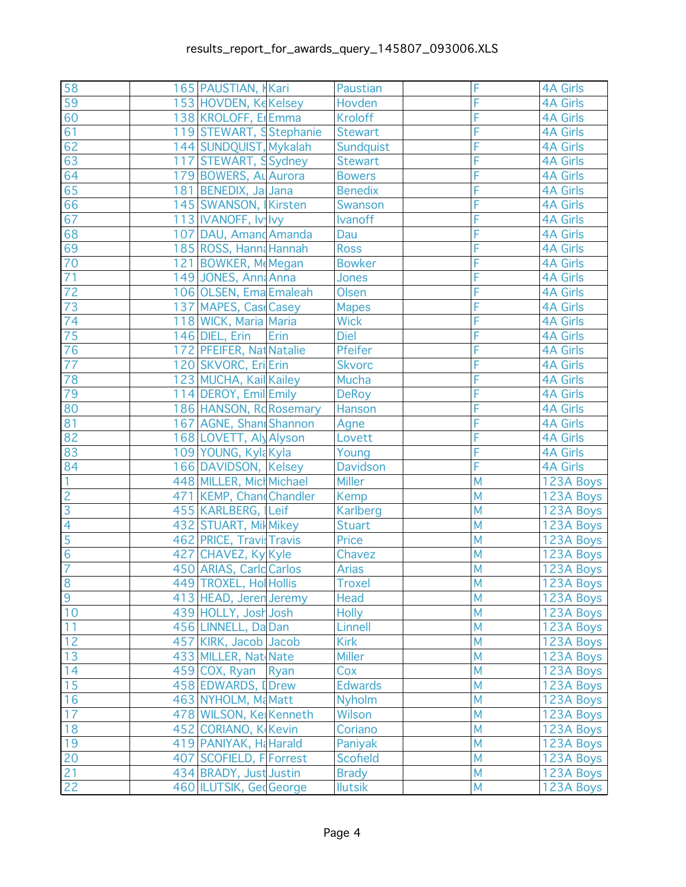| | | | | | | | |
|---|---|---|---|---|---|---|---|
| 58 | 165 | PAUSTIAN, K | Kari | Paustian | | F | 4A Girls |
| 59 | 153 | HOVDEN, Ke | Kelsey | Hovden | | F | 4A Girls |
| 60 | 138 | KROLOFF, Er | Emma | Kroloff | | F | 4A Girls |
| 61 | 119 | STEWART, S | Stephanie | Stewart | | F | 4A Girls |
| 62 | 144 | SUNDQUIST, | Mykalah | Sundquist | | F | 4A Girls |
| 63 | 117 | STEWART, S | Sydney | Stewart | | F | 4A Girls |
| 64 | 179 | BOWERS, Au | Aurora | Bowers | | F | 4A Girls |
| 65 | 181 | BENEDIX, Ja | Jana | Benedix | | F | 4A Girls |
| 66 | 145 | SWANSON, | Kirsten | Swanson | | F | 4A Girls |
| 67 | 113 | IVANOFF, Ivy | Ivy | Ivanoff | | F | 4A Girls |
| 68 | 107 | DAU, Amand | Amanda | Dau | | F | 4A Girls |
| 69 | 185 | ROSS, Hanna | Hannah | Ross | | F | 4A Girls |
| 70 | 121 | BOWKER, Me | Megan | Bowker | | F | 4A Girls |
| 71 | 149 | JONES, Anna | Anna | Jones | | F | 4A Girls |
| 72 | 106 | OLSEN, Ema | Emaleah | Olsen | | F | 4A Girls |
| 73 | 137 | MAPES, Case | Casey | Mapes | | F | 4A Girls |
| 74 | 118 | WICK, Maria | Maria | Wick | | F | 4A Girls |
| 75 | 146 | DIEL, Erin | Erin | Diel | | F | 4A Girls |
| 76 | 172 | PFEIFER, Nat | Natalie | Pfeifer | | F | 4A Girls |
| 77 | 120 | SKVORC, Eri | Erin | Skvorc | | F | 4A Girls |
| 78 | 123 | MUCHA, Kail | Kailey | Mucha | | F | 4A Girls |
| 79 | 114 | DEROY, Emil | Emily | DeRoy | | F | 4A Girls |
| 80 | 186 | HANSON, Ro | Rosemary | Hanson | | F | 4A Girls |
| 81 | 167 | AGNE, Shan | Shannon | Agne | | F | 4A Girls |
| 82 | 168 | LOVETT, Aly | Alyson | Lovett | | F | 4A Girls |
| 83 | 109 | YOUNG, Kyla | Kyla | Young | | F | 4A Girls |
| 84 | 166 | DAVIDSON, | Kelsey | Davidson | | F | 4A Girls |
| 1 | 448 | MILLER, Mich | Michael | Miller | | M | 123A Boys |
| 2 | 471 | KEMP, Chand | Chandler | Kemp | | M | 123A Boys |
| 3 | 455 | KARLBERG, | Leif | Karlberg | | M | 123A Boys |
| 4 | 432 | STUART, Mik | Mikey | Stuart | | M | 123A Boys |
| 5 | 462 | PRICE, Travis | Travis | Price | | M | 123A Boys |
| 6 | 427 | CHAVEZ, Ky | Kyle | Chavez | | M | 123A Boys |
| 7 | 450 | ARIAS, Carlo | Carlos | Arias | | M | 123A Boys |
| 8 | 449 | TROXEL, Hol | Hollis | Troxel | | M | 123A Boys |
| 9 | 413 | HEAD, Jerem | Jeremy | Head | | M | 123A Boys |
| 10 | 439 | HOLLY, Josh | Josh | Holly | | M | 123A Boys |
| 11 | 456 | LINNELL, Da | Dan | Linnell | | M | 123A Boys |
| 12 | 457 | KIRK, Jacob | Jacob | Kirk | | M | 123A Boys |
| 13 | 433 | MILLER, Nate | Nate | Miller | | M | 123A Boys |
| 14 | 459 | COX, Ryan | Ryan | Cox | | M | 123A Boys |
| 15 | 458 | EDWARDS, D | Drew | Edwards | | M | 123A Boys |
| 16 | 463 | NYHOLM, Ma | Matt | Nyholm | | M | 123A Boys |
| 17 | 478 | WILSON, Ke | Kenneth | Wilson | | M | 123A Boys |
| 18 | 452 | CORIANO, K | Kevin | Coriano | | M | 123A Boys |
| 19 | 419 | PANIYAK, Ha | Harald | Paniyak | | M | 123A Boys |
| 20 | 407 | SCOFIELD, F | Forrest | Scofield | | M | 123A Boys |
| 21 | 434 | BRADY, Just | Justin | Brady | | M | 123A Boys |
| 22 | 460 | ILUTSIK, Geo | George | Ilutsik | | M | 123A Boys |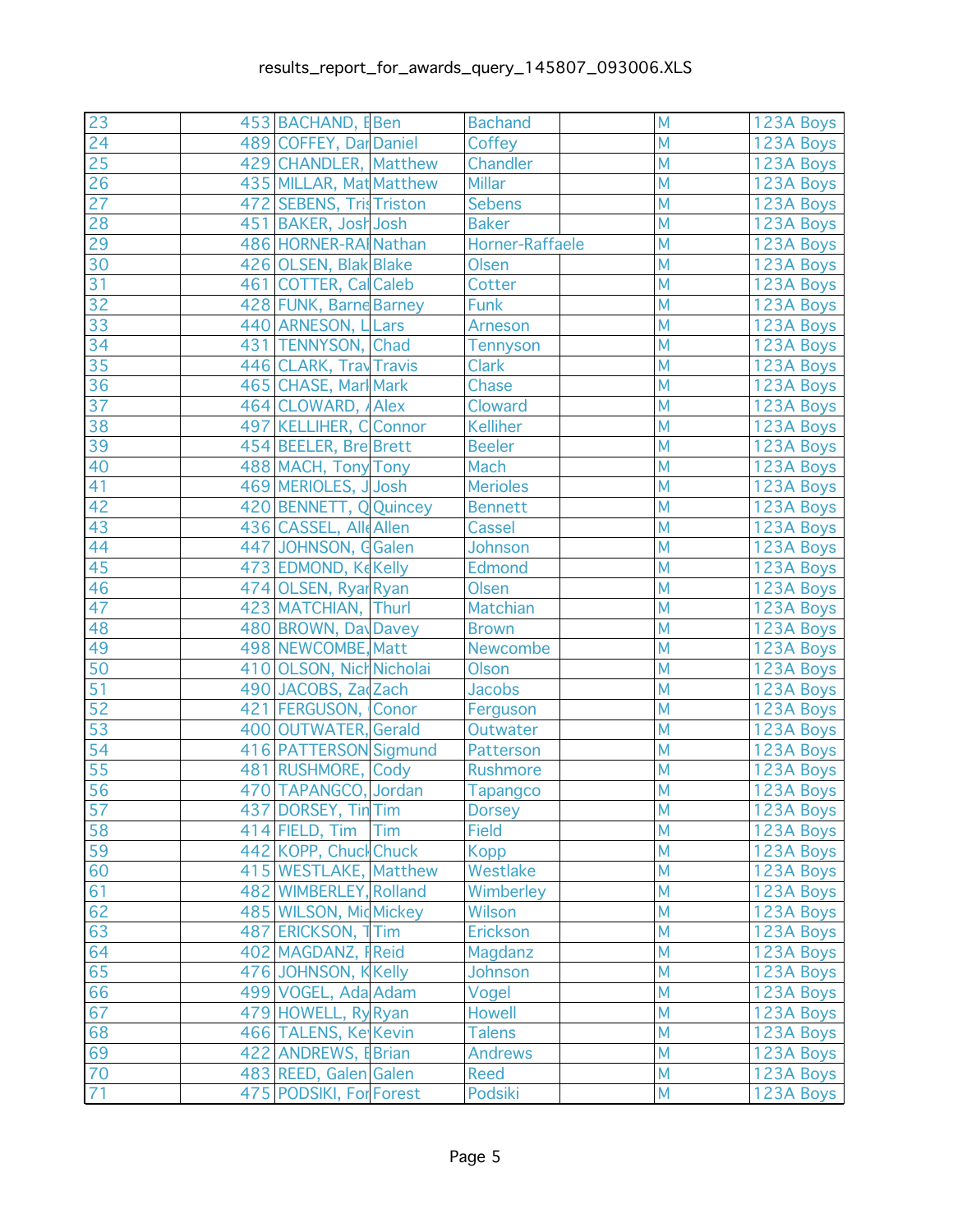| | | | | | | | |
|---|---|---|---|---|---|---|---|
| 23 | 453 | BACHAND, E | Ben | Bachand | | M | 123A Boys |
| 24 | 489 | COFFEY, Dar | Daniel | Coffey | | M | 123A Boys |
| 25 | 429 | CHANDLER, | Matthew | Chandler | | M | 123A Boys |
| 26 | 435 | MILLAR, Mat | Matthew | Millar | | M | 123A Boys |
| 27 | 472 | SEBENS, Tris | Triston | Sebens | | M | 123A Boys |
| 28 | 451 | BAKER, Josh | Josh | Baker | | M | 123A Boys |
| 29 | 486 | HORNER-RAI | Nathan | Horner-Raffaele | | M | 123A Boys |
| 30 | 426 | OLSEN, Blak | Blake | Olsen | | M | 123A Boys |
| 31 | 461 | COTTER, Cal | Caleb | Cotter | | M | 123A Boys |
| 32 | 428 | FUNK, Barne | Barney | Funk | | M | 123A Boys |
| 33 | 440 | ARNESON, L | Lars | Arneson | | M | 123A Boys |
| 34 | 431 | TENNYSON, | Chad | Tennyson | | M | 123A Boys |
| 35 | 446 | CLARK, Trav | Travis | Clark | | M | 123A Boys |
| 36 | 465 | CHASE, Marl | Mark | Chase | | M | 123A Boys |
| 37 | 464 | CLOWARD, / | Alex | Cloward | | M | 123A Boys |
| 38 | 497 | KELLIHER, C | Connor | Kelliher | | M | 123A Boys |
| 39 | 454 | BEELER, Bre | Brett | Beeler | | M | 123A Boys |
| 40 | 488 | MACH, Tony | Tony | Mach | | M | 123A Boys |
| 41 | 469 | MERIOLES, J | Josh | Merioles | | M | 123A Boys |
| 42 | 420 | BENNETT, Q | Quincey | Bennett | | M | 123A Boys |
| 43 | 436 | CASSEL, All | Allen | Cassel | | M | 123A Boys |
| 44 | 447 | JOHNSON, G | Galen | Johnson | | M | 123A Boys |
| 45 | 473 | EDMOND, Ke | Kelly | Edmond | | M | 123A Boys |
| 46 | 474 | OLSEN, Ryar | Ryan | Olsen | | M | 123A Boys |
| 47 | 423 | MATCHIAN, | Thurl | Matchian | | M | 123A Boys |
| 48 | 480 | BROWN, Dav | Davey | Brown | | M | 123A Boys |
| 49 | 498 | NEWCOMBE, | Matt | Newcombe | | M | 123A Boys |
| 50 | 410 | OLSON, Nich | Nicholai | Olson | | M | 123A Boys |
| 51 | 490 | JACOBS, Zac | Zach | Jacobs | | M | 123A Boys |
| 52 | 421 | FERGUSON, | Conor | Ferguson | | M | 123A Boys |
| 53 | 400 | OUTWATER, | Gerald | Outwater | | M | 123A Boys |
| 54 | 416 | PATTERSON | Sigmund | Patterson | | M | 123A Boys |
| 55 | 481 | RUSHMORE, | Cody | Rushmore | | M | 123A Boys |
| 56 | 470 | TAPANGCO, | Jordan | Tapangco | | M | 123A Boys |
| 57 | 437 | DORSEY, Tin | Tim | Dorsey | | M | 123A Boys |
| 58 | 414 | FIELD, Tim | Tim | Field | | M | 123A Boys |
| 59 | 442 | KOPP, Chucl | Chuck | Kopp | | M | 123A Boys |
| 60 | 415 | WESTLAKE, | Matthew | Westlake | | M | 123A Boys |
| 61 | 482 | WIMBERLEY, | Rolland | Wimberley | | M | 123A Boys |
| 62 | 485 | WILSON, Mic | Mickey | Wilson | | M | 123A Boys |
| 63 | 487 | ERICKSON, T | Tim | Erickson | | M | 123A Boys |
| 64 | 402 | MAGDANZ, F | Reid | Magdanz | | M | 123A Boys |
| 65 | 476 | JOHNSON, K | Kelly | Johnson | | M | 123A Boys |
| 66 | 499 | VOGEL, Ada | Adam | Vogel | | M | 123A Boys |
| 67 | 479 | HOWELL, Ry | Ryan | Howell | | M | 123A Boys |
| 68 | 466 | TALENS, Ke | Kevin | Talens | | M | 123A Boys |
| 69 | 422 | ANDREWS, E | Brian | Andrews | | M | 123A Boys |
| 70 | 483 | REED, Galen | Galen | Reed | | M | 123A Boys |
| 71 | 475 | PODSIKI, For | Forest | Podsiki | | M | 123A Boys |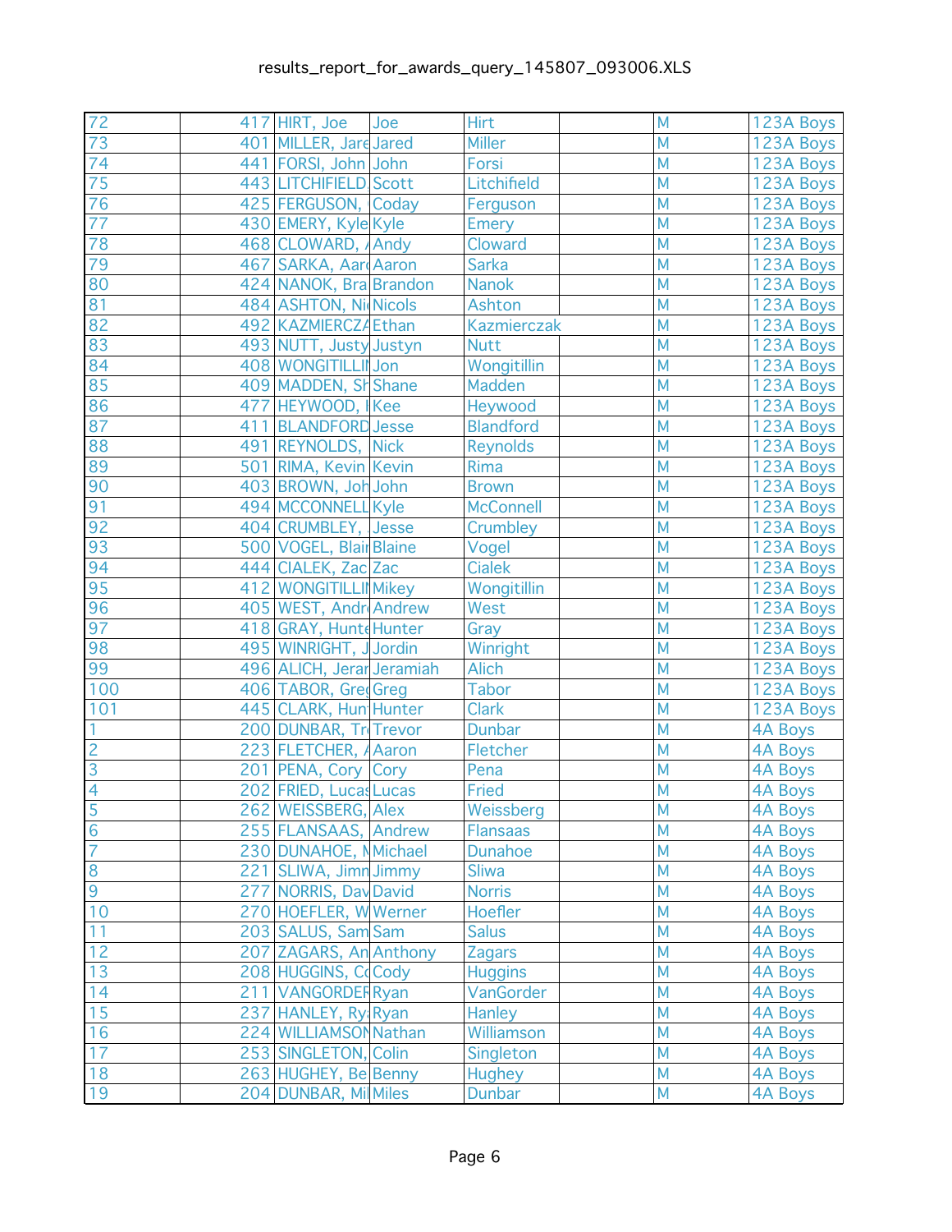| | | | | | | | |
|---|---|---|---|---|---|---|---|
| 72 | 417 | HIRT, Joe | Joe | Hirt | | M | 123A Boys |
| 73 | 401 | MILLER, Jare | Jared | Miller | | M | 123A Boys |
| 74 | 441 | FORSI, John | John | Forsi | | M | 123A Boys |
| 75 | 443 | LITCHIFIELD, | Scott | Litchifield | | M | 123A Boys |
| 76 | 425 | FERGUSON, | Coday | Ferguson | | M | 123A Boys |
| 77 | 430 | EMERY, Kyle | Kyle | Emery | | M | 123A Boys |
| 78 | 468 | CLOWARD, / | Andy | Cloward | | M | 123A Boys |
| 79 | 467 | SARKA, Aar | Aaron | Sarka | | M | 123A Boys |
| 80 | 424 | NANOK, Bra | Brandon | Nanok | | M | 123A Boys |
| 81 | 484 | ASHTON, Ni | Nicols | Ashton | | M | 123A Boys |
| 82 | 492 | KAZMIERCZA | Ethan | Kazmierczak | | M | 123A Boys |
| 83 | 493 | NUTT, Justy | Justyn | Nutt | | M | 123A Boys |
| 84 | 408 | WONGITILLII | Jon | Wongitillin | | M | 123A Boys |
| 85 | 409 | MADDEN, Sh | Shane | Madden | | M | 123A Boys |
| 86 | 477 | HEYWOOD, I | Kee | Heywood | | M | 123A Boys |
| 87 | 411 | BLANDFORD | Jesse | Blandford | | M | 123A Boys |
| 88 | 491 | REYNOLDS, | Nick | Reynolds | | M | 123A Boys |
| 89 | 501 | RIMA, Kevin | Kevin | Rima | | M | 123A Boys |
| 90 | 403 | BROWN, Joh | John | Brown | | M | 123A Boys |
| 91 | 494 | MCCONNELL | Kyle | McConnell | | M | 123A Boys |
| 92 | 404 | CRUMBLEY, | Jesse | Crumbley | | M | 123A Boys |
| 93 | 500 | VOGEL, Blair | Blaine | Vogel | | M | 123A Boys |
| 94 | 444 | CIALEK, Zac | Zac | Cialek | | M | 123A Boys |
| 95 | 412 | WONGITILLII | Mikey | Wongitillin | | M | 123A Boys |
| 96 | 405 | WEST, Andr | Andrew | West | | M | 123A Boys |
| 97 | 418 | GRAY, Hunte | Hunter | Gray | | M | 123A Boys |
| 98 | 495 | WINRIGHT, J | Jordin | Winright | | M | 123A Boys |
| 99 | 496 | ALICH, Jerar | Jeramiah | Alich | | M | 123A Boys |
| 100 | 406 | TABOR, Greg | Greg | Tabor | | M | 123A Boys |
| 101 | 445 | CLARK, Hun | Hunter | Clark | | M | 123A Boys |
| 1 | 200 | DUNBAR, Tr | Trevor | Dunbar | | M | 4A Boys |
| 2 | 223 | FLETCHER, / | Aaron | Fletcher | | M | 4A Boys |
| 3 | 201 | PENA, Cory | Cory | Pena | | M | 4A Boys |
| 4 | 202 | FRIED, Lucas | Lucas | Fried | | M | 4A Boys |
| 5 | 262 | WEISSBERG, | Alex | Weissberg | | M | 4A Boys |
| 6 | 255 | FLANSAAS, | Andrew | Flansaas | | M | 4A Boys |
| 7 | 230 | DUNAHOE, M | Michael | Dunahoe | | M | 4A Boys |
| 8 | 221 | SLIWA, Jimn | Jimmy | Sliwa | | M | 4A Boys |
| 9 | 277 | NORRIS, Dav | David | Norris | | M | 4A Boys |
| 10 | 270 | HOEFLER, W | Werner | Hoefler | | M | 4A Boys |
| 11 | 203 | SALUS, Sam | Sam | Salus | | M | 4A Boys |
| 12 | 207 | ZAGARS, An | Anthony | Zagars | | M | 4A Boys |
| 13 | 208 | HUGGINS, Co | Cody | Huggins | | M | 4A Boys |
| 14 | 211 | VANGORDER | Ryan | VanGorder | | M | 4A Boys |
| 15 | 237 | HANLEY, Ry | Ryan | Hanley | | M | 4A Boys |
| 16 | 224 | WILLIAMSON | Nathan | Williamson | | M | 4A Boys |
| 17 | 253 | SINGLETON, | Colin | Singleton | | M | 4A Boys |
| 18 | 263 | HUGHEY, Be | Benny | Hughey | | M | 4A Boys |
| 19 | 204 | DUNBAR, Mi | Miles | Dunbar | | M | 4A Boys |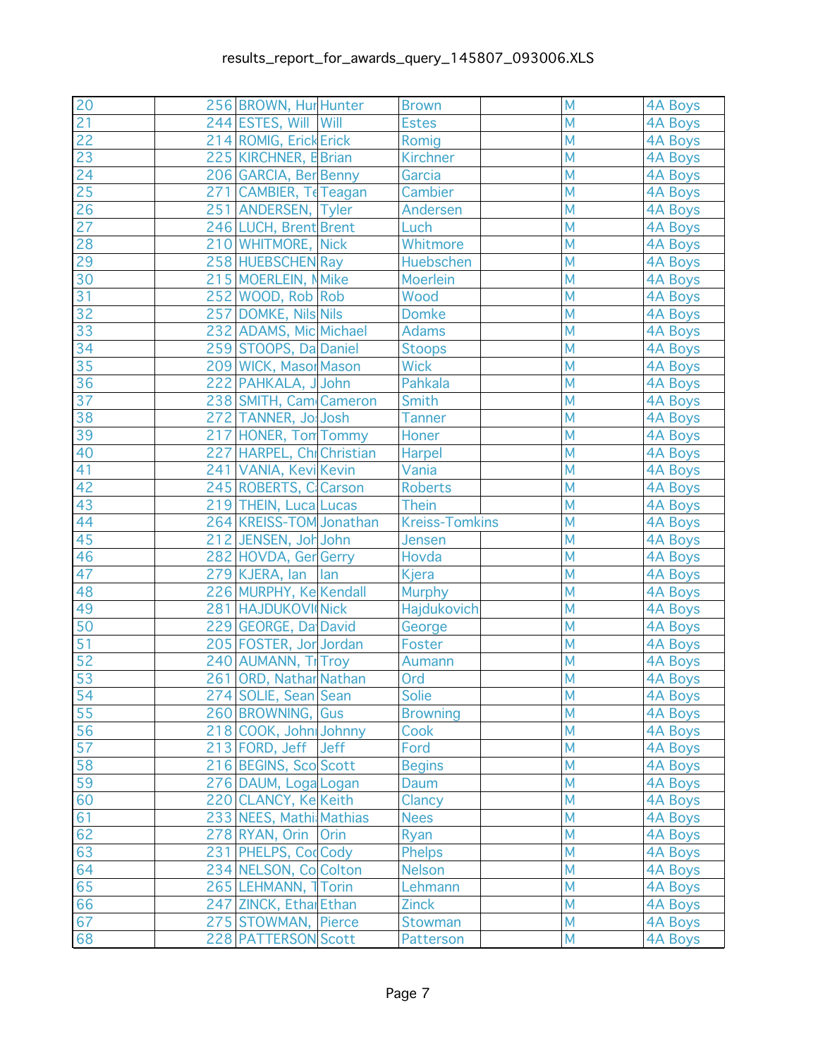| | | | | | | | |
|---|---|---|---|---|---|---|---|
| 20 | 256 | BROWN, Hur | Hunter | Brown | | M | 4A Boys |
| 21 | 244 | ESTES, Will | Will | Estes | | M | 4A Boys |
| 22 | 214 | ROMIG, Erick | Erick | Romig | | M | 4A Boys |
| 23 | 225 | KIRCHNER, E | Brian | Kirchner | | M | 4A Boys |
| 24 | 206 | GARCIA, Ber | Benny | Garcia | | M | 4A Boys |
| 25 | 271 | CAMBIER, Te | Teagan | Cambier | | M | 4A Boys |
| 26 | 251 | ANDERSEN, | Tyler | Andersen | | M | 4A Boys |
| 27 | 246 | LUCH, Brent | Brent | Luch | | M | 4A Boys |
| 28 | 210 | WHITMORE, | Nick | Whitmore | | M | 4A Boys |
| 29 | 258 | HUEBSCHEN | Ray | Huebschen | | M | 4A Boys |
| 30 | 215 | MOERLEIN, M | Mike | Moerlein | | M | 4A Boys |
| 31 | 252 | WOOD, Rob | Rob | Wood | | M | 4A Boys |
| 32 | 257 | DOMKE, Nils | Nils | Domke | | M | 4A Boys |
| 33 | 232 | ADAMS, Mic | Michael | Adams | | M | 4A Boys |
| 34 | 259 | STOOPS, Da | Daniel | Stoops | | M | 4A Boys |
| 35 | 209 | WICK, Masor | Mason | Wick | | M | 4A Boys |
| 36 | 222 | PAHKALA, J | John | Pahkala | | M | 4A Boys |
| 37 | 238 | SMITH, Cam | Cameron | Smith | | M | 4A Boys |
| 38 | 272 | TANNER, Jo | Josh | Tanner | | M | 4A Boys |
| 39 | 217 | HONER, Tom | Tommy | Honer | | M | 4A Boys |
| 40 | 227 | HARPEL, Chr | Christian | Harpel | | M | 4A Boys |
| 41 | 241 | VANIA, Kevi | Kevin | Vania | | M | 4A Boys |
| 42 | 245 | ROBERTS, C | Carson | Roberts | | M | 4A Boys |
| 43 | 219 | THEIN, Luca | Lucas | Thein | | M | 4A Boys |
| 44 | 264 | KREISS-TOM | Jonathan | Kreiss-Tomkins | | M | 4A Boys |
| 45 | 212 | JENSEN, Joh | John | Jensen | | M | 4A Boys |
| 46 | 282 | HOVDA, Ger | Gerry | Hovda | | M | 4A Boys |
| 47 | 279 | KJERA, Ian | Ian | Kjera | | M | 4A Boys |
| 48 | 226 | MURPHY, Ke | Kendall | Murphy | | M | 4A Boys |
| 49 | 281 | HAJDUKOVI | Nick | Hajdukovich | | M | 4A Boys |
| 50 | 229 | GEORGE, Da | David | George | | M | 4A Boys |
| 51 | 205 | FOSTER, Jor | Jordan | Foster | | M | 4A Boys |
| 52 | 240 | AUMANN, Tr | Troy | Aumann | | M | 4A Boys |
| 53 | 261 | ORD, Nathar | Nathan | Ord | | M | 4A Boys |
| 54 | 274 | SOLIE, Sean | Sean | Solie | | M | 4A Boys |
| 55 | 260 | BROWNING, | Gus | Browning | | M | 4A Boys |
| 56 | 218 | COOK, Johnr | Johnny | Cook | | M | 4A Boys |
| 57 | 213 | FORD, Jeff | Jeff | Ford | | M | 4A Boys |
| 58 | 216 | BEGINS, Sco | Scott | Begins | | M | 4A Boys |
| 59 | 276 | DAUM, Loga | Logan | Daum | | M | 4A Boys |
| 60 | 220 | CLANCY, Ke | Keith | Clancy | | M | 4A Boys |
| 61 | 233 | NEES, Mathi | Mathias | Nees | | M | 4A Boys |
| 62 | 278 | RYAN, Orin | Orin | Ryan | | M | 4A Boys |
| 63 | 231 | PHELPS, Coc | Cody | Phelps | | M | 4A Boys |
| 64 | 234 | NELSON, Co | Colton | Nelson | | M | 4A Boys |
| 65 | 265 | LEHMANN, T | Torin | Lehmann | | M | 4A Boys |
| 66 | 247 | ZINCK, Ethar | Ethan | Zinck | | M | 4A Boys |
| 67 | 275 | STOWMAN, | Pierce | Stowman | | M | 4A Boys |
| 68 | 228 | PATTERSON | Scott | Patterson | | M | 4A Boys |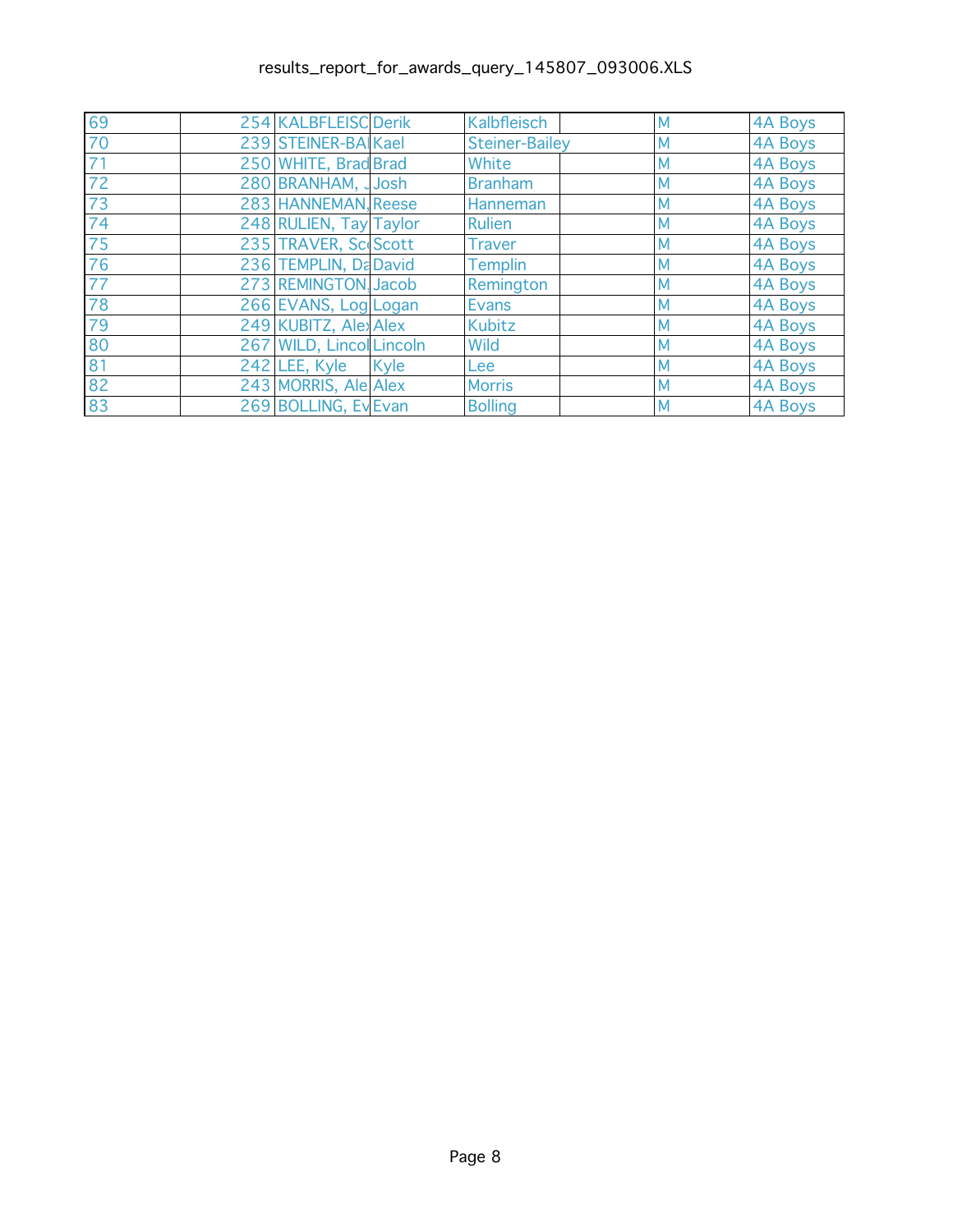| 69 | 254 | KALBFLEISC | Derik | Kalbfleisch | | M | 4A Boys |
|---|---|---|---|---|---|---|---|
| 70 | 239 | STEINER-BA | Kael | Steiner-Bailey | | M | 4A Boys |
| 71 | 250 | WHITE, Brad | Brad | White | | M | 4A Boys |
| 72 | 280 | BRANHAM, J | Josh | Branham | | M | 4A Boys |
| 73 | 283 | HANNEMAN, | Reese | Hanneman | | M | 4A Boys |
| 74 | 248 | RULIEN, Tay | Taylor | Rulien | | M | 4A Boys |
| 75 | 235 | TRAVER, Sc | Scott | Traver | | M | 4A Boys |
| 76 | 236 | TEMPLIN, Da | David | Templin | | M | 4A Boys |
| 77 | 273 | REMINGTON, | Jacob | Remington | | M | 4A Boys |
| 78 | 266 | EVANS, Log | Logan | Evans | | M | 4A Boys |
| 79 | 249 | KUBITZ, Ale | Alex | Kubitz | | M | 4A Boys |
| 80 | 267 | WILD, Lincol | Lincoln | Wild | | M | 4A Boys |
| 81 | 242 | LEE, Kyle | Kyle | Lee | | M | 4A Boys |
| 82 | 243 | MORRIS, Ale | Alex | Morris | | M | 4A Boys |
| 83 | 269 | BOLLING, Ev | Evan | Bolling | | M | 4A Boys |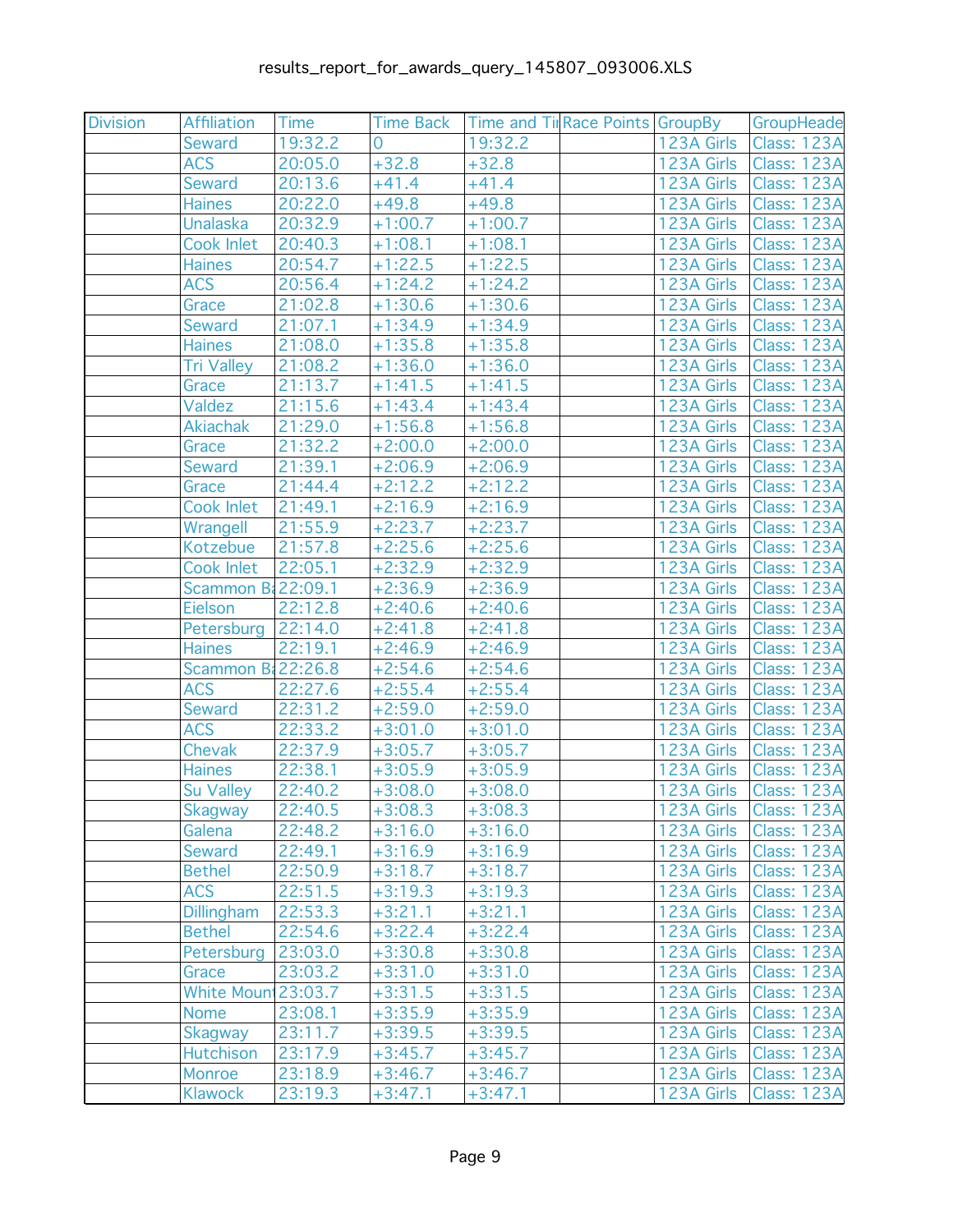results_report_for_awards_query_145807_093006.XLS

| Division | Affiliation | Time | Time Back | Time and Ti | Race Points | GroupBy | GroupHeade |
|---|---|---|---|---|---|---|---|
| | Seward | 19:32.2 | 0 | 19:32.2 | | 123A Girls | Class: 123A |
| | ACS | 20:05.0 | +32.8 | +32.8 | | 123A Girls | Class: 123A |
| | Seward | 20:13.6 | +41.4 | +41.4 | | 123A Girls | Class: 123A |
| | Haines | 20:22.0 | +49.8 | +49.8 | | 123A Girls | Class: 123A |
| | Unalaska | 20:32.9 | +1:00.7 | +1:00.7 | | 123A Girls | Class: 123A |
| | Cook Inlet | 20:40.3 | +1:08.1 | +1:08.1 | | 123A Girls | Class: 123A |
| | Haines | 20:54.7 | +1:22.5 | +1:22.5 | | 123A Girls | Class: 123A |
| | ACS | 20:56.4 | +1:24.2 | +1:24.2 | | 123A Girls | Class: 123A |
| | Grace | 21:02.8 | +1:30.6 | +1:30.6 | | 123A Girls | Class: 123A |
| | Seward | 21:07.1 | +1:34.9 | +1:34.9 | | 123A Girls | Class: 123A |
| | Haines | 21:08.0 | +1:35.8 | +1:35.8 | | 123A Girls | Class: 123A |
| | Tri Valley | 21:08.2 | +1:36.0 | +1:36.0 | | 123A Girls | Class: 123A |
| | Grace | 21:13.7 | +1:41.5 | +1:41.5 | | 123A Girls | Class: 123A |
| | Valdez | 21:15.6 | +1:43.4 | +1:43.4 | | 123A Girls | Class: 123A |
| | Akiachak | 21:29.0 | +1:56.8 | +1:56.8 | | 123A Girls | Class: 123A |
| | Grace | 21:32.2 | +2:00.0 | +2:00.0 | | 123A Girls | Class: 123A |
| | Seward | 21:39.1 | +2:06.9 | +2:06.9 | | 123A Girls | Class: 123A |
| | Grace | 21:44.4 | +2:12.2 | +2:12.2 | | 123A Girls | Class: 123A |
| | Cook Inlet | 21:49.1 | +2:16.9 | +2:16.9 | | 123A Girls | Class: 123A |
| | Wrangell | 21:55.9 | +2:23.7 | +2:23.7 | | 123A Girls | Class: 123A |
| | Kotzebue | 21:57.8 | +2:25.6 | +2:25.6 | | 123A Girls | Class: 123A |
| | Cook Inlet | 22:05.1 | +2:32.9 | +2:32.9 | | 123A Girls | Class: 123A |
| | Scammon Ba | 22:09.1 | +2:36.9 | +2:36.9 | | 123A Girls | Class: 123A |
| | Eielson | 22:12.8 | +2:40.6 | +2:40.6 | | 123A Girls | Class: 123A |
| | Petersburg | 22:14.0 | +2:41.8 | +2:41.8 | | 123A Girls | Class: 123A |
| | Haines | 22:19.1 | +2:46.9 | +2:46.9 | | 123A Girls | Class: 123A |
| | Scammon Ba | 22:26.8 | +2:54.6 | +2:54.6 | | 123A Girls | Class: 123A |
| | ACS | 22:27.6 | +2:55.4 | +2:55.4 | | 123A Girls | Class: 123A |
| | Seward | 22:31.2 | +2:59.0 | +2:59.0 | | 123A Girls | Class: 123A |
| | ACS | 22:33.2 | +3:01.0 | +3:01.0 | | 123A Girls | Class: 123A |
| | Chevak | 22:37.9 | +3:05.7 | +3:05.7 | | 123A Girls | Class: 123A |
| | Haines | 22:38.1 | +3:05.9 | +3:05.9 | | 123A Girls | Class: 123A |
| | Su Valley | 22:40.2 | +3:08.0 | +3:08.0 | | 123A Girls | Class: 123A |
| | Skagway | 22:40.5 | +3:08.3 | +3:08.3 | | 123A Girls | Class: 123A |
| | Galena | 22:48.2 | +3:16.0 | +3:16.0 | | 123A Girls | Class: 123A |
| | Seward | 22:49.1 | +3:16.9 | +3:16.9 | | 123A Girls | Class: 123A |
| | Bethel | 22:50.9 | +3:18.7 | +3:18.7 | | 123A Girls | Class: 123A |
| | ACS | 22:51.5 | +3:19.3 | +3:19.3 | | 123A Girls | Class: 123A |
| | Dillingham | 22:53.3 | +3:21.1 | +3:21.1 | | 123A Girls | Class: 123A |
| | Bethel | 22:54.6 | +3:22.4 | +3:22.4 | | 123A Girls | Class: 123A |
| | Petersburg | 23:03.0 | +3:30.8 | +3:30.8 | | 123A Girls | Class: 123A |
| | Grace | 23:03.2 | +3:31.0 | +3:31.0 | | 123A Girls | Class: 123A |
| | White Moun | 23:03.7 | +3:31.5 | +3:31.5 | | 123A Girls | Class: 123A |
| | Nome | 23:08.1 | +3:35.9 | +3:35.9 | | 123A Girls | Class: 123A |
| | Skagway | 23:11.7 | +3:39.5 | +3:39.5 | | 123A Girls | Class: 123A |
| | Hutchison | 23:17.9 | +3:45.7 | +3:45.7 | | 123A Girls | Class: 123A |
| | Monroe | 23:18.9 | +3:46.7 | +3:46.7 | | 123A Girls | Class: 123A |
| | Klawock | 23:19.3 | +3:47.1 | +3:47.1 | | 123A Girls | Class: 123A |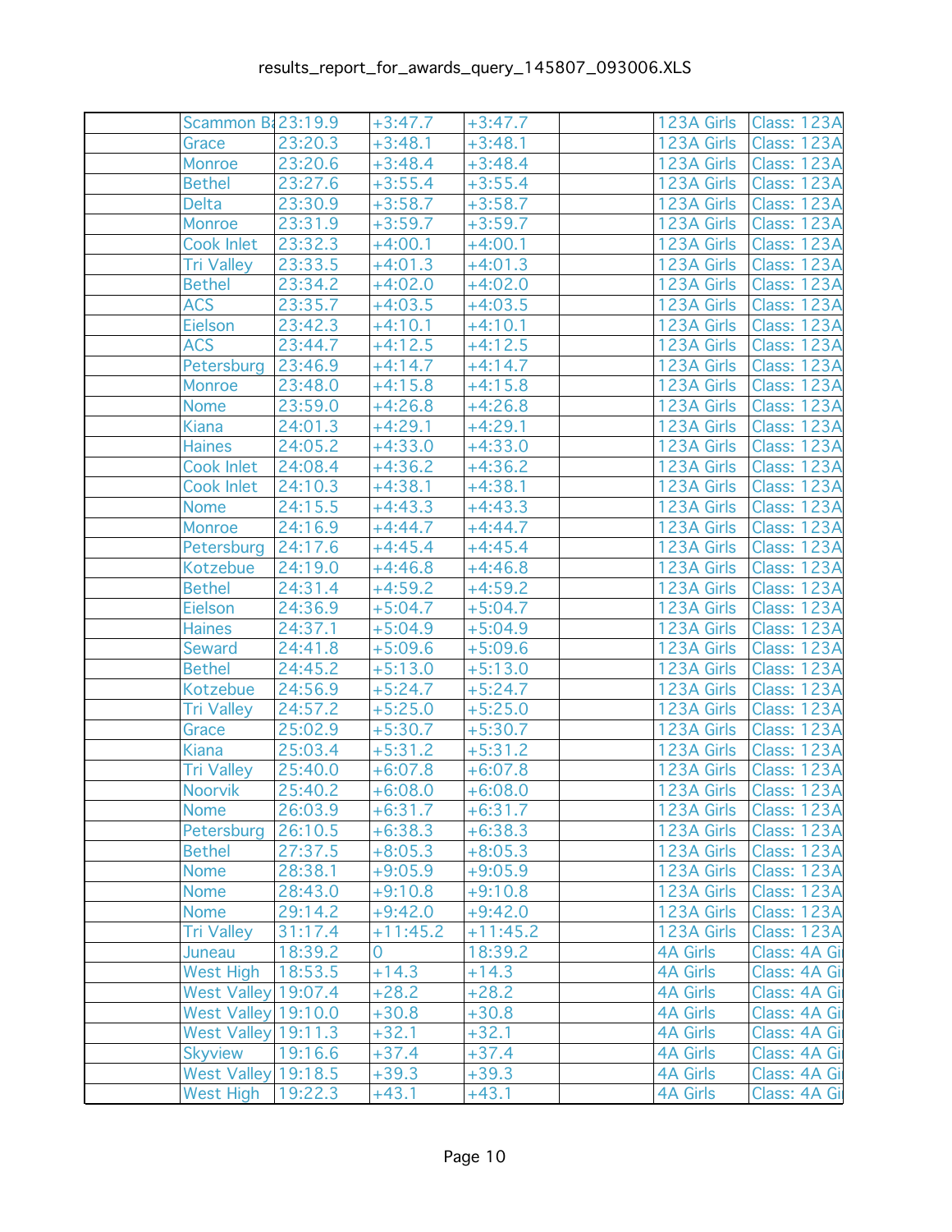|  | Scammon Ba | 23:19.9 | +3:47.7 | +3:47.7 |  | 123A Girls | Class: 123A |
|---|---|---|---|---|---|---|---|
|  | Grace | 23:20.3 | +3:48.1 | +3:48.1 |  | 123A Girls | Class: 123A |
|  | Monroe | 23:20.6 | +3:48.4 | +3:48.4 |  | 123A Girls | Class: 123A |
|  | Bethel | 23:27.6 | +3:55.4 | +3:55.4 |  | 123A Girls | Class: 123A |
|  | Delta | 23:30.9 | +3:58.7 | +3:58.7 |  | 123A Girls | Class: 123A |
|  | Monroe | 23:31.9 | +3:59.7 | +3:59.7 |  | 123A Girls | Class: 123A |
|  | Cook Inlet | 23:32.3 | +4:00.1 | +4:00.1 |  | 123A Girls | Class: 123A |
|  | Tri Valley | 23:33.5 | +4:01.3 | +4:01.3 |  | 123A Girls | Class: 123A |
|  | Bethel | 23:34.2 | +4:02.0 | +4:02.0 |  | 123A Girls | Class: 123A |
|  | ACS | 23:35.7 | +4:03.5 | +4:03.5 |  | 123A Girls | Class: 123A |
|  | Eielson | 23:42.3 | +4:10.1 | +4:10.1 |  | 123A Girls | Class: 123A |
|  | ACS | 23:44.7 | +4:12.5 | +4:12.5 |  | 123A Girls | Class: 123A |
|  | Petersburg | 23:46.9 | +4:14.7 | +4:14.7 |  | 123A Girls | Class: 123A |
|  | Monroe | 23:48.0 | +4:15.8 | +4:15.8 |  | 123A Girls | Class: 123A |
|  | Nome | 23:59.0 | +4:26.8 | +4:26.8 |  | 123A Girls | Class: 123A |
|  | Kiana | 24:01.3 | +4:29.1 | +4:29.1 |  | 123A Girls | Class: 123A |
|  | Haines | 24:05.2 | +4:33.0 | +4:33.0 |  | 123A Girls | Class: 123A |
|  | Cook Inlet | 24:08.4 | +4:36.2 | +4:36.2 |  | 123A Girls | Class: 123A |
|  | Cook Inlet | 24:10.3 | +4:38.1 | +4:38.1 |  | 123A Girls | Class: 123A |
|  | Nome | 24:15.5 | +4:43.3 | +4:43.3 |  | 123A Girls | Class: 123A |
|  | Monroe | 24:16.9 | +4:44.7 | +4:44.7 |  | 123A Girls | Class: 123A |
|  | Petersburg | 24:17.6 | +4:45.4 | +4:45.4 |  | 123A Girls | Class: 123A |
|  | Kotzebue | 24:19.0 | +4:46.8 | +4:46.8 |  | 123A Girls | Class: 123A |
|  | Bethel | 24:31.4 | +4:59.2 | +4:59.2 |  | 123A Girls | Class: 123A |
|  | Eielson | 24:36.9 | +5:04.7 | +5:04.7 |  | 123A Girls | Class: 123A |
|  | Haines | 24:37.1 | +5:04.9 | +5:04.9 |  | 123A Girls | Class: 123A |
|  | Seward | 24:41.8 | +5:09.6 | +5:09.6 |  | 123A Girls | Class: 123A |
|  | Bethel | 24:45.2 | +5:13.0 | +5:13.0 |  | 123A Girls | Class: 123A |
|  | Kotzebue | 24:56.9 | +5:24.7 | +5:24.7 |  | 123A Girls | Class: 123A |
|  | Tri Valley | 24:57.2 | +5:25.0 | +5:25.0 |  | 123A Girls | Class: 123A |
|  | Grace | 25:02.9 | +5:30.7 | +5:30.7 |  | 123A Girls | Class: 123A |
|  | Kiana | 25:03.4 | +5:31.2 | +5:31.2 |  | 123A Girls | Class: 123A |
|  | Tri Valley | 25:40.0 | +6:07.8 | +6:07.8 |  | 123A Girls | Class: 123A |
|  | Noorvik | 25:40.2 | +6:08.0 | +6:08.0 |  | 123A Girls | Class: 123A |
|  | Nome | 26:03.9 | +6:31.7 | +6:31.7 |  | 123A Girls | Class: 123A |
|  | Petersburg | 26:10.5 | +6:38.3 | +6:38.3 |  | 123A Girls | Class: 123A |
|  | Bethel | 27:37.5 | +8:05.3 | +8:05.3 |  | 123A Girls | Class: 123A |
|  | Nome | 28:38.1 | +9:05.9 | +9:05.9 |  | 123A Girls | Class: 123A |
|  | Nome | 28:43.0 | +9:10.8 | +9:10.8 |  | 123A Girls | Class: 123A |
|  | Nome | 29:14.2 | +9:42.0 | +9:42.0 |  | 123A Girls | Class: 123A |
|  | Tri Valley | 31:17.4 | +11:45.2 | +11:45.2 |  | 123A Girls | Class: 123A |
|  | Juneau | 18:39.2 | 0 | 18:39.2 |  | 4A Girls | Class: 4A Gi |
|  | West High | 18:53.5 | +14.3 | +14.3 |  | 4A Girls | Class: 4A Gi |
|  | West Valley | 19:07.4 | +28.2 | +28.2 |  | 4A Girls | Class: 4A Gi |
|  | West Valley | 19:10.0 | +30.8 | +30.8 |  | 4A Girls | Class: 4A Gi |
|  | West Valley | 19:11.3 | +32.1 | +32.1 |  | 4A Girls | Class: 4A Gi |
|  | Skyview | 19:16.6 | +37.4 | +37.4 |  | 4A Girls | Class: 4A Gi |
|  | West Valley | 19:18.5 | +39.3 | +39.3 |  | 4A Girls | Class: 4A Gi |
|  | West High | 19:22.3 | +43.1 | +43.1 |  | 4A Girls | Class: 4A Gi |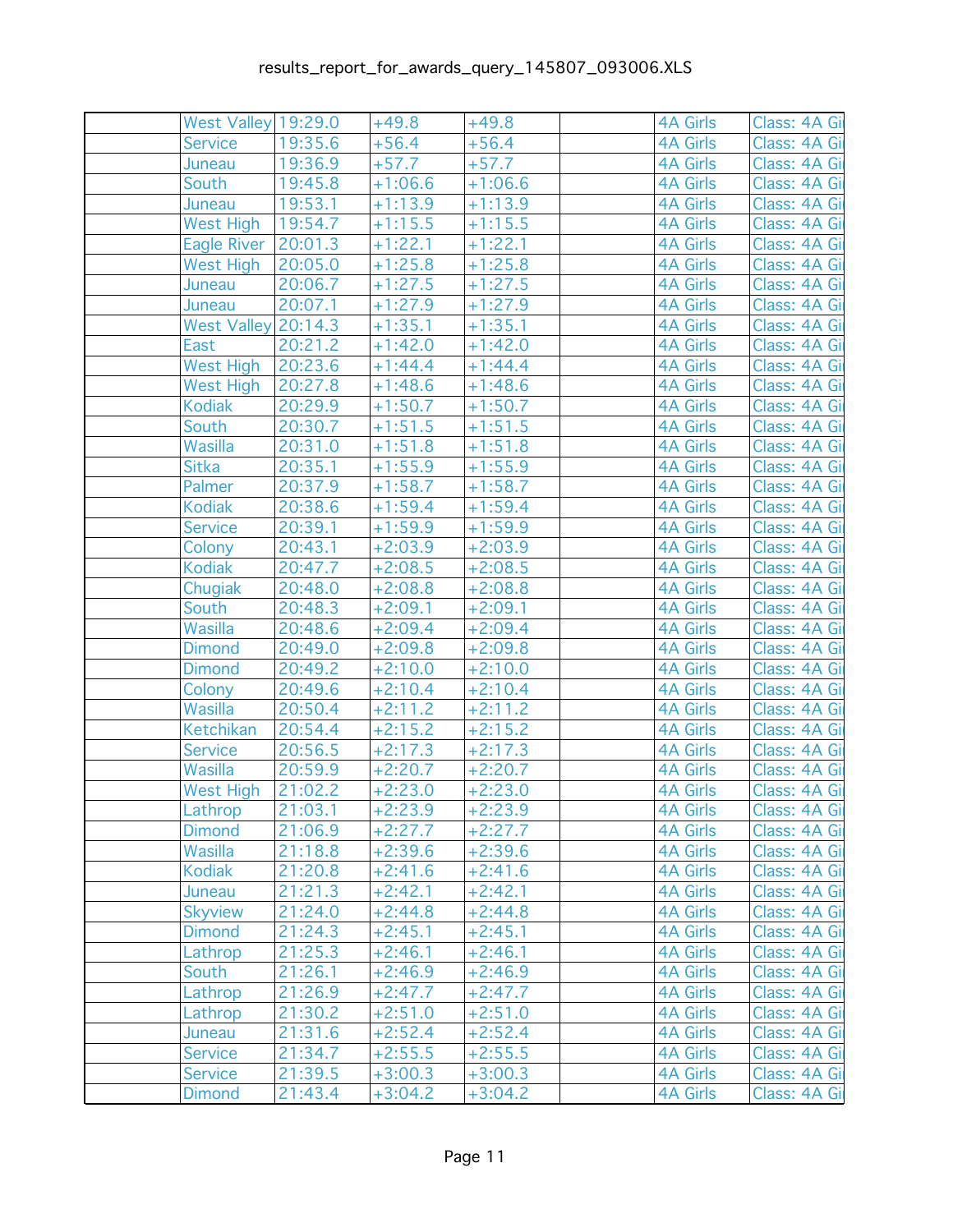| | | | | | | | |
|---|---|---|---|---|---|---|---|
| | West Valley | 19:29.0 | +49.8 | +49.8 | | 4A Girls | Class: 4A Gi |
| | Service | 19:35.6 | +56.4 | +56.4 | | 4A Girls | Class: 4A Gi |
| | Juneau | 19:36.9 | +57.7 | +57.7 | | 4A Girls | Class: 4A Gi |
| | South | 19:45.8 | +1:06.6 | +1:06.6 | | 4A Girls | Class: 4A Gi |
| | Juneau | 19:53.1 | +1:13.9 | +1:13.9 | | 4A Girls | Class: 4A Gi |
| | West High | 19:54.7 | +1:15.5 | +1:15.5 | | 4A Girls | Class: 4A Gi |
| | Eagle River | 20:01.3 | +1:22.1 | +1:22.1 | | 4A Girls | Class: 4A Gi |
| | West High | 20:05.0 | +1:25.8 | +1:25.8 | | 4A Girls | Class: 4A Gi |
| | Juneau | 20:06.7 | +1:27.5 | +1:27.5 | | 4A Girls | Class: 4A Gi |
| | Juneau | 20:07.1 | +1:27.9 | +1:27.9 | | 4A Girls | Class: 4A Gi |
| | West Valley | 20:14.3 | +1:35.1 | +1:35.1 | | 4A Girls | Class: 4A Gi |
| | East | 20:21.2 | +1:42.0 | +1:42.0 | | 4A Girls | Class: 4A Gi |
| | West High | 20:23.6 | +1:44.4 | +1:44.4 | | 4A Girls | Class: 4A Gi |
| | West High | 20:27.8 | +1:48.6 | +1:48.6 | | 4A Girls | Class: 4A Gi |
| | Kodiak | 20:29.9 | +1:50.7 | +1:50.7 | | 4A Girls | Class: 4A Gi |
| | South | 20:30.7 | +1:51.5 | +1:51.5 | | 4A Girls | Class: 4A Gi |
| | Wasilla | 20:31.0 | +1:51.8 | +1:51.8 | | 4A Girls | Class: 4A Gi |
| | Sitka | 20:35.1 | +1:55.9 | +1:55.9 | | 4A Girls | Class: 4A Gi |
| | Palmer | 20:37.9 | +1:58.7 | +1:58.7 | | 4A Girls | Class: 4A Gi |
| | Kodiak | 20:38.6 | +1:59.4 | +1:59.4 | | 4A Girls | Class: 4A Gi |
| | Service | 20:39.1 | +1:59.9 | +1:59.9 | | 4A Girls | Class: 4A Gi |
| | Colony | 20:43.1 | +2:03.9 | +2:03.9 | | 4A Girls | Class: 4A Gi |
| | Kodiak | 20:47.7 | +2:08.5 | +2:08.5 | | 4A Girls | Class: 4A Gi |
| | Chugiak | 20:48.0 | +2:08.8 | +2:08.8 | | 4A Girls | Class: 4A Gi |
| | South | 20:48.3 | +2:09.1 | +2:09.1 | | 4A Girls | Class: 4A Gi |
| | Wasilla | 20:48.6 | +2:09.4 | +2:09.4 | | 4A Girls | Class: 4A Gi |
| | Dimond | 20:49.0 | +2:09.8 | +2:09.8 | | 4A Girls | Class: 4A Gi |
| | Dimond | 20:49.2 | +2:10.0 | +2:10.0 | | 4A Girls | Class: 4A Gi |
| | Colony | 20:49.6 | +2:10.4 | +2:10.4 | | 4A Girls | Class: 4A Gi |
| | Wasilla | 20:50.4 | +2:11.2 | +2:11.2 | | 4A Girls | Class: 4A Gi |
| | Ketchikan | 20:54.4 | +2:15.2 | +2:15.2 | | 4A Girls | Class: 4A Gi |
| | Service | 20:56.5 | +2:17.3 | +2:17.3 | | 4A Girls | Class: 4A Gi |
| | Wasilla | 20:59.9 | +2:20.7 | +2:20.7 | | 4A Girls | Class: 4A Gi |
| | West High | 21:02.2 | +2:23.0 | +2:23.0 | | 4A Girls | Class: 4A Gi |
| | Lathrop | 21:03.1 | +2:23.9 | +2:23.9 | | 4A Girls | Class: 4A Gi |
| | Dimond | 21:06.9 | +2:27.7 | +2:27.7 | | 4A Girls | Class: 4A Gi |
| | Wasilla | 21:18.8 | +2:39.6 | +2:39.6 | | 4A Girls | Class: 4A Gi |
| | Kodiak | 21:20.8 | +2:41.6 | +2:41.6 | | 4A Girls | Class: 4A Gi |
| | Juneau | 21:21.3 | +2:42.1 | +2:42.1 | | 4A Girls | Class: 4A Gi |
| | Skyview | 21:24.0 | +2:44.8 | +2:44.8 | | 4A Girls | Class: 4A Gi |
| | Dimond | 21:24.3 | +2:45.1 | +2:45.1 | | 4A Girls | Class: 4A Gi |
| | Lathrop | 21:25.3 | +2:46.1 | +2:46.1 | | 4A Girls | Class: 4A Gi |
| | South | 21:26.1 | +2:46.9 | +2:46.9 | | 4A Girls | Class: 4A Gi |
| | Lathrop | 21:26.9 | +2:47.7 | +2:47.7 | | 4A Girls | Class: 4A Gi |
| | Lathrop | 21:30.2 | +2:51.0 | +2:51.0 | | 4A Girls | Class: 4A Gi |
| | Juneau | 21:31.6 | +2:52.4 | +2:52.4 | | 4A Girls | Class: 4A Gi |
| | Service | 21:34.7 | +2:55.5 | +2:55.5 | | 4A Girls | Class: 4A Gi |
| | Service | 21:39.5 | +3:00.3 | +3:00.3 | | 4A Girls | Class: 4A Gi |
| | Dimond | 21:43.4 | +3:04.2 | +3:04.2 | | 4A Girls | Class: 4A Gi |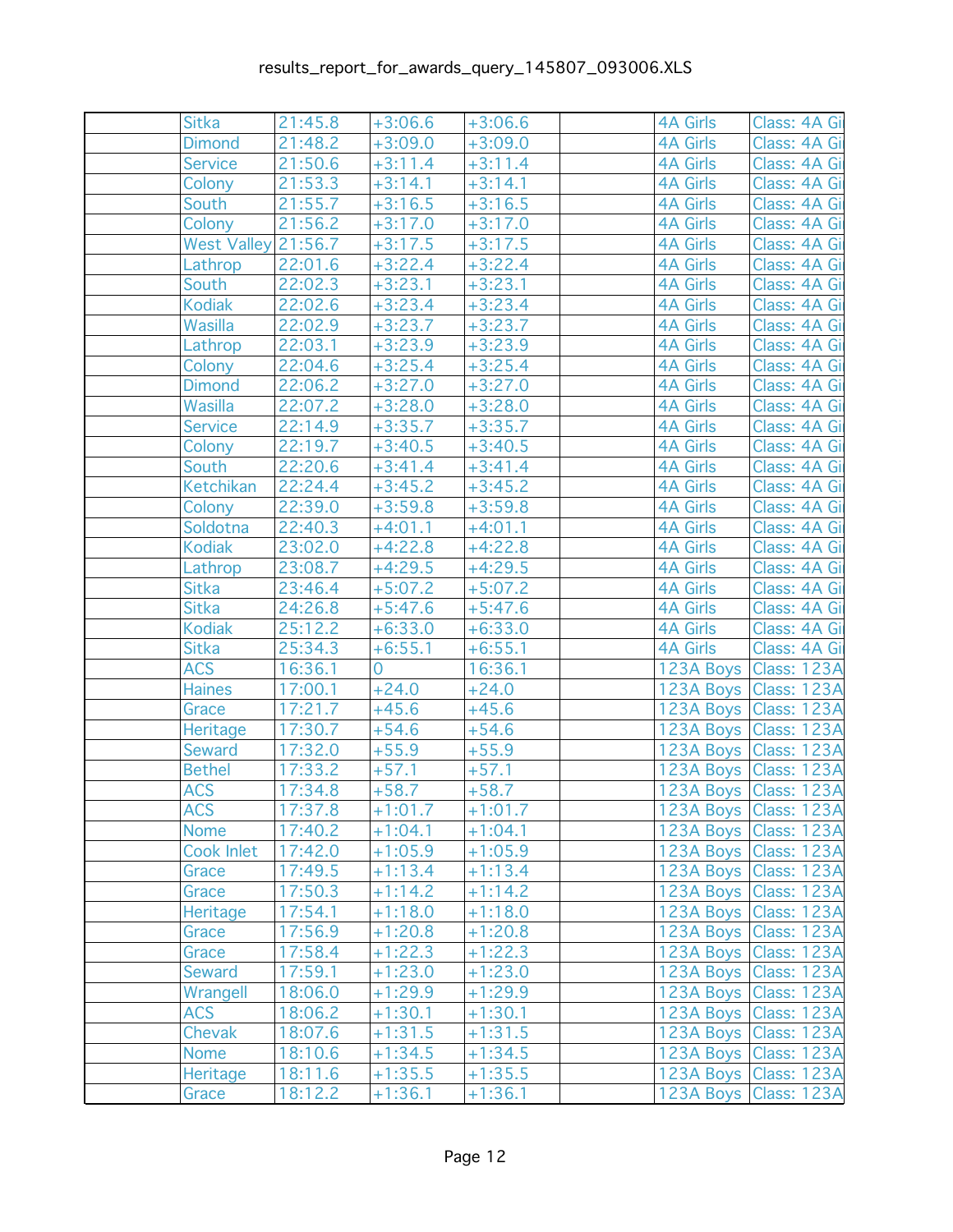results_report_for_awards_query_145807_093006.XLS

| | | | | | | | |
|---|---|---|---|---|---|---|---|
| | Sitka | 21:45.8 | +3:06.6 | +3:06.6 | | 4A Girls | Class: 4A Gi |
| | Dimond | 21:48.2 | +3:09.0 | +3:09.0 | | 4A Girls | Class: 4A Gi |
| | Service | 21:50.6 | +3:11.4 | +3:11.4 | | 4A Girls | Class: 4A Gi |
| | Colony | 21:53.3 | +3:14.1 | +3:14.1 | | 4A Girls | Class: 4A Gi |
| | South | 21:55.7 | +3:16.5 | +3:16.5 | | 4A Girls | Class: 4A Gi |
| | Colony | 21:56.2 | +3:17.0 | +3:17.0 | | 4A Girls | Class: 4A Gi |
| | West Valley | 21:56.7 | +3:17.5 | +3:17.5 | | 4A Girls | Class: 4A Gi |
| | Lathrop | 22:01.6 | +3:22.4 | +3:22.4 | | 4A Girls | Class: 4A Gi |
| | South | 22:02.3 | +3:23.1 | +3:23.1 | | 4A Girls | Class: 4A Gi |
| | Kodiak | 22:02.6 | +3:23.4 | +3:23.4 | | 4A Girls | Class: 4A Gi |
| | Wasilla | 22:02.9 | +3:23.7 | +3:23.7 | | 4A Girls | Class: 4A Gi |
| | Lathrop | 22:03.1 | +3:23.9 | +3:23.9 | | 4A Girls | Class: 4A Gi |
| | Colony | 22:04.6 | +3:25.4 | +3:25.4 | | 4A Girls | Class: 4A Gi |
| | Dimond | 22:06.2 | +3:27.0 | +3:27.0 | | 4A Girls | Class: 4A Gi |
| | Wasilla | 22:07.2 | +3:28.0 | +3:28.0 | | 4A Girls | Class: 4A Gi |
| | Service | 22:14.9 | +3:35.7 | +3:35.7 | | 4A Girls | Class: 4A Gi |
| | Colony | 22:19.7 | +3:40.5 | +3:40.5 | | 4A Girls | Class: 4A Gi |
| | South | 22:20.6 | +3:41.4 | +3:41.4 | | 4A Girls | Class: 4A Gi |
| | Ketchikan | 22:24.4 | +3:45.2 | +3:45.2 | | 4A Girls | Class: 4A Gi |
| | Colony | 22:39.0 | +3:59.8 | +3:59.8 | | 4A Girls | Class: 4A Gi |
| | Soldotna | 22:40.3 | +4:01.1 | +4:01.1 | | 4A Girls | Class: 4A Gi |
| | Kodiak | 23:02.0 | +4:22.8 | +4:22.8 | | 4A Girls | Class: 4A Gi |
| | Lathrop | 23:08.7 | +4:29.5 | +4:29.5 | | 4A Girls | Class: 4A Gi |
| | Sitka | 23:46.4 | +5:07.2 | +5:07.2 | | 4A Girls | Class: 4A Gi |
| | Sitka | 24:26.8 | +5:47.6 | +5:47.6 | | 4A Girls | Class: 4A Gi |
| | Kodiak | 25:12.2 | +6:33.0 | +6:33.0 | | 4A Girls | Class: 4A Gi |
| | Sitka | 25:34.3 | +6:55.1 | +6:55.1 | | 4A Girls | Class: 4A Gi |
| | ACS | 16:36.1 | 0 | 16:36.1 | | 123A Boys | Class: 123A |
| | Haines | 17:00.1 | +24.0 | +24.0 | | 123A Boys | Class: 123A |
| | Grace | 17:21.7 | +45.6 | +45.6 | | 123A Boys | Class: 123A |
| | Heritage | 17:30.7 | +54.6 | +54.6 | | 123A Boys | Class: 123A |
| | Seward | 17:32.0 | +55.9 | +55.9 | | 123A Boys | Class: 123A |
| | Bethel | 17:33.2 | +57.1 | +57.1 | | 123A Boys | Class: 123A |
| | ACS | 17:34.8 | +58.7 | +58.7 | | 123A Boys | Class: 123A |
| | ACS | 17:37.8 | +1:01.7 | +1:01.7 | | 123A Boys | Class: 123A |
| | Nome | 17:40.2 | +1:04.1 | +1:04.1 | | 123A Boys | Class: 123A |
| | Cook Inlet | 17:42.0 | +1:05.9 | +1:05.9 | | 123A Boys | Class: 123A |
| | Grace | 17:49.5 | +1:13.4 | +1:13.4 | | 123A Boys | Class: 123A |
| | Grace | 17:50.3 | +1:14.2 | +1:14.2 | | 123A Boys | Class: 123A |
| | Heritage | 17:54.1 | +1:18.0 | +1:18.0 | | 123A Boys | Class: 123A |
| | Grace | 17:56.9 | +1:20.8 | +1:20.8 | | 123A Boys | Class: 123A |
| | Grace | 17:58.4 | +1:22.3 | +1:22.3 | | 123A Boys | Class: 123A |
| | Seward | 17:59.1 | +1:23.0 | +1:23.0 | | 123A Boys | Class: 123A |
| | Wrangell | 18:06.0 | +1:29.9 | +1:29.9 | | 123A Boys | Class: 123A |
| | ACS | 18:06.2 | +1:30.1 | +1:30.1 | | 123A Boys | Class: 123A |
| | Chevak | 18:07.6 | +1:31.5 | +1:31.5 | | 123A Boys | Class: 123A |
| | Nome | 18:10.6 | +1:34.5 | +1:34.5 | | 123A Boys | Class: 123A |
| | Heritage | 18:11.6 | +1:35.5 | +1:35.5 | | 123A Boys | Class: 123A |
| | Grace | 18:12.2 | +1:36.1 | +1:36.1 | | 123A Boys | Class: 123A |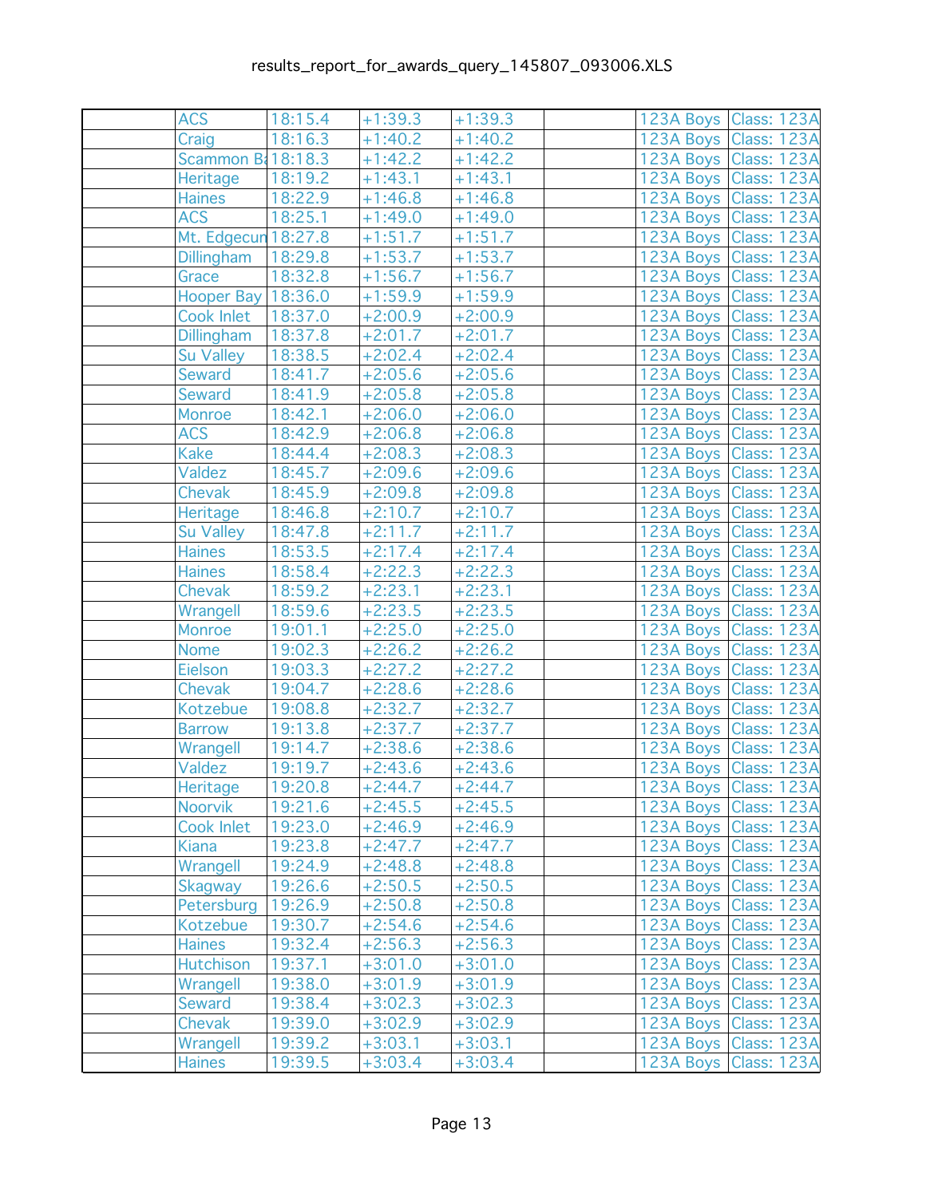results_report_for_awards_query_145807_093006.XLS

| | | | | | | | |
|---|---|---|---|---|---|---|---|
| | ACS | 18:15.4 | +1:39.3 | +1:39.3 | | 123A Boys | Class: 123A |
| | Craig | 18:16.3 | +1:40.2 | +1:40.2 | | 123A Boys | Class: 123A |
| | Scammon B | 18:18.3 | +1:42.2 | +1:42.2 | | 123A Boys | Class: 123A |
| | Heritage | 18:19.2 | +1:43.1 | +1:43.1 | | 123A Boys | Class: 123A |
| | Haines | 18:22.9 | +1:46.8 | +1:46.8 | | 123A Boys | Class: 123A |
| | ACS | 18:25.1 | +1:49.0 | +1:49.0 | | 123A Boys | Class: 123A |
| | Mt. Edgecun | 18:27.8 | +1:51.7 | +1:51.7 | | 123A Boys | Class: 123A |
| | Dillingham | 18:29.8 | +1:53.7 | +1:53.7 | | 123A Boys | Class: 123A |
| | Grace | 18:32.8 | +1:56.7 | +1:56.7 | | 123A Boys | Class: 123A |
| | Hooper Bay | 18:36.0 | +1:59.9 | +1:59.9 | | 123A Boys | Class: 123A |
| | Cook Inlet | 18:37.0 | +2:00.9 | +2:00.9 | | 123A Boys | Class: 123A |
| | Dillingham | 18:37.8 | +2:01.7 | +2:01.7 | | 123A Boys | Class: 123A |
| | Su Valley | 18:38.5 | +2:02.4 | +2:02.4 | | 123A Boys | Class: 123A |
| | Seward | 18:41.7 | +2:05.6 | +2:05.6 | | 123A Boys | Class: 123A |
| | Seward | 18:41.9 | +2:05.8 | +2:05.8 | | 123A Boys | Class: 123A |
| | Monroe | 18:42.1 | +2:06.0 | +2:06.0 | | 123A Boys | Class: 123A |
| | ACS | 18:42.9 | +2:06.8 | +2:06.8 | | 123A Boys | Class: 123A |
| | Kake | 18:44.4 | +2:08.3 | +2:08.3 | | 123A Boys | Class: 123A |
| | Valdez | 18:45.7 | +2:09.6 | +2:09.6 | | 123A Boys | Class: 123A |
| | Chevak | 18:45.9 | +2:09.8 | +2:09.8 | | 123A Boys | Class: 123A |
| | Heritage | 18:46.8 | +2:10.7 | +2:10.7 | | 123A Boys | Class: 123A |
| | Su Valley | 18:47.8 | +2:11.7 | +2:11.7 | | 123A Boys | Class: 123A |
| | Haines | 18:53.5 | +2:17.4 | +2:17.4 | | 123A Boys | Class: 123A |
| | Haines | 18:58.4 | +2:22.3 | +2:22.3 | | 123A Boys | Class: 123A |
| | Chevak | 18:59.2 | +2:23.1 | +2:23.1 | | 123A Boys | Class: 123A |
| | Wrangell | 18:59.6 | +2:23.5 | +2:23.5 | | 123A Boys | Class: 123A |
| | Monroe | 19:01.1 | +2:25.0 | +2:25.0 | | 123A Boys | Class: 123A |
| | Nome | 19:02.3 | +2:26.2 | +2:26.2 | | 123A Boys | Class: 123A |
| | Eielson | 19:03.3 | +2:27.2 | +2:27.2 | | 123A Boys | Class: 123A |
| | Chevak | 19:04.7 | +2:28.6 | +2:28.6 | | 123A Boys | Class: 123A |
| | Kotzebue | 19:08.8 | +2:32.7 | +2:32.7 | | 123A Boys | Class: 123A |
| | Barrow | 19:13.8 | +2:37.7 | +2:37.7 | | 123A Boys | Class: 123A |
| | Wrangell | 19:14.7 | +2:38.6 | +2:38.6 | | 123A Boys | Class: 123A |
| | Valdez | 19:19.7 | +2:43.6 | +2:43.6 | | 123A Boys | Class: 123A |
| | Heritage | 19:20.8 | +2:44.7 | +2:44.7 | | 123A Boys | Class: 123A |
| | Noorvik | 19:21.6 | +2:45.5 | +2:45.5 | | 123A Boys | Class: 123A |
| | Cook Inlet | 19:23.0 | +2:46.9 | +2:46.9 | | 123A Boys | Class: 123A |
| | Kiana | 19:23.8 | +2:47.7 | +2:47.7 | | 123A Boys | Class: 123A |
| | Wrangell | 19:24.9 | +2:48.8 | +2:48.8 | | 123A Boys | Class: 123A |
| | Skagway | 19:26.6 | +2:50.5 | +2:50.5 | | 123A Boys | Class: 123A |
| | Petersburg | 19:26.9 | +2:50.8 | +2:50.8 | | 123A Boys | Class: 123A |
| | Kotzebue | 19:30.7 | +2:54.6 | +2:54.6 | | 123A Boys | Class: 123A |
| | Haines | 19:32.4 | +2:56.3 | +2:56.3 | | 123A Boys | Class: 123A |
| | Hutchison | 19:37.1 | +3:01.0 | +3:01.0 | | 123A Boys | Class: 123A |
| | Wrangell | 19:38.0 | +3:01.9 | +3:01.9 | | 123A Boys | Class: 123A |
| | Seward | 19:38.4 | +3:02.3 | +3:02.3 | | 123A Boys | Class: 123A |
| | Chevak | 19:39.0 | +3:02.9 | +3:02.9 | | 123A Boys | Class: 123A |
| | Wrangell | 19:39.2 | +3:03.1 | +3:03.1 | | 123A Boys | Class: 123A |
| | Haines | 19:39.5 | +3:03.4 | +3:03.4 | | 123A Boys | Class: 123A |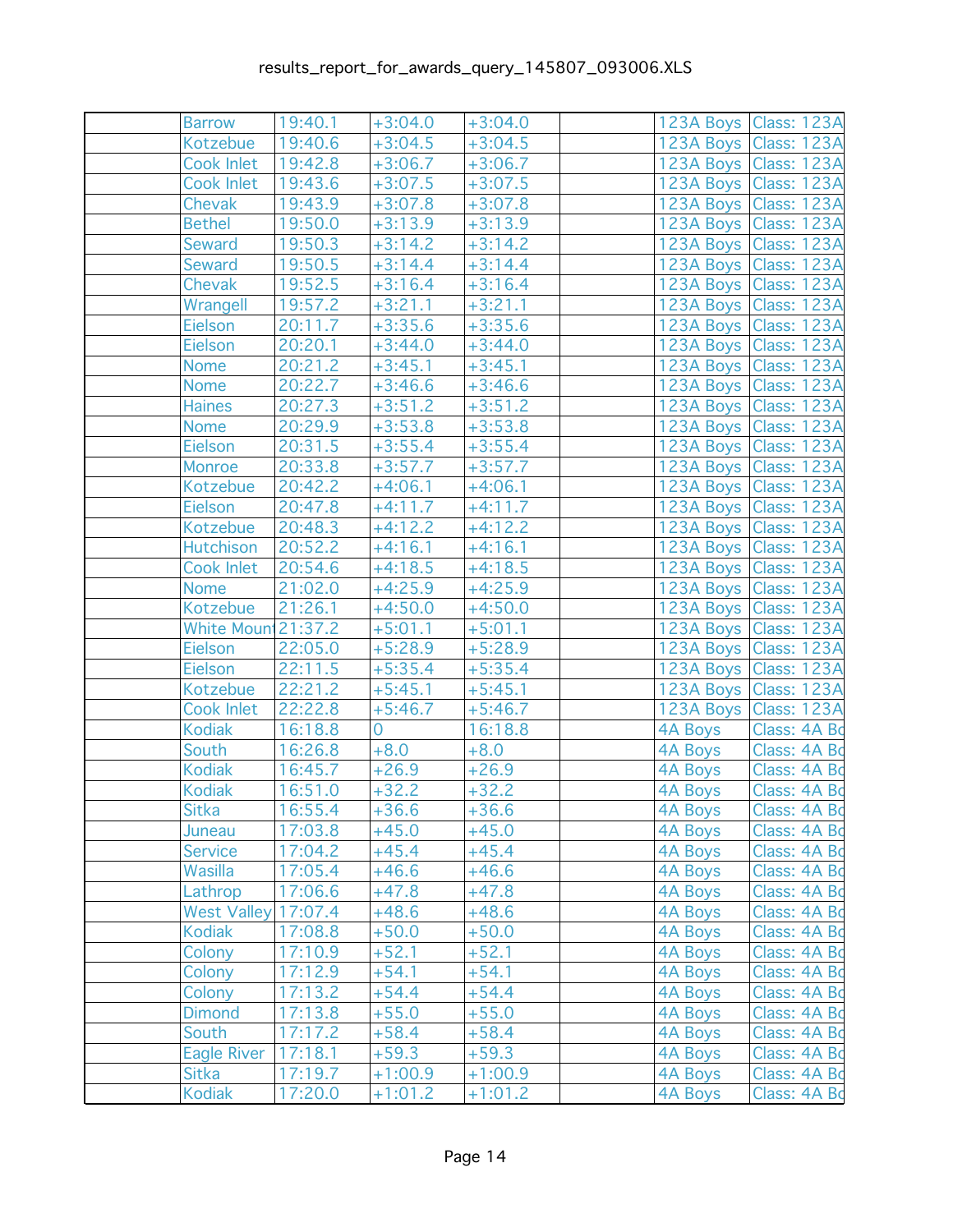results_report_for_awards_query_145807_093006.XLS

| | | | | | | | |
|---|---|---|---|---|---|---|---|
| | Barrow | 19:40.1 | +3:04.0 | +3:04.0 | | 123A Boys | Class: 123A |
| | Kotzebue | 19:40.6 | +3:04.5 | +3:04.5 | | 123A Boys | Class: 123A |
| | Cook Inlet | 19:42.8 | +3:06.7 | +3:06.7 | | 123A Boys | Class: 123A |
| | Cook Inlet | 19:43.6 | +3:07.5 | +3:07.5 | | 123A Boys | Class: 123A |
| | Chevak | 19:43.9 | +3:07.8 | +3:07.8 | | 123A Boys | Class: 123A |
| | Bethel | 19:50.0 | +3:13.9 | +3:13.9 | | 123A Boys | Class: 123A |
| | Seward | 19:50.3 | +3:14.2 | +3:14.2 | | 123A Boys | Class: 123A |
| | Seward | 19:50.5 | +3:14.4 | +3:14.4 | | 123A Boys | Class: 123A |
| | Chevak | 19:52.5 | +3:16.4 | +3:16.4 | | 123A Boys | Class: 123A |
| | Wrangell | 19:57.2 | +3:21.1 | +3:21.1 | | 123A Boys | Class: 123A |
| | Eielson | 20:11.7 | +3:35.6 | +3:35.6 | | 123A Boys | Class: 123A |
| | Eielson | 20:20.1 | +3:44.0 | +3:44.0 | | 123A Boys | Class: 123A |
| | Nome | 20:21.2 | +3:45.1 | +3:45.1 | | 123A Boys | Class: 123A |
| | Nome | 20:22.7 | +3:46.6 | +3:46.6 | | 123A Boys | Class: 123A |
| | Haines | 20:27.3 | +3:51.2 | +3:51.2 | | 123A Boys | Class: 123A |
| | Nome | 20:29.9 | +3:53.8 | +3:53.8 | | 123A Boys | Class: 123A |
| | Eielson | 20:31.5 | +3:55.4 | +3:55.4 | | 123A Boys | Class: 123A |
| | Monroe | 20:33.8 | +3:57.7 | +3:57.7 | | 123A Boys | Class: 123A |
| | Kotzebue | 20:42.2 | +4:06.1 | +4:06.1 | | 123A Boys | Class: 123A |
| | Eielson | 20:47.8 | +4:11.7 | +4:11.7 | | 123A Boys | Class: 123A |
| | Kotzebue | 20:48.3 | +4:12.2 | +4:12.2 | | 123A Boys | Class: 123A |
| | Hutchison | 20:52.2 | +4:16.1 | +4:16.1 | | 123A Boys | Class: 123A |
| | Cook Inlet | 20:54.6 | +4:18.5 | +4:18.5 | | 123A Boys | Class: 123A |
| | Nome | 21:02.0 | +4:25.9 | +4:25.9 | | 123A Boys | Class: 123A |
| | Kotzebue | 21:26.1 | +4:50.0 | +4:50.0 | | 123A Boys | Class: 123A |
| | White Moun | 21:37.2 | +5:01.1 | +5:01.1 | | 123A Boys | Class: 123A |
| | Eielson | 22:05.0 | +5:28.9 | +5:28.9 | | 123A Boys | Class: 123A |
| | Eielson | 22:11.5 | +5:35.4 | +5:35.4 | | 123A Boys | Class: 123A |
| | Kotzebue | 22:21.2 | +5:45.1 | +5:45.1 | | 123A Boys | Class: 123A |
| | Cook Inlet | 22:22.8 | +5:46.7 | +5:46.7 | | 123A Boys | Class: 123A |
| | Kodiak | 16:18.8 | 0 | 16:18.8 | | 4A Boys | Class: 4A Bo |
| | South | 16:26.8 | +8.0 | +8.0 | | 4A Boys | Class: 4A Bo |
| | Kodiak | 16:45.7 | +26.9 | +26.9 | | 4A Boys | Class: 4A Bo |
| | Kodiak | 16:51.0 | +32.2 | +32.2 | | 4A Boys | Class: 4A Bo |
| | Sitka | 16:55.4 | +36.6 | +36.6 | | 4A Boys | Class: 4A Bo |
| | Juneau | 17:03.8 | +45.0 | +45.0 | | 4A Boys | Class: 4A Bo |
| | Service | 17:04.2 | +45.4 | +45.4 | | 4A Boys | Class: 4A Bo |
| | Wasilla | 17:05.4 | +46.6 | +46.6 | | 4A Boys | Class: 4A Bo |
| | Lathrop | 17:06.6 | +47.8 | +47.8 | | 4A Boys | Class: 4A Bo |
| | West Valley | 17:07.4 | +48.6 | +48.6 | | 4A Boys | Class: 4A Bo |
| | Kodiak | 17:08.8 | +50.0 | +50.0 | | 4A Boys | Class: 4A Bo |
| | Colony | 17:10.9 | +52.1 | +52.1 | | 4A Boys | Class: 4A Bo |
| | Colony | 17:12.9 | +54.1 | +54.1 | | 4A Boys | Class: 4A Bo |
| | Colony | 17:13.2 | +54.4 | +54.4 | | 4A Boys | Class: 4A Bo |
| | Dimond | 17:13.8 | +55.0 | +55.0 | | 4A Boys | Class: 4A Bo |
| | South | 17:17.2 | +58.4 | +58.4 | | 4A Boys | Class: 4A Bo |
| | Eagle River | 17:18.1 | +59.3 | +59.3 | | 4A Boys | Class: 4A Bo |
| | Sitka | 17:19.7 | +1:00.9 | +1:00.9 | | 4A Boys | Class: 4A Bo |
| | Kodiak | 17:20.0 | +1:01.2 | +1:01.2 | | 4A Boys | Class: 4A Bo |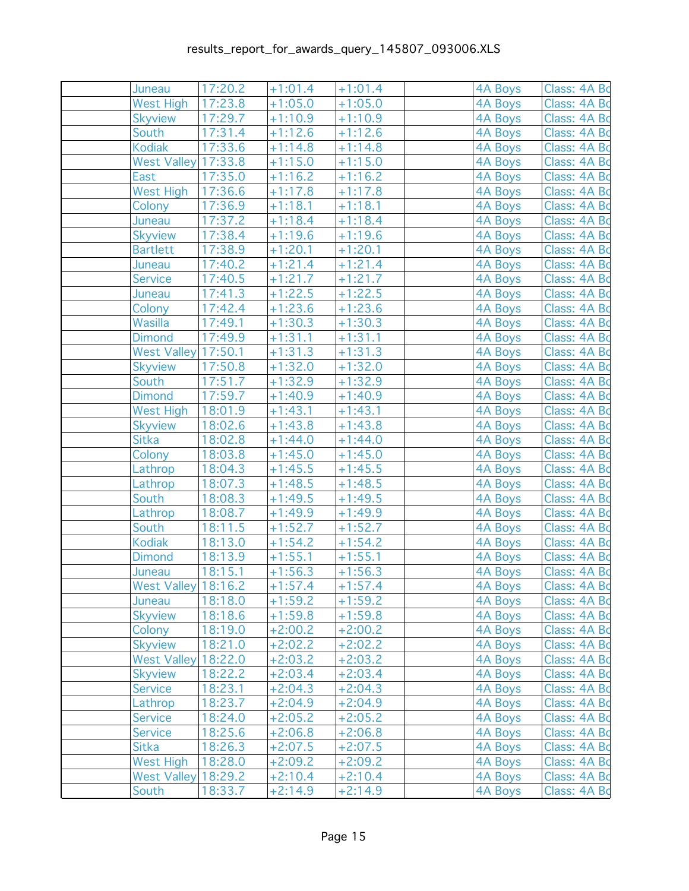| | | | | | | | |
|---|---|---|---|---|---|---|---|
| | Juneau | 17:20.2 | +1:01.4 | +1:01.4 | | 4A Boys | Class: 4A Bo |
| | West High | 17:23.8 | +1:05.0 | +1:05.0 | | 4A Boys | Class: 4A Bo |
| | Skyview | 17:29.7 | +1:10.9 | +1:10.9 | | 4A Boys | Class: 4A Bo |
| | South | 17:31.4 | +1:12.6 | +1:12.6 | | 4A Boys | Class: 4A Bo |
| | Kodiak | 17:33.6 | +1:14.8 | +1:14.8 | | 4A Boys | Class: 4A Bo |
| | West Valley | 17:33.8 | +1:15.0 | +1:15.0 | | 4A Boys | Class: 4A Bo |
| | East | 17:35.0 | +1:16.2 | +1:16.2 | | 4A Boys | Class: 4A Bo |
| | West High | 17:36.6 | +1:17.8 | +1:17.8 | | 4A Boys | Class: 4A Bo |
| | Colony | 17:36.9 | +1:18.1 | +1:18.1 | | 4A Boys | Class: 4A Bo |
| | Juneau | 17:37.2 | +1:18.4 | +1:18.4 | | 4A Boys | Class: 4A Bo |
| | Skyview | 17:38.4 | +1:19.6 | +1:19.6 | | 4A Boys | Class: 4A Bo |
| | Bartlett | 17:38.9 | +1:20.1 | +1:20.1 | | 4A Boys | Class: 4A Bo |
| | Juneau | 17:40.2 | +1:21.4 | +1:21.4 | | 4A Boys | Class: 4A Bo |
| | Service | 17:40.5 | +1:21.7 | +1:21.7 | | 4A Boys | Class: 4A Bo |
| | Juneau | 17:41.3 | +1:22.5 | +1:22.5 | | 4A Boys | Class: 4A Bo |
| | Colony | 17:42.4 | +1:23.6 | +1:23.6 | | 4A Boys | Class: 4A Bo |
| | Wasilla | 17:49.1 | +1:30.3 | +1:30.3 | | 4A Boys | Class: 4A Bo |
| | Dimond | 17:49.9 | +1:31.1 | +1:31.1 | | 4A Boys | Class: 4A Bo |
| | West Valley | 17:50.1 | +1:31.3 | +1:31.3 | | 4A Boys | Class: 4A Bo |
| | Skyview | 17:50.8 | +1:32.0 | +1:32.0 | | 4A Boys | Class: 4A Bo |
| | South | 17:51.7 | +1:32.9 | +1:32.9 | | 4A Boys | Class: 4A Bo |
| | Dimond | 17:59.7 | +1:40.9 | +1:40.9 | | 4A Boys | Class: 4A Bo |
| | West High | 18:01.9 | +1:43.1 | +1:43.1 | | 4A Boys | Class: 4A Bo |
| | Skyview | 18:02.6 | +1:43.8 | +1:43.8 | | 4A Boys | Class: 4A Bo |
| | Sitka | 18:02.8 | +1:44.0 | +1:44.0 | | 4A Boys | Class: 4A Bo |
| | Colony | 18:03.8 | +1:45.0 | +1:45.0 | | 4A Boys | Class: 4A Bo |
| | Lathrop | 18:04.3 | +1:45.5 | +1:45.5 | | 4A Boys | Class: 4A Bo |
| | Lathrop | 18:07.3 | +1:48.5 | +1:48.5 | | 4A Boys | Class: 4A Bo |
| | South | 18:08.3 | +1:49.5 | +1:49.5 | | 4A Boys | Class: 4A Bo |
| | Lathrop | 18:08.7 | +1:49.9 | +1:49.9 | | 4A Boys | Class: 4A Bo |
| | South | 18:11.5 | +1:52.7 | +1:52.7 | | 4A Boys | Class: 4A Bo |
| | Kodiak | 18:13.0 | +1:54.2 | +1:54.2 | | 4A Boys | Class: 4A Bo |
| | Dimond | 18:13.9 | +1:55.1 | +1:55.1 | | 4A Boys | Class: 4A Bo |
| | Juneau | 18:15.1 | +1:56.3 | +1:56.3 | | 4A Boys | Class: 4A Bo |
| | West Valley | 18:16.2 | +1:57.4 | +1:57.4 | | 4A Boys | Class: 4A Bo |
| | Juneau | 18:18.0 | +1:59.2 | +1:59.2 | | 4A Boys | Class: 4A Bo |
| | Skyview | 18:18.6 | +1:59.8 | +1:59.8 | | 4A Boys | Class: 4A Bo |
| | Colony | 18:19.0 | +2:00.2 | +2:00.2 | | 4A Boys | Class: 4A Bo |
| | Skyview | 18:21.0 | +2:02.2 | +2:02.2 | | 4A Boys | Class: 4A Bo |
| | West Valley | 18:22.0 | +2:03.2 | +2:03.2 | | 4A Boys | Class: 4A Bo |
| | Skyview | 18:22.2 | +2:03.4 | +2:03.4 | | 4A Boys | Class: 4A Bo |
| | Service | 18:23.1 | +2:04.3 | +2:04.3 | | 4A Boys | Class: 4A Bo |
| | Lathrop | 18:23.7 | +2:04.9 | +2:04.9 | | 4A Boys | Class: 4A Bo |
| | Service | 18:24.0 | +2:05.2 | +2:05.2 | | 4A Boys | Class: 4A Bo |
| | Service | 18:25.6 | +2:06.8 | +2:06.8 | | 4A Boys | Class: 4A Bo |
| | Sitka | 18:26.3 | +2:07.5 | +2:07.5 | | 4A Boys | Class: 4A Bo |
| | West High | 18:28.0 | +2:09.2 | +2:09.2 | | 4A Boys | Class: 4A Bo |
| | West Valley | 18:29.2 | +2:10.4 | +2:10.4 | | 4A Boys | Class: 4A Bo |
| | South | 18:33.7 | +2:14.9 | +2:14.9 | | 4A Boys | Class: 4A Bo |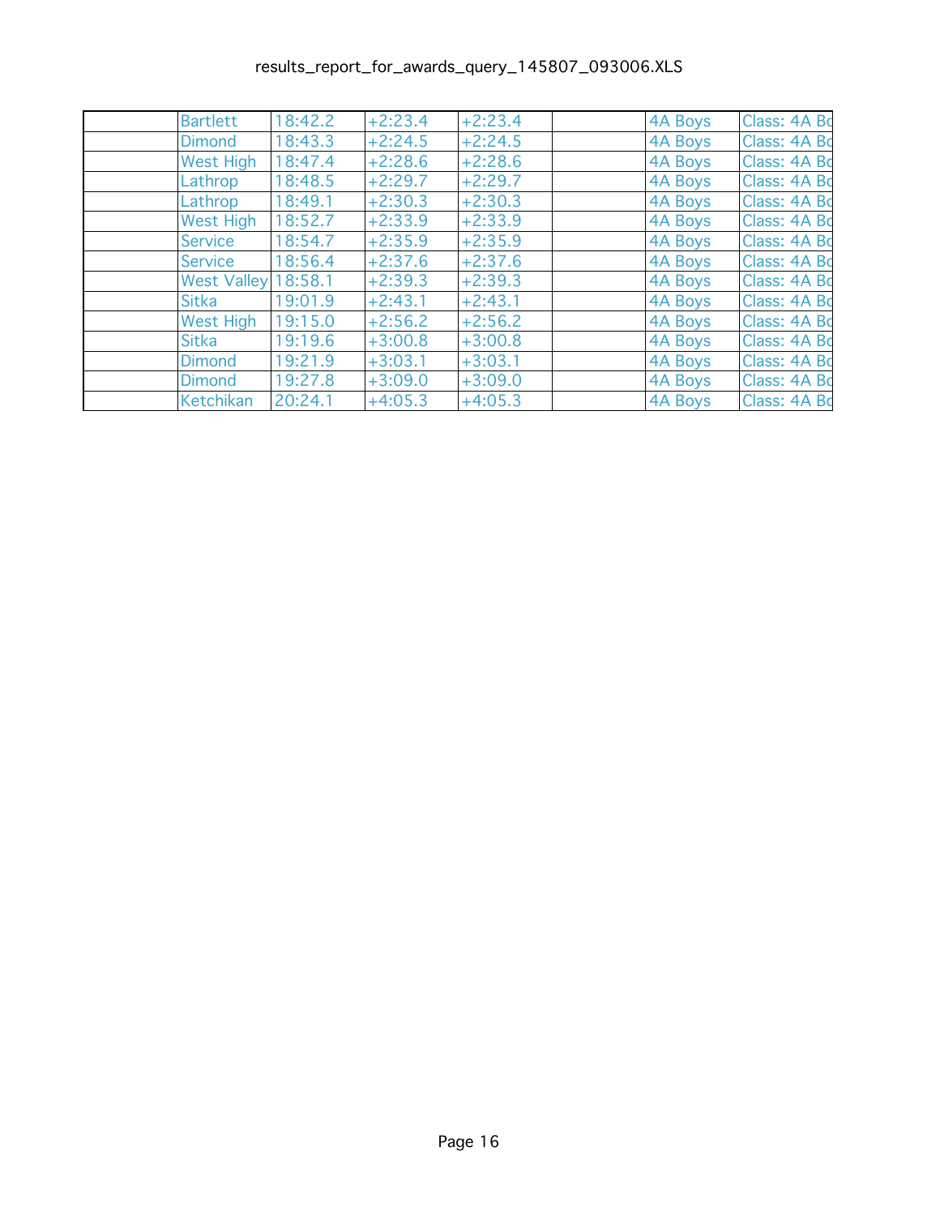| | | | | | | | |
|---|---|---|---|---|---|---|---|
| | Bartlett | 18:42.2 | +2:23.4 | +2:23.4 | | 4A Boys | Class: 4A Bo |
| | Dimond | 18:43.3 | +2:24.5 | +2:24.5 | | 4A Boys | Class: 4A Bo |
| | West High | 18:47.4 | +2:28.6 | +2:28.6 | | 4A Boys | Class: 4A Bo |
| | Lathrop | 18:48.5 | +2:29.7 | +2:29.7 | | 4A Boys | Class: 4A Bo |
| | Lathrop | 18:49.1 | +2:30.3 | +2:30.3 | | 4A Boys | Class: 4A Bo |
| | West High | 18:52.7 | +2:33.9 | +2:33.9 | | 4A Boys | Class: 4A Bo |
| | Service | 18:54.7 | +2:35.9 | +2:35.9 | | 4A Boys | Class: 4A Bo |
| | Service | 18:56.4 | +2:37.6 | +2:37.6 | | 4A Boys | Class: 4A Bo |
| | West Valley | 18:58.1 | +2:39.3 | +2:39.3 | | 4A Boys | Class: 4A Bo |
| | Sitka | 19:01.9 | +2:43.1 | +2:43.1 | | 4A Boys | Class: 4A Bo |
| | West High | 19:15.0 | +2:56.2 | +2:56.2 | | 4A Boys | Class: 4A Bo |
| | Sitka | 19:19.6 | +3:00.8 | +3:00.8 | | 4A Boys | Class: 4A Bo |
| | Dimond | 19:21.9 | +3:03.1 | +3:03.1 | | 4A Boys | Class: 4A Bo |
| | Dimond | 19:27.8 | +3:09.0 | +3:09.0 | | 4A Boys | Class: 4A Bo |
| | Ketchikan | 20:24.1 | +4:05.3 | +4:05.3 | | 4A Boys | Class: 4A Bo |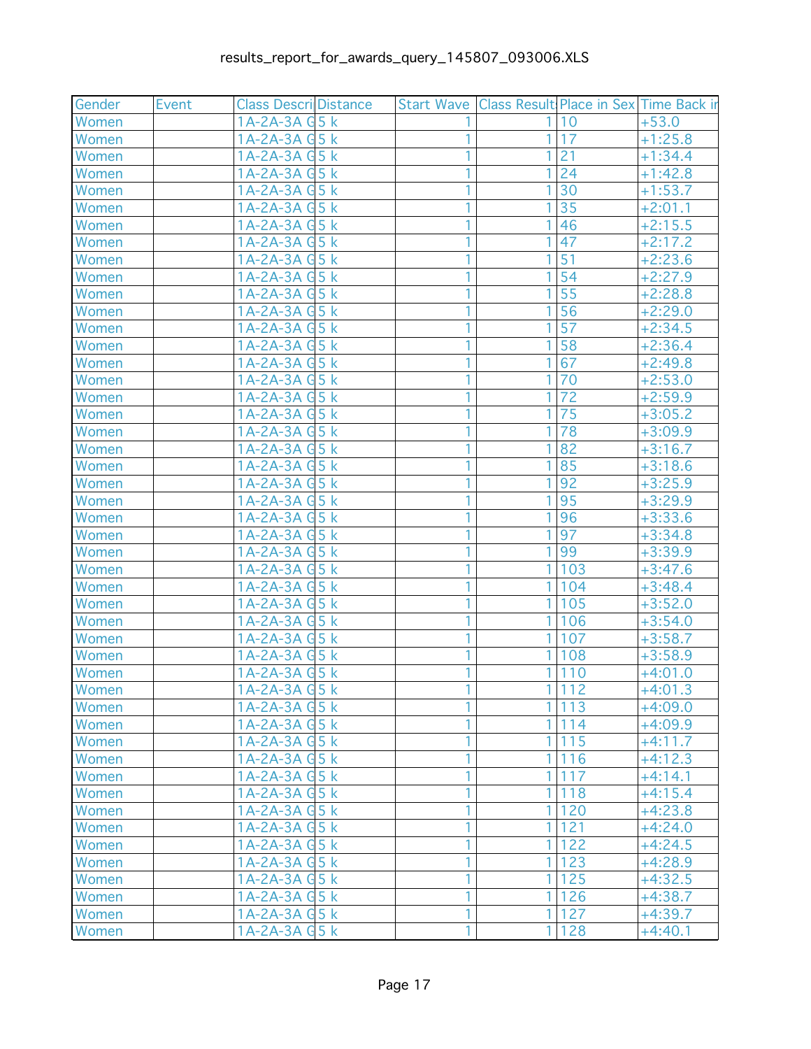results_report_for_awards_query_145807_093006.XLS

| Gender | Event | Class Descri | Distance | Start Wave | Class Result | Place in Sex | Time Back ir |
|---|---|---|---|---|---|---|---|
| Women | | 1A-2A-3A G | 5 k | 1 | 1 | 10 | +53.0 |
| Women | | 1A-2A-3A G | 5 k | 1 | 1 | 17 | +1:25.8 |
| Women | | 1A-2A-3A G | 5 k | 1 | 1 | 21 | +1:34.4 |
| Women | | 1A-2A-3A G | 5 k | 1 | 1 | 24 | +1:42.8 |
| Women | | 1A-2A-3A G | 5 k | 1 | 1 | 30 | +1:53.7 |
| Women | | 1A-2A-3A G | 5 k | 1 | 1 | 35 | +2:01.1 |
| Women | | 1A-2A-3A G | 5 k | 1 | 1 | 46 | +2:15.5 |
| Women | | 1A-2A-3A G | 5 k | 1 | 1 | 47 | +2:17.2 |
| Women | | 1A-2A-3A G | 5 k | 1 | 1 | 51 | +2:23.6 |
| Women | | 1A-2A-3A G | 5 k | 1 | 1 | 54 | +2:27.9 |
| Women | | 1A-2A-3A G | 5 k | 1 | 1 | 55 | +2:28.8 |
| Women | | 1A-2A-3A G | 5 k | 1 | 1 | 56 | +2:29.0 |
| Women | | 1A-2A-3A G | 5 k | 1 | 1 | 57 | +2:34.5 |
| Women | | 1A-2A-3A G | 5 k | 1 | 1 | 58 | +2:36.4 |
| Women | | 1A-2A-3A G | 5 k | 1 | 1 | 67 | +2:49.8 |
| Women | | 1A-2A-3A G | 5 k | 1 | 1 | 70 | +2:53.0 |
| Women | | 1A-2A-3A G | 5 k | 1 | 1 | 72 | +2:59.9 |
| Women | | 1A-2A-3A G | 5 k | 1 | 1 | 75 | +3:05.2 |
| Women | | 1A-2A-3A G | 5 k | 1 | 1 | 78 | +3:09.9 |
| Women | | 1A-2A-3A G | 5 k | 1 | 1 | 82 | +3:16.7 |
| Women | | 1A-2A-3A G | 5 k | 1 | 1 | 85 | +3:18.6 |
| Women | | 1A-2A-3A G | 5 k | 1 | 1 | 92 | +3:25.9 |
| Women | | 1A-2A-3A G | 5 k | 1 | 1 | 95 | +3:29.9 |
| Women | | 1A-2A-3A G | 5 k | 1 | 1 | 96 | +3:33.6 |
| Women | | 1A-2A-3A G | 5 k | 1 | 1 | 97 | +3:34.8 |
| Women | | 1A-2A-3A G | 5 k | 1 | 1 | 99 | +3:39.9 |
| Women | | 1A-2A-3A G | 5 k | 1 | 1 | 103 | +3:47.6 |
| Women | | 1A-2A-3A G | 5 k | 1 | 1 | 104 | +3:48.4 |
| Women | | 1A-2A-3A G | 5 k | 1 | 1 | 105 | +3:52.0 |
| Women | | 1A-2A-3A G | 5 k | 1 | 1 | 106 | +3:54.0 |
| Women | | 1A-2A-3A G | 5 k | 1 | 1 | 107 | +3:58.7 |
| Women | | 1A-2A-3A G | 5 k | 1 | 1 | 108 | +3:58.9 |
| Women | | 1A-2A-3A G | 5 k | 1 | 1 | 110 | +4:01.0 |
| Women | | 1A-2A-3A G | 5 k | 1 | 1 | 112 | +4:01.3 |
| Women | | 1A-2A-3A G | 5 k | 1 | 1 | 113 | +4:09.0 |
| Women | | 1A-2A-3A G | 5 k | 1 | 1 | 114 | +4:09.9 |
| Women | | 1A-2A-3A G | 5 k | 1 | 1 | 115 | +4:11.7 |
| Women | | 1A-2A-3A G | 5 k | 1 | 1 | 116 | +4:12.3 |
| Women | | 1A-2A-3A G | 5 k | 1 | 1 | 117 | +4:14.1 |
| Women | | 1A-2A-3A G | 5 k | 1 | 1 | 118 | +4:15.4 |
| Women | | 1A-2A-3A G | 5 k | 1 | 1 | 120 | +4:23.8 |
| Women | | 1A-2A-3A G | 5 k | 1 | 1 | 121 | +4:24.0 |
| Women | | 1A-2A-3A G | 5 k | 1 | 1 | 122 | +4:24.5 |
| Women | | 1A-2A-3A G | 5 k | 1 | 1 | 123 | +4:28.9 |
| Women | | 1A-2A-3A G | 5 k | 1 | 1 | 125 | +4:32.5 |
| Women | | 1A-2A-3A G | 5 k | 1 | 1 | 126 | +4:38.7 |
| Women | | 1A-2A-3A G | 5 k | 1 | 1 | 127 | +4:39.7 |
| Women | | 1A-2A-3A G | 5 k | 1 | 1 | 128 | +4:40.1 |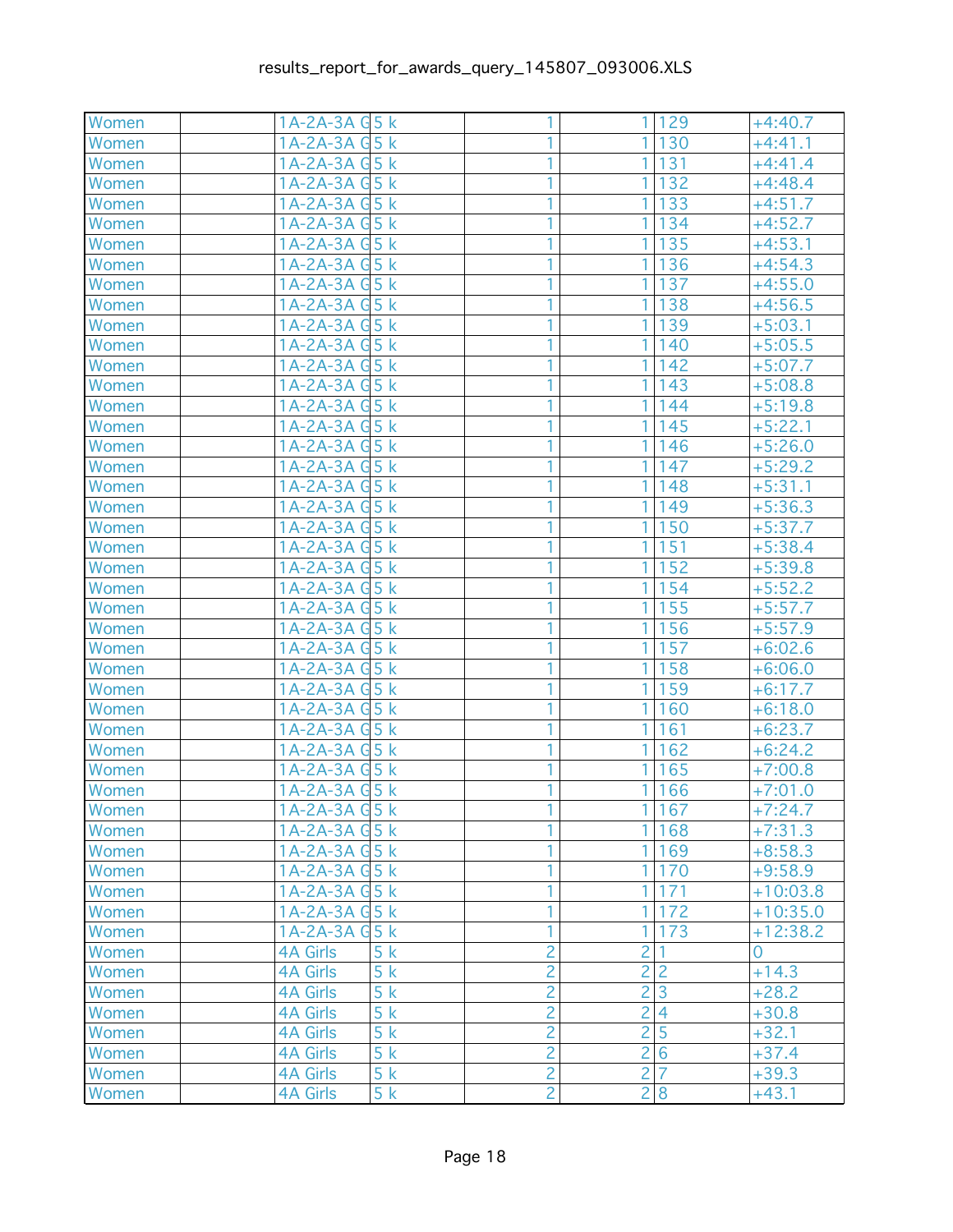| | | | | | | | |
|---|---|---|---|---|---|---|---|
| Women | | 1A-2A-3A G | 5 k | 1 | 1 | 129 | +4:40.7 |
| Women | | 1A-2A-3A G | 5 k | 1 | 1 | 130 | +4:41.1 |
| Women | | 1A-2A-3A G | 5 k | 1 | 1 | 131 | +4:41.4 |
| Women | | 1A-2A-3A G | 5 k | 1 | 1 | 132 | +4:48.4 |
| Women | | 1A-2A-3A G | 5 k | 1 | 1 | 133 | +4:51.7 |
| Women | | 1A-2A-3A G | 5 k | 1 | 1 | 134 | +4:52.7 |
| Women | | 1A-2A-3A G | 5 k | 1 | 1 | 135 | +4:53.1 |
| Women | | 1A-2A-3A G | 5 k | 1 | 1 | 136 | +4:54.3 |
| Women | | 1A-2A-3A G | 5 k | 1 | 1 | 137 | +4:55.0 |
| Women | | 1A-2A-3A G | 5 k | 1 | 1 | 138 | +4:56.5 |
| Women | | 1A-2A-3A G | 5 k | 1 | 1 | 139 | +5:03.1 |
| Women | | 1A-2A-3A G | 5 k | 1 | 1 | 140 | +5:05.5 |
| Women | | 1A-2A-3A G | 5 k | 1 | 1 | 142 | +5:07.7 |
| Women | | 1A-2A-3A G | 5 k | 1 | 1 | 143 | +5:08.8 |
| Women | | 1A-2A-3A G | 5 k | 1 | 1 | 144 | +5:19.8 |
| Women | | 1A-2A-3A G | 5 k | 1 | 1 | 145 | +5:22.1 |
| Women | | 1A-2A-3A G | 5 k | 1 | 1 | 146 | +5:26.0 |
| Women | | 1A-2A-3A G | 5 k | 1 | 1 | 147 | +5:29.2 |
| Women | | 1A-2A-3A G | 5 k | 1 | 1 | 148 | +5:31.1 |
| Women | | 1A-2A-3A G | 5 k | 1 | 1 | 149 | +5:36.3 |
| Women | | 1A-2A-3A G | 5 k | 1 | 1 | 150 | +5:37.7 |
| Women | | 1A-2A-3A G | 5 k | 1 | 1 | 151 | +5:38.4 |
| Women | | 1A-2A-3A G | 5 k | 1 | 1 | 152 | +5:39.8 |
| Women | | 1A-2A-3A G | 5 k | 1 | 1 | 154 | +5:52.2 |
| Women | | 1A-2A-3A G | 5 k | 1 | 1 | 155 | +5:57.7 |
| Women | | 1A-2A-3A G | 5 k | 1 | 1 | 156 | +5:57.9 |
| Women | | 1A-2A-3A G | 5 k | 1 | 1 | 157 | +6:02.6 |
| Women | | 1A-2A-3A G | 5 k | 1 | 1 | 158 | +6:06.0 |
| Women | | 1A-2A-3A G | 5 k | 1 | 1 | 159 | +6:17.7 |
| Women | | 1A-2A-3A G | 5 k | 1 | 1 | 160 | +6:18.0 |
| Women | | 1A-2A-3A G | 5 k | 1 | 1 | 161 | +6:23.7 |
| Women | | 1A-2A-3A G | 5 k | 1 | 1 | 162 | +6:24.2 |
| Women | | 1A-2A-3A G | 5 k | 1 | 1 | 165 | +7:00.8 |
| Women | | 1A-2A-3A G | 5 k | 1 | 1 | 166 | +7:01.0 |
| Women | | 1A-2A-3A G | 5 k | 1 | 1 | 167 | +7:24.7 |
| Women | | 1A-2A-3A G | 5 k | 1 | 1 | 168 | +7:31.3 |
| Women | | 1A-2A-3A G | 5 k | 1 | 1 | 169 | +8:58.3 |
| Women | | 1A-2A-3A G | 5 k | 1 | 1 | 170 | +9:58.9 |
| Women | | 1A-2A-3A G | 5 k | 1 | 1 | 171 | +10:03.8 |
| Women | | 1A-2A-3A G | 5 k | 1 | 1 | 172 | +10:35.0 |
| Women | | 1A-2A-3A G | 5 k | 1 | 1 | 173 | +12:38.2 |
| Women | | 4A Girls | 5 k | 2 | 2 | 1 | 0 |
| Women | | 4A Girls | 5 k | 2 | 2 | 2 | +14.3 |
| Women | | 4A Girls | 5 k | 2 | 2 | 3 | +28.2 |
| Women | | 4A Girls | 5 k | 2 | 2 | 4 | +30.8 |
| Women | | 4A Girls | 5 k | 2 | 2 | 5 | +32.1 |
| Women | | 4A Girls | 5 k | 2 | 2 | 6 | +37.4 |
| Women | | 4A Girls | 5 k | 2 | 2 | 7 | +39.3 |
| Women | | 4A Girls | 5 k | 2 | 2 | 8 | +43.1 |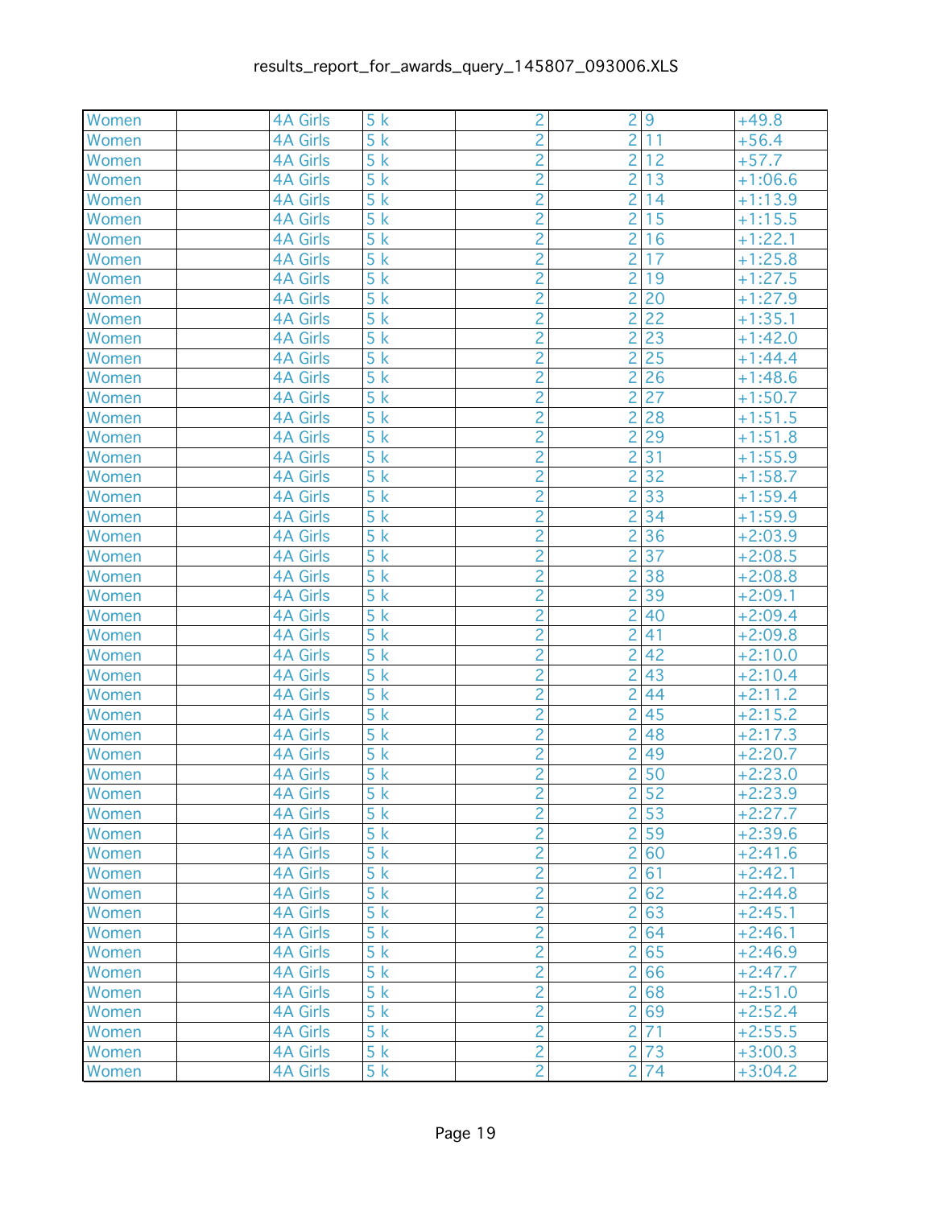| | | | | | | | |
|---|---|---|---|---|---|---|---|
| Women | | 4A Girls | 5 k | 2 | 2 | 9 | +49.8 |
| Women | | 4A Girls | 5 k | 2 | 2 | 11 | +56.4 |
| Women | | 4A Girls | 5 k | 2 | 2 | 12 | +57.7 |
| Women | | 4A Girls | 5 k | 2 | 2 | 13 | +1:06.6 |
| Women | | 4A Girls | 5 k | 2 | 2 | 14 | +1:13.9 |
| Women | | 4A Girls | 5 k | 2 | 2 | 15 | +1:15.5 |
| Women | | 4A Girls | 5 k | 2 | 2 | 16 | +1:22.1 |
| Women | | 4A Girls | 5 k | 2 | 2 | 17 | +1:25.8 |
| Women | | 4A Girls | 5 k | 2 | 2 | 19 | +1:27.5 |
| Women | | 4A Girls | 5 k | 2 | 2 | 20 | +1:27.9 |
| Women | | 4A Girls | 5 k | 2 | 2 | 22 | +1:35.1 |
| Women | | 4A Girls | 5 k | 2 | 2 | 23 | +1:42.0 |
| Women | | 4A Girls | 5 k | 2 | 2 | 25 | +1:44.4 |
| Women | | 4A Girls | 5 k | 2 | 2 | 26 | +1:48.6 |
| Women | | 4A Girls | 5 k | 2 | 2 | 27 | +1:50.7 |
| Women | | 4A Girls | 5 k | 2 | 2 | 28 | +1:51.5 |
| Women | | 4A Girls | 5 k | 2 | 2 | 29 | +1:51.8 |
| Women | | 4A Girls | 5 k | 2 | 2 | 31 | +1:55.9 |
| Women | | 4A Girls | 5 k | 2 | 2 | 32 | +1:58.7 |
| Women | | 4A Girls | 5 k | 2 | 2 | 33 | +1:59.4 |
| Women | | 4A Girls | 5 k | 2 | 2 | 34 | +1:59.9 |
| Women | | 4A Girls | 5 k | 2 | 2 | 36 | +2:03.9 |
| Women | | 4A Girls | 5 k | 2 | 2 | 37 | +2:08.5 |
| Women | | 4A Girls | 5 k | 2 | 2 | 38 | +2:08.8 |
| Women | | 4A Girls | 5 k | 2 | 2 | 39 | +2:09.1 |
| Women | | 4A Girls | 5 k | 2 | 2 | 40 | +2:09.4 |
| Women | | 4A Girls | 5 k | 2 | 2 | 41 | +2:09.8 |
| Women | | 4A Girls | 5 k | 2 | 2 | 42 | +2:10.0 |
| Women | | 4A Girls | 5 k | 2 | 2 | 43 | +2:10.4 |
| Women | | 4A Girls | 5 k | 2 | 2 | 44 | +2:11.2 |
| Women | | 4A Girls | 5 k | 2 | 2 | 45 | +2:15.2 |
| Women | | 4A Girls | 5 k | 2 | 2 | 48 | +2:17.3 |
| Women | | 4A Girls | 5 k | 2 | 2 | 49 | +2:20.7 |
| Women | | 4A Girls | 5 k | 2 | 2 | 50 | +2:23.0 |
| Women | | 4A Girls | 5 k | 2 | 2 | 52 | +2:23.9 |
| Women | | 4A Girls | 5 k | 2 | 2 | 53 | +2:27.7 |
| Women | | 4A Girls | 5 k | 2 | 2 | 59 | +2:39.6 |
| Women | | 4A Girls | 5 k | 2 | 2 | 60 | +2:41.6 |
| Women | | 4A Girls | 5 k | 2 | 2 | 61 | +2:42.1 |
| Women | | 4A Girls | 5 k | 2 | 2 | 62 | +2:44.8 |
| Women | | 4A Girls | 5 k | 2 | 2 | 63 | +2:45.1 |
| Women | | 4A Girls | 5 k | 2 | 2 | 64 | +2:46.1 |
| Women | | 4A Girls | 5 k | 2 | 2 | 65 | +2:46.9 |
| Women | | 4A Girls | 5 k | 2 | 2 | 66 | +2:47.7 |
| Women | | 4A Girls | 5 k | 2 | 2 | 68 | +2:51.0 |
| Women | | 4A Girls | 5 k | 2 | 2 | 69 | +2:52.4 |
| Women | | 4A Girls | 5 k | 2 | 2 | 71 | +2:55.5 |
| Women | | 4A Girls | 5 k | 2 | 2 | 73 | +3:00.3 |
| Women | | 4A Girls | 5 k | 2 | 2 | 74 | +3:04.2 |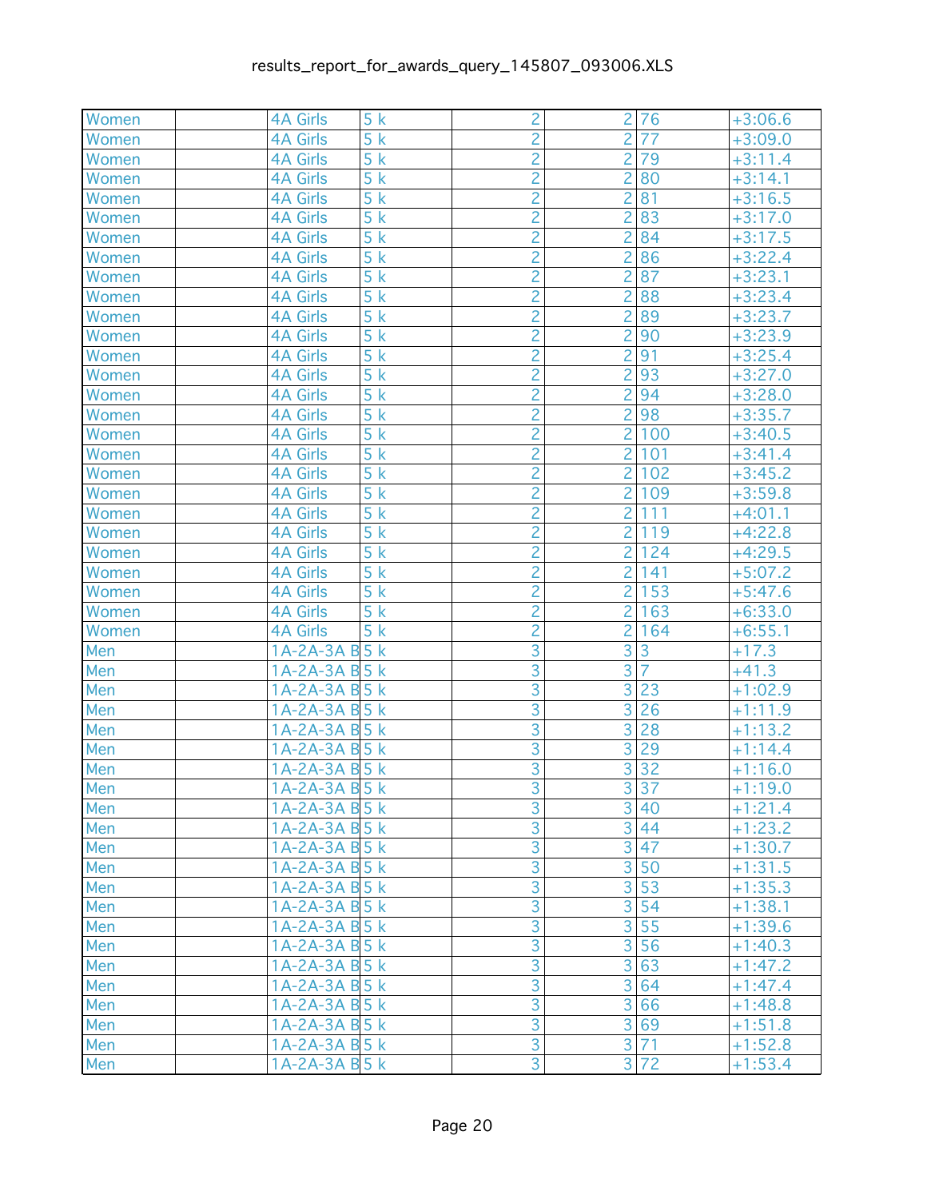| | | | | | | | |
|---|---|---|---|---|---|---|---|
| Women | | 4A Girls | 5 k | 2 | 2 | 76 | +3:06.6 |
| Women | | 4A Girls | 5 k | 2 | 2 | 77 | +3:09.0 |
| Women | | 4A Girls | 5 k | 2 | 2 | 79 | +3:11.4 |
| Women | | 4A Girls | 5 k | 2 | 2 | 80 | +3:14.1 |
| Women | | 4A Girls | 5 k | 2 | 2 | 81 | +3:16.5 |
| Women | | 4A Girls | 5 k | 2 | 2 | 83 | +3:17.0 |
| Women | | 4A Girls | 5 k | 2 | 2 | 84 | +3:17.5 |
| Women | | 4A Girls | 5 k | 2 | 2 | 86 | +3:22.4 |
| Women | | 4A Girls | 5 k | 2 | 2 | 87 | +3:23.1 |
| Women | | 4A Girls | 5 k | 2 | 2 | 88 | +3:23.4 |
| Women | | 4A Girls | 5 k | 2 | 2 | 89 | +3:23.7 |
| Women | | 4A Girls | 5 k | 2 | 2 | 90 | +3:23.9 |
| Women | | 4A Girls | 5 k | 2 | 2 | 91 | +3:25.4 |
| Women | | 4A Girls | 5 k | 2 | 2 | 93 | +3:27.0 |
| Women | | 4A Girls | 5 k | 2 | 2 | 94 | +3:28.0 |
| Women | | 4A Girls | 5 k | 2 | 2 | 98 | +3:35.7 |
| Women | | 4A Girls | 5 k | 2 | 2 | 100 | +3:40.5 |
| Women | | 4A Girls | 5 k | 2 | 2 | 101 | +3:41.4 |
| Women | | 4A Girls | 5 k | 2 | 2 | 102 | +3:45.2 |
| Women | | 4A Girls | 5 k | 2 | 2 | 109 | +3:59.8 |
| Women | | 4A Girls | 5 k | 2 | 2 | 111 | +4:01.1 |
| Women | | 4A Girls | 5 k | 2 | 2 | 119 | +4:22.8 |
| Women | | 4A Girls | 5 k | 2 | 2 | 124 | +4:29.5 |
| Women | | 4A Girls | 5 k | 2 | 2 | 141 | +5:07.2 |
| Women | | 4A Girls | 5 k | 2 | 2 | 153 | +5:47.6 |
| Women | | 4A Girls | 5 k | 2 | 2 | 163 | +6:33.0 |
| Women | | 4A Girls | 5 k | 2 | 2 | 164 | +6:55.1 |
| Men | | 1A-2A-3A B | 5 k | 3 | 3 | 3 | +17.3 |
| Men | | 1A-2A-3A B | 5 k | 3 | 3 | 7 | +41.3 |
| Men | | 1A-2A-3A B | 5 k | 3 | 3 | 23 | +1:02.9 |
| Men | | 1A-2A-3A B | 5 k | 3 | 3 | 26 | +1:11.9 |
| Men | | 1A-2A-3A B | 5 k | 3 | 3 | 28 | +1:13.2 |
| Men | | 1A-2A-3A B | 5 k | 3 | 3 | 29 | +1:14.4 |
| Men | | 1A-2A-3A B | 5 k | 3 | 3 | 32 | +1:16.0 |
| Men | | 1A-2A-3A B | 5 k | 3 | 3 | 37 | +1:19.0 |
| Men | | 1A-2A-3A B | 5 k | 3 | 3 | 40 | +1:21.4 |
| Men | | 1A-2A-3A B | 5 k | 3 | 3 | 44 | +1:23.2 |
| Men | | 1A-2A-3A B | 5 k | 3 | 3 | 47 | +1:30.7 |
| Men | | 1A-2A-3A B | 5 k | 3 | 3 | 50 | +1:31.5 |
| Men | | 1A-2A-3A B | 5 k | 3 | 3 | 53 | +1:35.3 |
| Men | | 1A-2A-3A B | 5 k | 3 | 3 | 54 | +1:38.1 |
| Men | | 1A-2A-3A B | 5 k | 3 | 3 | 55 | +1:39.6 |
| Men | | 1A-2A-3A B | 5 k | 3 | 3 | 56 | +1:40.3 |
| Men | | 1A-2A-3A B | 5 k | 3 | 3 | 63 | +1:47.2 |
| Men | | 1A-2A-3A B | 5 k | 3 | 3 | 64 | +1:47.4 |
| Men | | 1A-2A-3A B | 5 k | 3 | 3 | 66 | +1:48.8 |
| Men | | 1A-2A-3A B | 5 k | 3 | 3 | 69 | +1:51.8 |
| Men | | 1A-2A-3A B | 5 k | 3 | 3 | 71 | +1:52.8 |
| Men | | 1A-2A-3A B | 5 k | 3 | 3 | 72 | +1:53.4 |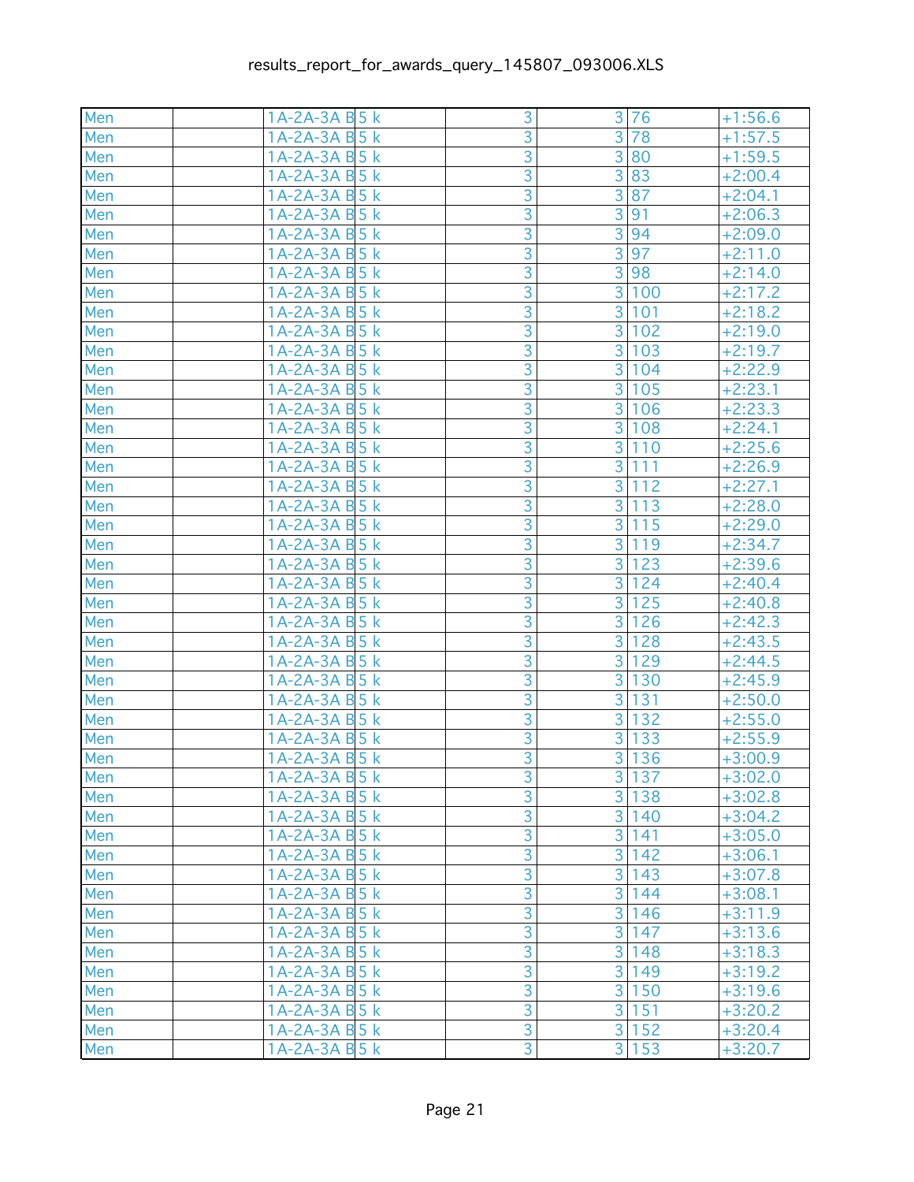| Men | | 1A-2A-3A B | 5 k | 3 | 3 | 76 | +1:56.6 |
|---|---|---|---|---|---|---|---|
| Men | | 1A-2A-3A B | 5 k | 3 | 3 | 78 | +1:57.5 |
| Men | | 1A-2A-3A B | 5 k | 3 | 3 | 80 | +1:59.5 |
| Men | | 1A-2A-3A B | 5 k | 3 | 3 | 83 | +2:00.4 |
| Men | | 1A-2A-3A B | 5 k | 3 | 3 | 87 | +2:04.1 |
| Men | | 1A-2A-3A B | 5 k | 3 | 3 | 91 | +2:06.3 |
| Men | | 1A-2A-3A B | 5 k | 3 | 3 | 94 | +2:09.0 |
| Men | | 1A-2A-3A B | 5 k | 3 | 3 | 97 | +2:11.0 |
| Men | | 1A-2A-3A B | 5 k | 3 | 3 | 98 | +2:14.0 |
| Men | | 1A-2A-3A B | 5 k | 3 | 3 | 100 | +2:17.2 |
| Men | | 1A-2A-3A B | 5 k | 3 | 3 | 101 | +2:18.2 |
| Men | | 1A-2A-3A B | 5 k | 3 | 3 | 102 | +2:19.0 |
| Men | | 1A-2A-3A B | 5 k | 3 | 3 | 103 | +2:19.7 |
| Men | | 1A-2A-3A B | 5 k | 3 | 3 | 104 | +2:22.9 |
| Men | | 1A-2A-3A B | 5 k | 3 | 3 | 105 | +2:23.1 |
| Men | | 1A-2A-3A B | 5 k | 3 | 3 | 106 | +2:23.3 |
| Men | | 1A-2A-3A B | 5 k | 3 | 3 | 108 | +2:24.1 |
| Men | | 1A-2A-3A B | 5 k | 3 | 3 | 110 | +2:25.6 |
| Men | | 1A-2A-3A B | 5 k | 3 | 3 | 111 | +2:26.9 |
| Men | | 1A-2A-3A B | 5 k | 3 | 3 | 112 | +2:27.1 |
| Men | | 1A-2A-3A B | 5 k | 3 | 3 | 113 | +2:28.0 |
| Men | | 1A-2A-3A B | 5 k | 3 | 3 | 115 | +2:29.0 |
| Men | | 1A-2A-3A B | 5 k | 3 | 3 | 119 | +2:34.7 |
| Men | | 1A-2A-3A B | 5 k | 3 | 3 | 123 | +2:39.6 |
| Men | | 1A-2A-3A B | 5 k | 3 | 3 | 124 | +2:40.4 |
| Men | | 1A-2A-3A B | 5 k | 3 | 3 | 125 | +2:40.8 |
| Men | | 1A-2A-3A B | 5 k | 3 | 3 | 126 | +2:42.3 |
| Men | | 1A-2A-3A B | 5 k | 3 | 3 | 128 | +2:43.5 |
| Men | | 1A-2A-3A B | 5 k | 3 | 3 | 129 | +2:44.5 |
| Men | | 1A-2A-3A B | 5 k | 3 | 3 | 130 | +2:45.9 |
| Men | | 1A-2A-3A B | 5 k | 3 | 3 | 131 | +2:50.0 |
| Men | | 1A-2A-3A B | 5 k | 3 | 3 | 132 | +2:55.0 |
| Men | | 1A-2A-3A B | 5 k | 3 | 3 | 133 | +2:55.9 |
| Men | | 1A-2A-3A B | 5 k | 3 | 3 | 136 | +3:00.9 |
| Men | | 1A-2A-3A B | 5 k | 3 | 3 | 137 | +3:02.0 |
| Men | | 1A-2A-3A B | 5 k | 3 | 3 | 138 | +3:02.8 |
| Men | | 1A-2A-3A B | 5 k | 3 | 3 | 140 | +3:04.2 |
| Men | | 1A-2A-3A B | 5 k | 3 | 3 | 141 | +3:05.0 |
| Men | | 1A-2A-3A B | 5 k | 3 | 3 | 142 | +3:06.1 |
| Men | | 1A-2A-3A B | 5 k | 3 | 3 | 143 | +3:07.8 |
| Men | | 1A-2A-3A B | 5 k | 3 | 3 | 144 | +3:08.1 |
| Men | | 1A-2A-3A B | 5 k | 3 | 3 | 146 | +3:11.9 |
| Men | | 1A-2A-3A B | 5 k | 3 | 3 | 147 | +3:13.6 |
| Men | | 1A-2A-3A B | 5 k | 3 | 3 | 148 | +3:18.3 |
| Men | | 1A-2A-3A B | 5 k | 3 | 3 | 149 | +3:19.2 |
| Men | | 1A-2A-3A B | 5 k | 3 | 3 | 150 | +3:19.6 |
| Men | | 1A-2A-3A B | 5 k | 3 | 3 | 151 | +3:20.2 |
| Men | | 1A-2A-3A B | 5 k | 3 | 3 | 152 | +3:20.4 |
| Men | | 1A-2A-3A B | 5 k | 3 | 3 | 153 | +3:20.7 |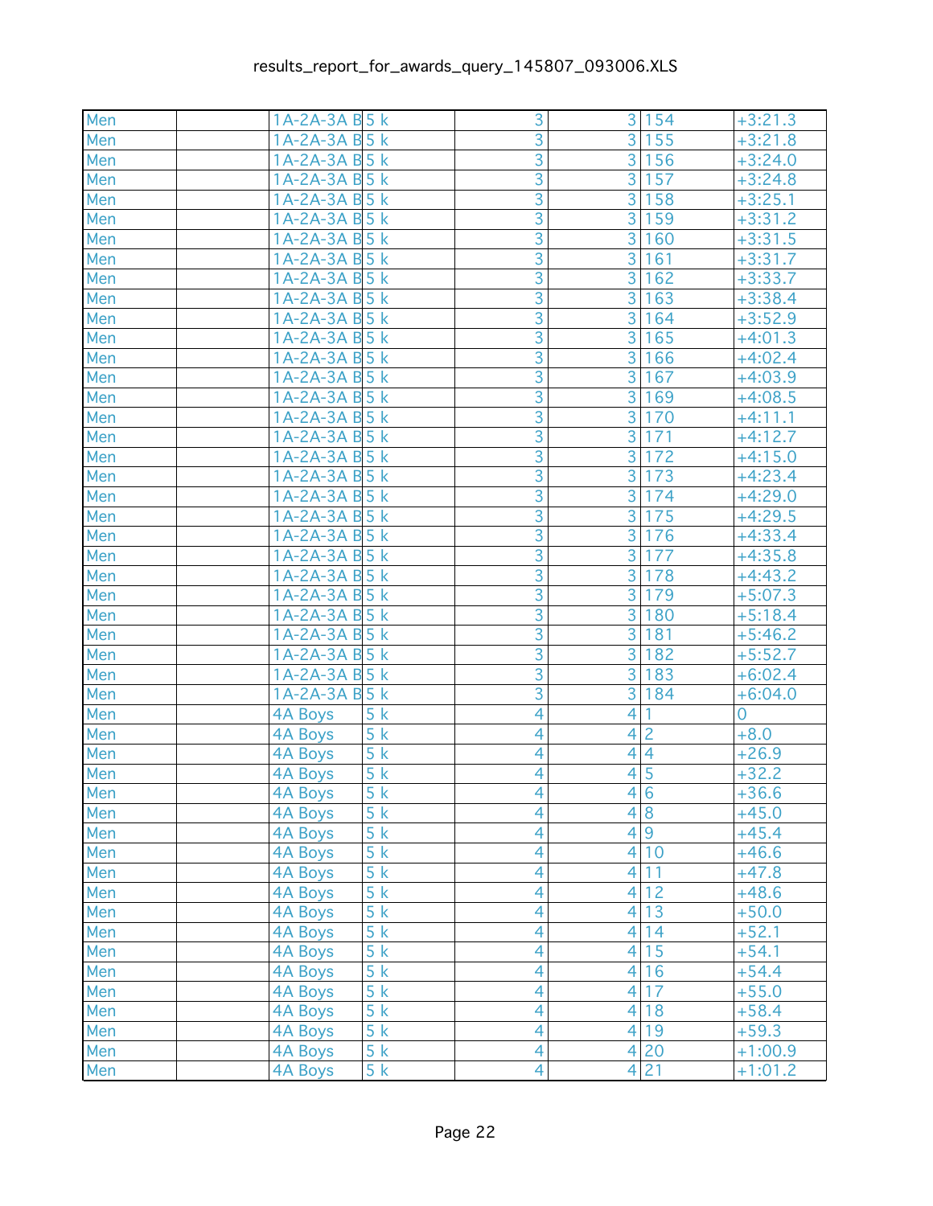| | | | | | | | |
|---|---|---|---|---|---|---|---|
| Men | | 1A-2A-3A B | 5 k | 3 | 3 | 154 | +3:21.3 |
| Men | | 1A-2A-3A B | 5 k | 3 | 3 | 155 | +3:21.8 |
| Men | | 1A-2A-3A B | 5 k | 3 | 3 | 156 | +3:24.0 |
| Men | | 1A-2A-3A B | 5 k | 3 | 3 | 157 | +3:24.8 |
| Men | | 1A-2A-3A B | 5 k | 3 | 3 | 158 | +3:25.1 |
| Men | | 1A-2A-3A B | 5 k | 3 | 3 | 159 | +3:31.2 |
| Men | | 1A-2A-3A B | 5 k | 3 | 3 | 160 | +3:31.5 |
| Men | | 1A-2A-3A B | 5 k | 3 | 3 | 161 | +3:31.7 |
| Men | | 1A-2A-3A B | 5 k | 3 | 3 | 162 | +3:33.7 |
| Men | | 1A-2A-3A B | 5 k | 3 | 3 | 163 | +3:38.4 |
| Men | | 1A-2A-3A B | 5 k | 3 | 3 | 164 | +3:52.9 |
| Men | | 1A-2A-3A B | 5 k | 3 | 3 | 165 | +4:01.3 |
| Men | | 1A-2A-3A B | 5 k | 3 | 3 | 166 | +4:02.4 |
| Men | | 1A-2A-3A B | 5 k | 3 | 3 | 167 | +4:03.9 |
| Men | | 1A-2A-3A B | 5 k | 3 | 3 | 169 | +4:08.5 |
| Men | | 1A-2A-3A B | 5 k | 3 | 3 | 170 | +4:11.1 |
| Men | | 1A-2A-3A B | 5 k | 3 | 3 | 171 | +4:12.7 |
| Men | | 1A-2A-3A B | 5 k | 3 | 3 | 172 | +4:15.0 |
| Men | | 1A-2A-3A B | 5 k | 3 | 3 | 173 | +4:23.4 |
| Men | | 1A-2A-3A B | 5 k | 3 | 3 | 174 | +4:29.0 |
| Men | | 1A-2A-3A B | 5 k | 3 | 3 | 175 | +4:29.5 |
| Men | | 1A-2A-3A B | 5 k | 3 | 3 | 176 | +4:33.4 |
| Men | | 1A-2A-3A B | 5 k | 3 | 3 | 177 | +4:35.8 |
| Men | | 1A-2A-3A B | 5 k | 3 | 3 | 178 | +4:43.2 |
| Men | | 1A-2A-3A B | 5 k | 3 | 3 | 179 | +5:07.3 |
| Men | | 1A-2A-3A B | 5 k | 3 | 3 | 180 | +5:18.4 |
| Men | | 1A-2A-3A B | 5 k | 3 | 3 | 181 | +5:46.2 |
| Men | | 1A-2A-3A B | 5 k | 3 | 3 | 182 | +5:52.7 |
| Men | | 1A-2A-3A B | 5 k | 3 | 3 | 183 | +6:02.4 |
| Men | | 1A-2A-3A B | 5 k | 3 | 3 | 184 | +6:04.0 |
| Men | | 4A Boys | 5 k | 4 | 4 | 1 | 0 |
| Men | | 4A Boys | 5 k | 4 | 4 | 2 | +8.0 |
| Men | | 4A Boys | 5 k | 4 | 4 | 4 | +26.9 |
| Men | | 4A Boys | 5 k | 4 | 4 | 5 | +32.2 |
| Men | | 4A Boys | 5 k | 4 | 4 | 6 | +36.6 |
| Men | | 4A Boys | 5 k | 4 | 4 | 8 | +45.0 |
| Men | | 4A Boys | 5 k | 4 | 4 | 9 | +45.4 |
| Men | | 4A Boys | 5 k | 4 | 4 | 10 | +46.6 |
| Men | | 4A Boys | 5 k | 4 | 4 | 11 | +47.8 |
| Men | | 4A Boys | 5 k | 4 | 4 | 12 | +48.6 |
| Men | | 4A Boys | 5 k | 4 | 4 | 13 | +50.0 |
| Men | | 4A Boys | 5 k | 4 | 4 | 14 | +52.1 |
| Men | | 4A Boys | 5 k | 4 | 4 | 15 | +54.1 |
| Men | | 4A Boys | 5 k | 4 | 4 | 16 | +54.4 |
| Men | | 4A Boys | 5 k | 4 | 4 | 17 | +55.0 |
| Men | | 4A Boys | 5 k | 4 | 4 | 18 | +58.4 |
| Men | | 4A Boys | 5 k | 4 | 4 | 19 | +59.3 |
| Men | | 4A Boys | 5 k | 4 | 4 | 20 | +1:00.9 |
| Men | | 4A Boys | 5 k | 4 | 4 | 21 | +1:01.2 |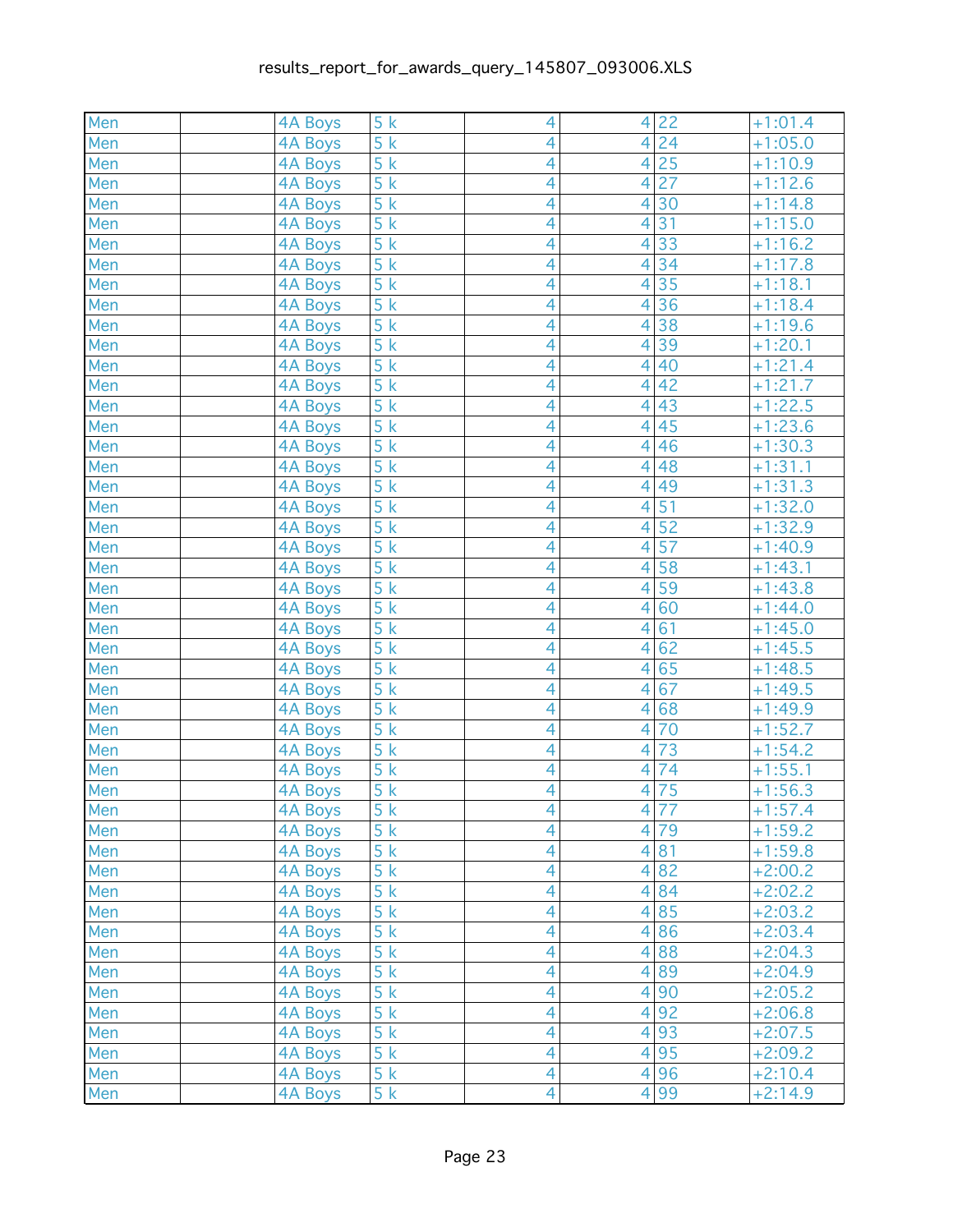| Men | | 4A Boys | 5 k | 4 | 4 | 22 | +1:01.4 |
|---|---|---|---|---|---|---|---|
| Men | | 4A Boys | 5 k | 4 | 4 | 24 | +1:05.0 |
| Men | | 4A Boys | 5 k | 4 | 4 | 25 | +1:10.9 |
| Men | | 4A Boys | 5 k | 4 | 4 | 27 | +1:12.6 |
| Men | | 4A Boys | 5 k | 4 | 4 | 30 | +1:14.8 |
| Men | | 4A Boys | 5 k | 4 | 4 | 31 | +1:15.0 |
| Men | | 4A Boys | 5 k | 4 | 4 | 33 | +1:16.2 |
| Men | | 4A Boys | 5 k | 4 | 4 | 34 | +1:17.8 |
| Men | | 4A Boys | 5 k | 4 | 4 | 35 | +1:18.1 |
| Men | | 4A Boys | 5 k | 4 | 4 | 36 | +1:18.4 |
| Men | | 4A Boys | 5 k | 4 | 4 | 38 | +1:19.6 |
| Men | | 4A Boys | 5 k | 4 | 4 | 39 | +1:20.1 |
| Men | | 4A Boys | 5 k | 4 | 4 | 40 | +1:21.4 |
| Men | | 4A Boys | 5 k | 4 | 4 | 42 | +1:21.7 |
| Men | | 4A Boys | 5 k | 4 | 4 | 43 | +1:22.5 |
| Men | | 4A Boys | 5 k | 4 | 4 | 45 | +1:23.6 |
| Men | | 4A Boys | 5 k | 4 | 4 | 46 | +1:30.3 |
| Men | | 4A Boys | 5 k | 4 | 4 | 48 | +1:31.1 |
| Men | | 4A Boys | 5 k | 4 | 4 | 49 | +1:31.3 |
| Men | | 4A Boys | 5 k | 4 | 4 | 51 | +1:32.0 |
| Men | | 4A Boys | 5 k | 4 | 4 | 52 | +1:32.9 |
| Men | | 4A Boys | 5 k | 4 | 4 | 57 | +1:40.9 |
| Men | | 4A Boys | 5 k | 4 | 4 | 58 | +1:43.1 |
| Men | | 4A Boys | 5 k | 4 | 4 | 59 | +1:43.8 |
| Men | | 4A Boys | 5 k | 4 | 4 | 60 | +1:44.0 |
| Men | | 4A Boys | 5 k | 4 | 4 | 61 | +1:45.0 |
| Men | | 4A Boys | 5 k | 4 | 4 | 62 | +1:45.5 |
| Men | | 4A Boys | 5 k | 4 | 4 | 65 | +1:48.5 |
| Men | | 4A Boys | 5 k | 4 | 4 | 67 | +1:49.5 |
| Men | | 4A Boys | 5 k | 4 | 4 | 68 | +1:49.9 |
| Men | | 4A Boys | 5 k | 4 | 4 | 70 | +1:52.7 |
| Men | | 4A Boys | 5 k | 4 | 4 | 73 | +1:54.2 |
| Men | | 4A Boys | 5 k | 4 | 4 | 74 | +1:55.1 |
| Men | | 4A Boys | 5 k | 4 | 4 | 75 | +1:56.3 |
| Men | | 4A Boys | 5 k | 4 | 4 | 77 | +1:57.4 |
| Men | | 4A Boys | 5 k | 4 | 4 | 79 | +1:59.2 |
| Men | | 4A Boys | 5 k | 4 | 4 | 81 | +1:59.8 |
| Men | | 4A Boys | 5 k | 4 | 4 | 82 | +2:00.2 |
| Men | | 4A Boys | 5 k | 4 | 4 | 84 | +2:02.2 |
| Men | | 4A Boys | 5 k | 4 | 4 | 85 | +2:03.2 |
| Men | | 4A Boys | 5 k | 4 | 4 | 86 | +2:03.4 |
| Men | | 4A Boys | 5 k | 4 | 4 | 88 | +2:04.3 |
| Men | | 4A Boys | 5 k | 4 | 4 | 89 | +2:04.9 |
| Men | | 4A Boys | 5 k | 4 | 4 | 90 | +2:05.2 |
| Men | | 4A Boys | 5 k | 4 | 4 | 92 | +2:06.8 |
| Men | | 4A Boys | 5 k | 4 | 4 | 93 | +2:07.5 |
| Men | | 4A Boys | 5 k | 4 | 4 | 95 | +2:09.2 |
| Men | | 4A Boys | 5 k | 4 | 4 | 96 | +2:10.4 |
| Men | | 4A Boys | 5 k | 4 | 4 | 99 | +2:14.9 |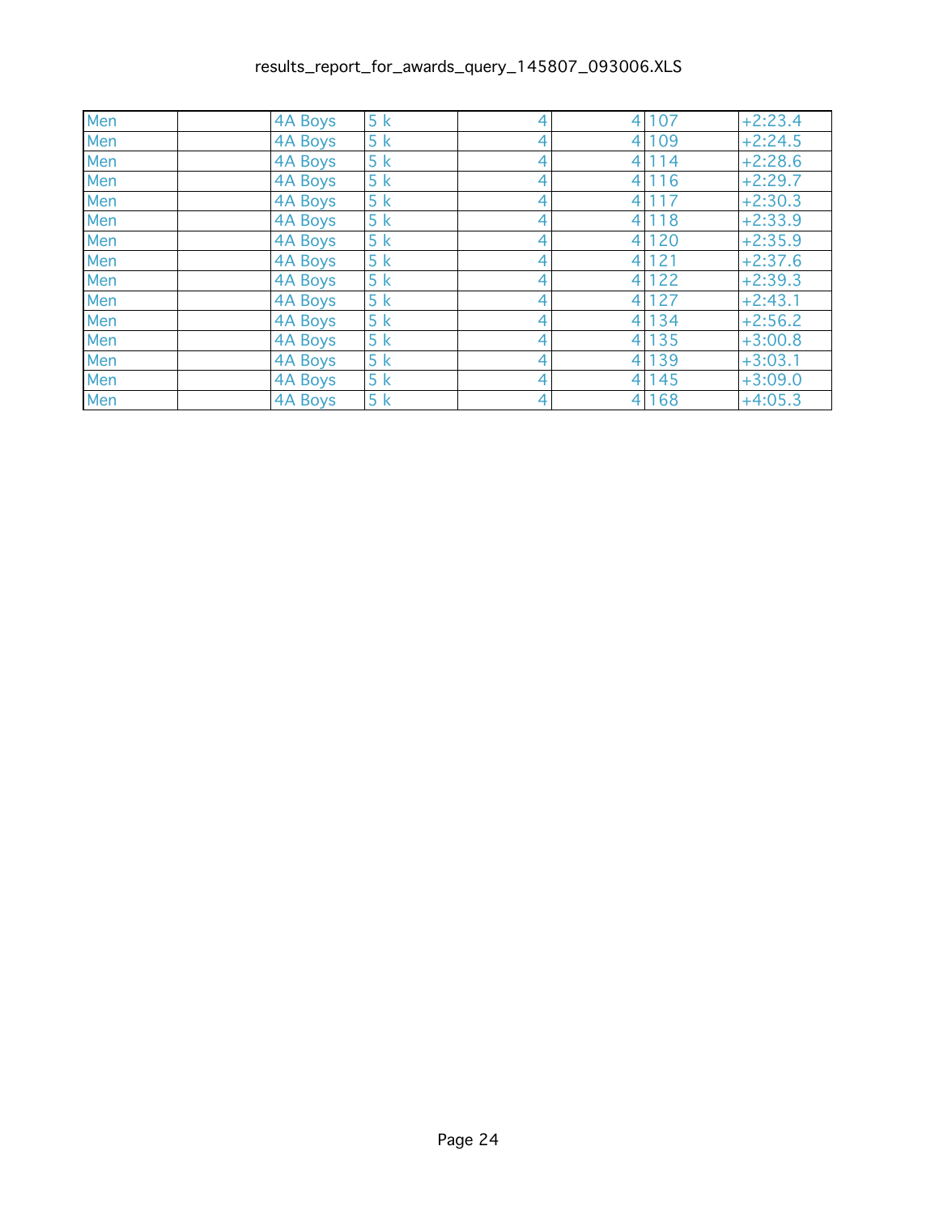| | | | | | | | |
|---|---|---|---|---|---|---|---|
| Men | | 4A Boys | 5 k | 4 | 4 | 107 | +2:23.4 |
| Men | | 4A Boys | 5 k | 4 | 4 | 109 | +2:24.5 |
| Men | | 4A Boys | 5 k | 4 | 4 | 114 | +2:28.6 |
| Men | | 4A Boys | 5 k | 4 | 4 | 116 | +2:29.7 |
| Men | | 4A Boys | 5 k | 4 | 4 | 117 | +2:30.3 |
| Men | | 4A Boys | 5 k | 4 | 4 | 118 | +2:33.9 |
| Men | | 4A Boys | 5 k | 4 | 4 | 120 | +2:35.9 |
| Men | | 4A Boys | 5 k | 4 | 4 | 121 | +2:37.6 |
| Men | | 4A Boys | 5 k | 4 | 4 | 122 | +2:39.3 |
| Men | | 4A Boys | 5 k | 4 | 4 | 127 | +2:43.1 |
| Men | | 4A Boys | 5 k | 4 | 4 | 134 | +2:56.2 |
| Men | | 4A Boys | 5 k | 4 | 4 | 135 | +3:00.8 |
| Men | | 4A Boys | 5 k | 4 | 4 | 139 | +3:03.1 |
| Men | | 4A Boys | 5 k | 4 | 4 | 145 | +3:09.0 |
| Men | | 4A Boys | 5 k | 4 | 4 | 168 | +4:05.3 |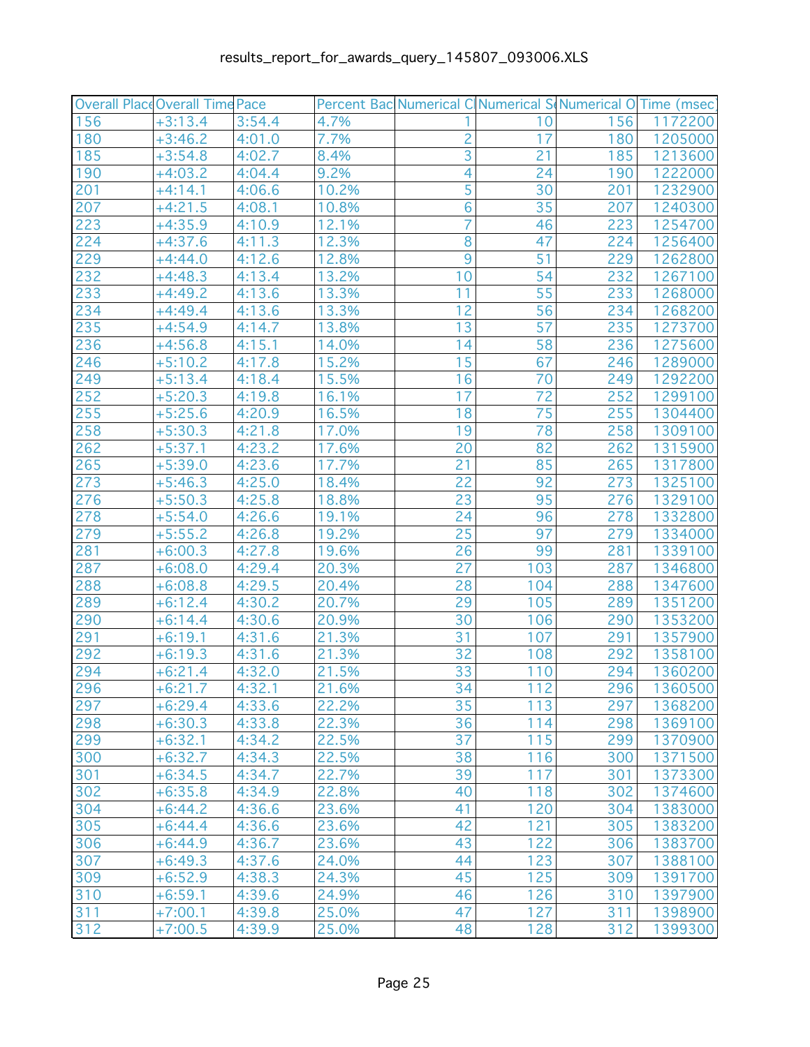results_report_for_awards_query_145807_093006.XLS

| Overall Place | Overall Time | Pace | Percent Bac | Numerical C | Numerical S | Numerical O | Time (msec) |
|---|---|---|---|---|---|---|---|
| 156 | +3:13.4 | 3:54.4 | 4.7% | 1 | 10 | 156 | 1172200 |
| 180 | +3:46.2 | 4:01.0 | 7.7% | 2 | 17 | 180 | 1205000 |
| 185 | +3:54.8 | 4:02.7 | 8.4% | 3 | 21 | 185 | 1213600 |
| 190 | +4:03.2 | 4:04.4 | 9.2% | 4 | 24 | 190 | 1222000 |
| 201 | +4:14.1 | 4:06.6 | 10.2% | 5 | 30 | 201 | 1232900 |
| 207 | +4:21.5 | 4:08.1 | 10.8% | 6 | 35 | 207 | 1240300 |
| 223 | +4:35.9 | 4:10.9 | 12.1% | 7 | 46 | 223 | 1254700 |
| 224 | +4:37.6 | 4:11.3 | 12.3% | 8 | 47 | 224 | 1256400 |
| 229 | +4:44.0 | 4:12.6 | 12.8% | 9 | 51 | 229 | 1262800 |
| 232 | +4:48.3 | 4:13.4 | 13.2% | 10 | 54 | 232 | 1267100 |
| 233 | +4:49.2 | 4:13.6 | 13.3% | 11 | 55 | 233 | 1268000 |
| 234 | +4:49.4 | 4:13.6 | 13.3% | 12 | 56 | 234 | 1268200 |
| 235 | +4:54.9 | 4:14.7 | 13.8% | 13 | 57 | 235 | 1273700 |
| 236 | +4:56.8 | 4:15.1 | 14.0% | 14 | 58 | 236 | 1275600 |
| 246 | +5:10.2 | 4:17.8 | 15.2% | 15 | 67 | 246 | 1289000 |
| 249 | +5:13.4 | 4:18.4 | 15.5% | 16 | 70 | 249 | 1292200 |
| 252 | +5:20.3 | 4:19.8 | 16.1% | 17 | 72 | 252 | 1299100 |
| 255 | +5:25.6 | 4:20.9 | 16.5% | 18 | 75 | 255 | 1304400 |
| 258 | +5:30.3 | 4:21.8 | 17.0% | 19 | 78 | 258 | 1309100 |
| 262 | +5:37.1 | 4:23.2 | 17.6% | 20 | 82 | 262 | 1315900 |
| 265 | +5:39.0 | 4:23.6 | 17.7% | 21 | 85 | 265 | 1317800 |
| 273 | +5:46.3 | 4:25.0 | 18.4% | 22 | 92 | 273 | 1325100 |
| 276 | +5:50.3 | 4:25.8 | 18.8% | 23 | 95 | 276 | 1329100 |
| 278 | +5:54.0 | 4:26.6 | 19.1% | 24 | 96 | 278 | 1332800 |
| 279 | +5:55.2 | 4:26.8 | 19.2% | 25 | 97 | 279 | 1334000 |
| 281 | +6:00.3 | 4:27.8 | 19.6% | 26 | 99 | 281 | 1339100 |
| 287 | +6:08.0 | 4:29.4 | 20.3% | 27 | 103 | 287 | 1346800 |
| 288 | +6:08.8 | 4:29.5 | 20.4% | 28 | 104 | 288 | 1347600 |
| 289 | +6:12.4 | 4:30.2 | 20.7% | 29 | 105 | 289 | 1351200 |
| 290 | +6:14.4 | 4:30.6 | 20.9% | 30 | 106 | 290 | 1353200 |
| 291 | +6:19.1 | 4:31.6 | 21.3% | 31 | 107 | 291 | 1357900 |
| 292 | +6:19.3 | 4:31.6 | 21.3% | 32 | 108 | 292 | 1358100 |
| 294 | +6:21.4 | 4:32.0 | 21.5% | 33 | 110 | 294 | 1360200 |
| 296 | +6:21.7 | 4:32.1 | 21.6% | 34 | 112 | 296 | 1360500 |
| 297 | +6:29.4 | 4:33.6 | 22.2% | 35 | 113 | 297 | 1368200 |
| 298 | +6:30.3 | 4:33.8 | 22.3% | 36 | 114 | 298 | 1369100 |
| 299 | +6:32.1 | 4:34.2 | 22.5% | 37 | 115 | 299 | 1370900 |
| 300 | +6:32.7 | 4:34.3 | 22.5% | 38 | 116 | 300 | 1371500 |
| 301 | +6:34.5 | 4:34.7 | 22.7% | 39 | 117 | 301 | 1373300 |
| 302 | +6:35.8 | 4:34.9 | 22.8% | 40 | 118 | 302 | 1374600 |
| 304 | +6:44.2 | 4:36.6 | 23.6% | 41 | 120 | 304 | 1383000 |
| 305 | +6:44.4 | 4:36.6 | 23.6% | 42 | 121 | 305 | 1383200 |
| 306 | +6:44.9 | 4:36.7 | 23.6% | 43 | 122 | 306 | 1383700 |
| 307 | +6:49.3 | 4:37.6 | 24.0% | 44 | 123 | 307 | 1388100 |
| 309 | +6:52.9 | 4:38.3 | 24.3% | 45 | 125 | 309 | 1391700 |
| 310 | +6:59.1 | 4:39.6 | 24.9% | 46 | 126 | 310 | 1397900 |
| 311 | +7:00.1 | 4:39.8 | 25.0% | 47 | 127 | 311 | 1398900 |
| 312 | +7:00.5 | 4:39.9 | 25.0% | 48 | 128 | 312 | 1399300 |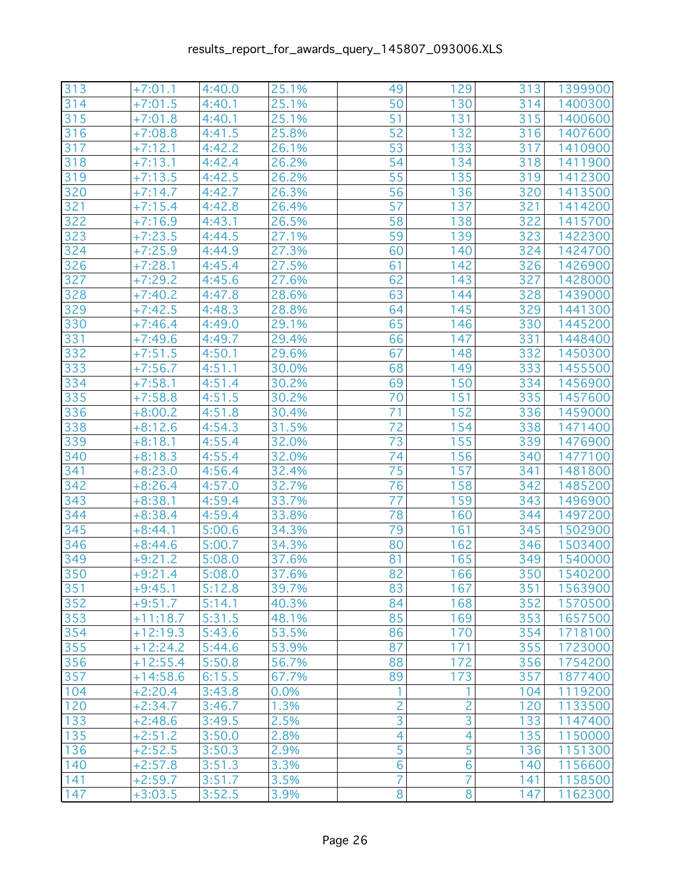| | | | | | | | |
|---|---|---|---|---|---|---|---|
| 313 | +7:01.1 | 4:40.0 | 25.1% | 49 | 129 | 313 | 1399900 |
| 314 | +7:01.5 | 4:40.1 | 25.1% | 50 | 130 | 314 | 1400300 |
| 315 | +7:01.8 | 4:40.1 | 25.1% | 51 | 131 | 315 | 1400600 |
| 316 | +7:08.8 | 4:41.5 | 25.8% | 52 | 132 | 316 | 1407600 |
| 317 | +7:12.1 | 4:42.2 | 26.1% | 53 | 133 | 317 | 1410900 |
| 318 | +7:13.1 | 4:42.4 | 26.2% | 54 | 134 | 318 | 1411900 |
| 319 | +7:13.5 | 4:42.5 | 26.2% | 55 | 135 | 319 | 1412300 |
| 320 | +7:14.7 | 4:42.7 | 26.3% | 56 | 136 | 320 | 1413500 |
| 321 | +7:15.4 | 4:42.8 | 26.4% | 57 | 137 | 321 | 1414200 |
| 322 | +7:16.9 | 4:43.1 | 26.5% | 58 | 138 | 322 | 1415700 |
| 323 | +7:23.5 | 4:44.5 | 27.1% | 59 | 139 | 323 | 1422300 |
| 324 | +7:25.9 | 4:44.9 | 27.3% | 60 | 140 | 324 | 1424700 |
| 326 | +7:28.1 | 4:45.4 | 27.5% | 61 | 142 | 326 | 1426900 |
| 327 | +7:29.2 | 4:45.6 | 27.6% | 62 | 143 | 327 | 1428000 |
| 328 | +7:40.2 | 4:47.8 | 28.6% | 63 | 144 | 328 | 1439000 |
| 329 | +7:42.5 | 4:48.3 | 28.8% | 64 | 145 | 329 | 1441300 |
| 330 | +7:46.4 | 4:49.0 | 29.1% | 65 | 146 | 330 | 1445200 |
| 331 | +7:49.6 | 4:49.7 | 29.4% | 66 | 147 | 331 | 1448400 |
| 332 | +7:51.5 | 4:50.1 | 29.6% | 67 | 148 | 332 | 1450300 |
| 333 | +7:56.7 | 4:51.1 | 30.0% | 68 | 149 | 333 | 1455500 |
| 334 | +7:58.1 | 4:51.4 | 30.2% | 69 | 150 | 334 | 1456900 |
| 335 | +7:58.8 | 4:51.5 | 30.2% | 70 | 151 | 335 | 1457600 |
| 336 | +8:00.2 | 4:51.8 | 30.4% | 71 | 152 | 336 | 1459000 |
| 338 | +8:12.6 | 4:54.3 | 31.5% | 72 | 154 | 338 | 1471400 |
| 339 | +8:18.1 | 4:55.4 | 32.0% | 73 | 155 | 339 | 1476900 |
| 340 | +8:18.3 | 4:55.4 | 32.0% | 74 | 156 | 340 | 1477100 |
| 341 | +8:23.0 | 4:56.4 | 32.4% | 75 | 157 | 341 | 1481800 |
| 342 | +8:26.4 | 4:57.0 | 32.7% | 76 | 158 | 342 | 1485200 |
| 343 | +8:38.1 | 4:59.4 | 33.7% | 77 | 159 | 343 | 1496900 |
| 344 | +8:38.4 | 4:59.4 | 33.8% | 78 | 160 | 344 | 1497200 |
| 345 | +8:44.1 | 5:00.6 | 34.3% | 79 | 161 | 345 | 1502900 |
| 346 | +8:44.6 | 5:00.7 | 34.3% | 80 | 162 | 346 | 1503400 |
| 349 | +9:21.2 | 5:08.0 | 37.6% | 81 | 165 | 349 | 1540000 |
| 350 | +9:21.4 | 5:08.0 | 37.6% | 82 | 166 | 350 | 1540200 |
| 351 | +9:45.1 | 5:12.8 | 39.7% | 83 | 167 | 351 | 1563900 |
| 352 | +9:51.7 | 5:14.1 | 40.3% | 84 | 168 | 352 | 1570500 |
| 353 | +11:18.7 | 5:31.5 | 48.1% | 85 | 169 | 353 | 1657500 |
| 354 | +12:19.3 | 5:43.6 | 53.5% | 86 | 170 | 354 | 1718100 |
| 355 | +12:24.2 | 5:44.6 | 53.9% | 87 | 171 | 355 | 1723000 |
| 356 | +12:55.4 | 5:50.8 | 56.7% | 88 | 172 | 356 | 1754200 |
| 357 | +14:58.6 | 6:15.5 | 67.7% | 89 | 173 | 357 | 1877400 |
| 104 | +2:20.4 | 3:43.8 | 0.0% | 1 | 1 | 104 | 1119200 |
| 120 | +2:34.7 | 3:46.7 | 1.3% | 2 | 2 | 120 | 1133500 |
| 133 | +2:48.6 | 3:49.5 | 2.5% | 3 | 3 | 133 | 1147400 |
| 135 | +2:51.2 | 3:50.0 | 2.8% | 4 | 4 | 135 | 1150000 |
| 136 | +2:52.5 | 3:50.3 | 2.9% | 5 | 5 | 136 | 1151300 |
| 140 | +2:57.8 | 3:51.3 | 3.3% | 6 | 6 | 140 | 1156600 |
| 141 | +2:59.7 | 3:51.7 | 3.5% | 7 | 7 | 141 | 1158500 |
| 147 | +3:03.5 | 3:52.5 | 3.9% | 8 | 8 | 147 | 1162300 |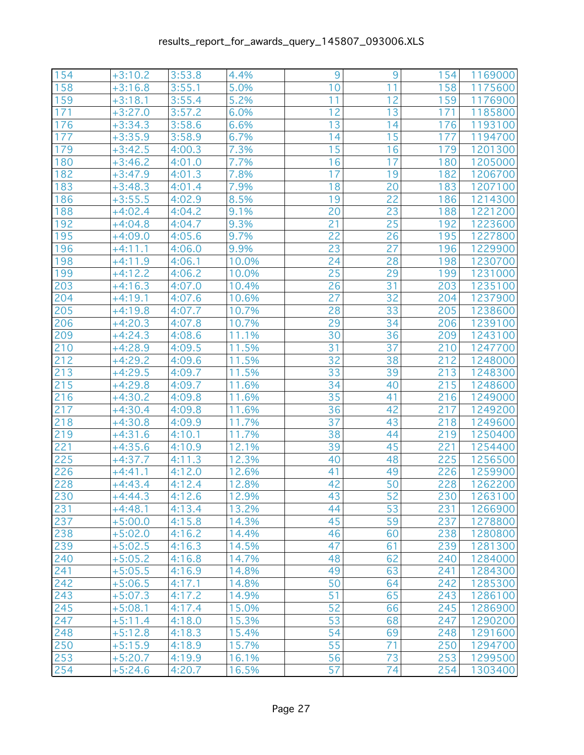# results_report_for_awards_query_145807_093006.XLS

| | | | | | | | |
|---|---|---|---|---|---|---|---|
| 154 | +3:10.2 | 3:53.8 | 4.4% | 9 | 9 | 154 | 1169000 |
| 158 | +3:16.8 | 3:55.1 | 5.0% | 10 | 11 | 158 | 1175600 |
| 159 | +3:18.1 | 3:55.4 | 5.2% | 11 | 12 | 159 | 1176900 |
| 171 | +3:27.0 | 3:57.2 | 6.0% | 12 | 13 | 171 | 1185800 |
| 176 | +3:34.3 | 3:58.6 | 6.6% | 13 | 14 | 176 | 1193100 |
| 177 | +3:35.9 | 3:58.9 | 6.7% | 14 | 15 | 177 | 1194700 |
| 179 | +3:42.5 | 4:00.3 | 7.3% | 15 | 16 | 179 | 1201300 |
| 180 | +3:46.2 | 4:01.0 | 7.7% | 16 | 17 | 180 | 1205000 |
| 182 | +3:47.9 | 4:01.3 | 7.8% | 17 | 19 | 182 | 1206700 |
| 183 | +3:48.3 | 4:01.4 | 7.9% | 18 | 20 | 183 | 1207100 |
| 186 | +3:55.5 | 4:02.9 | 8.5% | 19 | 22 | 186 | 1214300 |
| 188 | +4:02.4 | 4:04.2 | 9.1% | 20 | 23 | 188 | 1221200 |
| 192 | +4:04.8 | 4:04.7 | 9.3% | 21 | 25 | 192 | 1223600 |
| 195 | +4:09.0 | 4:05.6 | 9.7% | 22 | 26 | 195 | 1227800 |
| 196 | +4:11.1 | 4:06.0 | 9.9% | 23 | 27 | 196 | 1229900 |
| 198 | +4:11.9 | 4:06.1 | 10.0% | 24 | 28 | 198 | 1230700 |
| 199 | +4:12.2 | 4:06.2 | 10.0% | 25 | 29 | 199 | 1231000 |
| 203 | +4:16.3 | 4:07.0 | 10.4% | 26 | 31 | 203 | 1235100 |
| 204 | +4:19.1 | 4:07.6 | 10.6% | 27 | 32 | 204 | 1237900 |
| 205 | +4:19.8 | 4:07.7 | 10.7% | 28 | 33 | 205 | 1238600 |
| 206 | +4:20.3 | 4:07.8 | 10.7% | 29 | 34 | 206 | 1239100 |
| 209 | +4:24.3 | 4:08.6 | 11.1% | 30 | 36 | 209 | 1243100 |
| 210 | +4:28.9 | 4:09.5 | 11.5% | 31 | 37 | 210 | 1247700 |
| 212 | +4:29.2 | 4:09.6 | 11.5% | 32 | 38 | 212 | 1248000 |
| 213 | +4:29.5 | 4:09.7 | 11.5% | 33 | 39 | 213 | 1248300 |
| 215 | +4:29.8 | 4:09.7 | 11.6% | 34 | 40 | 215 | 1248600 |
| 216 | +4:30.2 | 4:09.8 | 11.6% | 35 | 41 | 216 | 1249000 |
| 217 | +4:30.4 | 4:09.8 | 11.6% | 36 | 42 | 217 | 1249200 |
| 218 | +4:30.8 | 4:09.9 | 11.7% | 37 | 43 | 218 | 1249600 |
| 219 | +4:31.6 | 4:10.1 | 11.7% | 38 | 44 | 219 | 1250400 |
| 221 | +4:35.6 | 4:10.9 | 12.1% | 39 | 45 | 221 | 1254400 |
| 225 | +4:37.7 | 4:11.3 | 12.3% | 40 | 48 | 225 | 1256500 |
| 226 | +4:41.1 | 4:12.0 | 12.6% | 41 | 49 | 226 | 1259900 |
| 228 | +4:43.4 | 4:12.4 | 12.8% | 42 | 50 | 228 | 1262200 |
| 230 | +4:44.3 | 4:12.6 | 12.9% | 43 | 52 | 230 | 1263100 |
| 231 | +4:48.1 | 4:13.4 | 13.2% | 44 | 53 | 231 | 1266900 |
| 237 | +5:00.0 | 4:15.8 | 14.3% | 45 | 59 | 237 | 1278800 |
| 238 | +5:02.0 | 4:16.2 | 14.4% | 46 | 60 | 238 | 1280800 |
| 239 | +5:02.5 | 4:16.3 | 14.5% | 47 | 61 | 239 | 1281300 |
| 240 | +5:05.2 | 4:16.8 | 14.7% | 48 | 62 | 240 | 1284000 |
| 241 | +5:05.5 | 4:16.9 | 14.8% | 49 | 63 | 241 | 1284300 |
| 242 | +5:06.5 | 4:17.1 | 14.8% | 50 | 64 | 242 | 1285300 |
| 243 | +5:07.3 | 4:17.2 | 14.9% | 51 | 65 | 243 | 1286100 |
| 245 | +5:08.1 | 4:17.4 | 15.0% | 52 | 66 | 245 | 1286900 |
| 247 | +5:11.4 | 4:18.0 | 15.3% | 53 | 68 | 247 | 1290200 |
| 248 | +5:12.8 | 4:18.3 | 15.4% | 54 | 69 | 248 | 1291600 |
| 250 | +5:15.9 | 4:18.9 | 15.7% | 55 | 71 | 250 | 1294700 |
| 253 | +5:20.7 | 4:19.9 | 16.1% | 56 | 73 | 253 | 1299500 |
| 254 | +5:24.6 | 4:20.7 | 16.5% | 57 | 74 | 254 | 1303400 |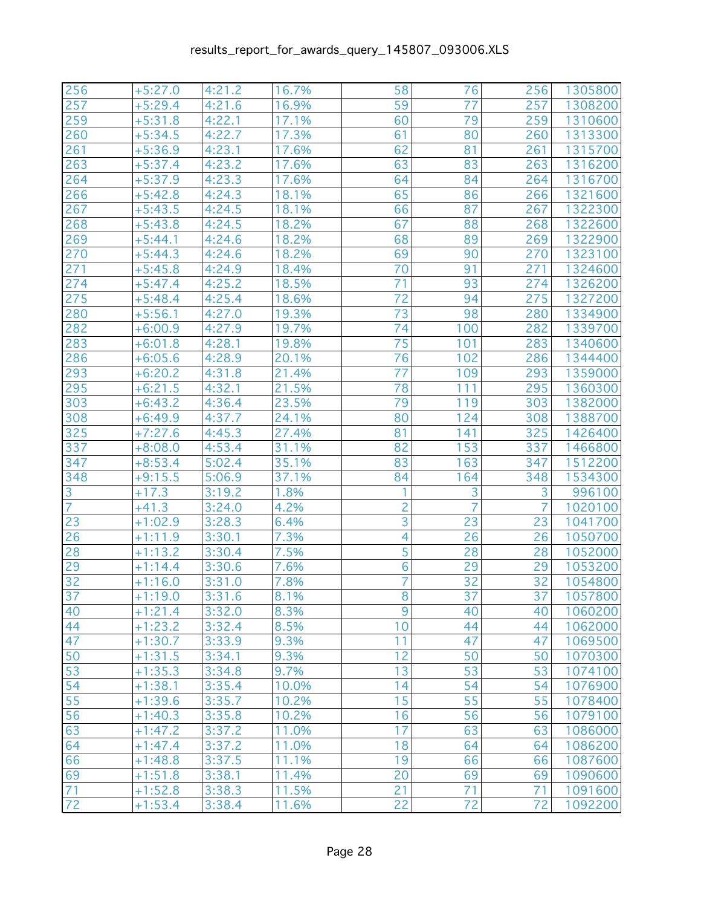| 256 | +5:27.0 | 4:21.2 | 16.7% | 58 | 76 | 256 | 1305800 |
|---|---|---|---|---|---|---|---|
| 257 | +5:29.4 | 4:21.6 | 16.9% | 59 | 77 | 257 | 1308200 |
| 259 | +5:31.8 | 4:22.1 | 17.1% | 60 | 79 | 259 | 1310600 |
| 260 | +5:34.5 | 4:22.7 | 17.3% | 61 | 80 | 260 | 1313300 |
| 261 | +5:36.9 | 4:23.1 | 17.6% | 62 | 81 | 261 | 1315700 |
| 263 | +5:37.4 | 4:23.2 | 17.6% | 63 | 83 | 263 | 1316200 |
| 264 | +5:37.9 | 4:23.3 | 17.6% | 64 | 84 | 264 | 1316700 |
| 266 | +5:42.8 | 4:24.3 | 18.1% | 65 | 86 | 266 | 1321600 |
| 267 | +5:43.5 | 4:24.5 | 18.1% | 66 | 87 | 267 | 1322300 |
| 268 | +5:43.8 | 4:24.5 | 18.2% | 67 | 88 | 268 | 1322600 |
| 269 | +5:44.1 | 4:24.6 | 18.2% | 68 | 89 | 269 | 1322900 |
| 270 | +5:44.3 | 4:24.6 | 18.2% | 69 | 90 | 270 | 1323100 |
| 271 | +5:45.8 | 4:24.9 | 18.4% | 70 | 91 | 271 | 1324600 |
| 274 | +5:47.4 | 4:25.2 | 18.5% | 71 | 93 | 274 | 1326200 |
| 275 | +5:48.4 | 4:25.4 | 18.6% | 72 | 94 | 275 | 1327200 |
| 280 | +5:56.1 | 4:27.0 | 19.3% | 73 | 98 | 280 | 1334900 |
| 282 | +6:00.9 | 4:27.9 | 19.7% | 74 | 100 | 282 | 1339700 |
| 283 | +6:01.8 | 4:28.1 | 19.8% | 75 | 101 | 283 | 1340600 |
| 286 | +6:05.6 | 4:28.9 | 20.1% | 76 | 102 | 286 | 1344400 |
| 293 | +6:20.2 | 4:31.8 | 21.4% | 77 | 109 | 293 | 1359000 |
| 295 | +6:21.5 | 4:32.1 | 21.5% | 78 | 111 | 295 | 1360300 |
| 303 | +6:43.2 | 4:36.4 | 23.5% | 79 | 119 | 303 | 1382000 |
| 308 | +6:49.9 | 4:37.7 | 24.1% | 80 | 124 | 308 | 1388700 |
| 325 | +7:27.6 | 4:45.3 | 27.4% | 81 | 141 | 325 | 1426400 |
| 337 | +8:08.0 | 4:53.4 | 31.1% | 82 | 153 | 337 | 1466800 |
| 347 | +8:53.4 | 5:02.4 | 35.1% | 83 | 163 | 347 | 1512200 |
| 348 | +9:15.5 | 5:06.9 | 37.1% | 84 | 164 | 348 | 1534300 |
| 3 | +17.3 | 3:19.2 | 1.8% | 1 | 3 | 3 | 996100 |
| 7 | +41.3 | 3:24.0 | 4.2% | 2 | 7 | 7 | 1020100 |
| 23 | +1:02.9 | 3:28.3 | 6.4% | 3 | 23 | 23 | 1041700 |
| 26 | +1:11.9 | 3:30.1 | 7.3% | 4 | 26 | 26 | 1050700 |
| 28 | +1:13.2 | 3:30.4 | 7.5% | 5 | 28 | 28 | 1052000 |
| 29 | +1:14.4 | 3:30.6 | 7.6% | 6 | 29 | 29 | 1053200 |
| 32 | +1:16.0 | 3:31.0 | 7.8% | 7 | 32 | 32 | 1054800 |
| 37 | +1:19.0 | 3:31.6 | 8.1% | 8 | 37 | 37 | 1057800 |
| 40 | +1:21.4 | 3:32.0 | 8.3% | 9 | 40 | 40 | 1060200 |
| 44 | +1:23.2 | 3:32.4 | 8.5% | 10 | 44 | 44 | 1062000 |
| 47 | +1:30.7 | 3:33.9 | 9.3% | 11 | 47 | 47 | 1069500 |
| 50 | +1:31.5 | 3:34.1 | 9.3% | 12 | 50 | 50 | 1070300 |
| 53 | +1:35.3 | 3:34.8 | 9.7% | 13 | 53 | 53 | 1074100 |
| 54 | +1:38.1 | 3:35.4 | 10.0% | 14 | 54 | 54 | 1076900 |
| 55 | +1:39.6 | 3:35.7 | 10.2% | 15 | 55 | 55 | 1078400 |
| 56 | +1:40.3 | 3:35.8 | 10.2% | 16 | 56 | 56 | 1079100 |
| 63 | +1:47.2 | 3:37.2 | 11.0% | 17 | 63 | 63 | 1086000 |
| 64 | +1:47.4 | 3:37.2 | 11.0% | 18 | 64 | 64 | 1086200 |
| 66 | +1:48.8 | 3:37.5 | 11.1% | 19 | 66 | 66 | 1087600 |
| 69 | +1:51.8 | 3:38.1 | 11.4% | 20 | 69 | 69 | 1090600 |
| 71 | +1:52.8 | 3:38.3 | 11.5% | 21 | 71 | 71 | 1091600 |
| 72 | +1:53.4 | 3:38.4 | 11.6% | 22 | 72 | 72 | 1092200 |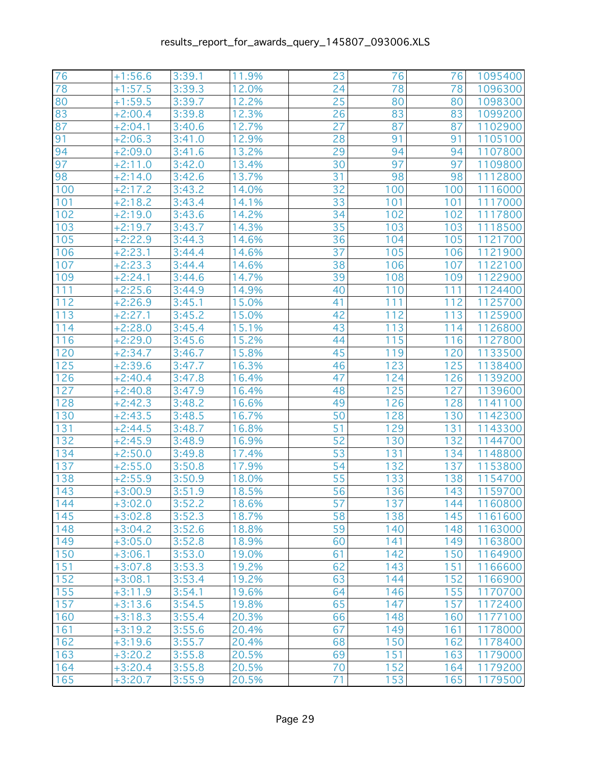| | | | | | | | |
|---|---|---|---|---|---|---|---|
| 76 | +1:56.6 | 3:39.1 | 11.9% | 23 | 76 | 76 | 1095400 |
| 78 | +1:57.5 | 3:39.3 | 12.0% | 24 | 78 | 78 | 1096300 |
| 80 | +1:59.5 | 3:39.7 | 12.2% | 25 | 80 | 80 | 1098300 |
| 83 | +2:00.4 | 3:39.8 | 12.3% | 26 | 83 | 83 | 1099200 |
| 87 | +2:04.1 | 3:40.6 | 12.7% | 27 | 87 | 87 | 1102900 |
| 91 | +2:06.3 | 3:41.0 | 12.9% | 28 | 91 | 91 | 1105100 |
| 94 | +2:09.0 | 3:41.6 | 13.2% | 29 | 94 | 94 | 1107800 |
| 97 | +2:11.0 | 3:42.0 | 13.4% | 30 | 97 | 97 | 1109800 |
| 98 | +2:14.0 | 3:42.6 | 13.7% | 31 | 98 | 98 | 1112800 |
| 100 | +2:17.2 | 3:43.2 | 14.0% | 32 | 100 | 100 | 1116000 |
| 101 | +2:18.2 | 3:43.4 | 14.1% | 33 | 101 | 101 | 1117000 |
| 102 | +2:19.0 | 3:43.6 | 14.2% | 34 | 102 | 102 | 1117800 |
| 103 | +2:19.7 | 3:43.7 | 14.3% | 35 | 103 | 103 | 1118500 |
| 105 | +2:22.9 | 3:44.3 | 14.6% | 36 | 104 | 105 | 1121700 |
| 106 | +2:23.1 | 3:44.4 | 14.6% | 37 | 105 | 106 | 1121900 |
| 107 | +2:23.3 | 3:44.4 | 14.6% | 38 | 106 | 107 | 1122100 |
| 109 | +2:24.1 | 3:44.6 | 14.7% | 39 | 108 | 109 | 1122900 |
| 111 | +2:25.6 | 3:44.9 | 14.9% | 40 | 110 | 111 | 1124400 |
| 112 | +2:26.9 | 3:45.1 | 15.0% | 41 | 111 | 112 | 1125700 |
| 113 | +2:27.1 | 3:45.2 | 15.0% | 42 | 112 | 113 | 1125900 |
| 114 | +2:28.0 | 3:45.4 | 15.1% | 43 | 113 | 114 | 1126800 |
| 116 | +2:29.0 | 3:45.6 | 15.2% | 44 | 115 | 116 | 1127800 |
| 120 | +2:34.7 | 3:46.7 | 15.8% | 45 | 119 | 120 | 1133500 |
| 125 | +2:39.6 | 3:47.7 | 16.3% | 46 | 123 | 125 | 1138400 |
| 126 | +2:40.4 | 3:47.8 | 16.4% | 47 | 124 | 126 | 1139200 |
| 127 | +2:40.8 | 3:47.9 | 16.4% | 48 | 125 | 127 | 1139600 |
| 128 | +2:42.3 | 3:48.2 | 16.6% | 49 | 126 | 128 | 1141100 |
| 130 | +2:43.5 | 3:48.5 | 16.7% | 50 | 128 | 130 | 1142300 |
| 131 | +2:44.5 | 3:48.7 | 16.8% | 51 | 129 | 131 | 1143300 |
| 132 | +2:45.9 | 3:48.9 | 16.9% | 52 | 130 | 132 | 1144700 |
| 134 | +2:50.0 | 3:49.8 | 17.4% | 53 | 131 | 134 | 1148800 |
| 137 | +2:55.0 | 3:50.8 | 17.9% | 54 | 132 | 137 | 1153800 |
| 138 | +2:55.9 | 3:50.9 | 18.0% | 55 | 133 | 138 | 1154700 |
| 143 | +3:00.9 | 3:51.9 | 18.5% | 56 | 136 | 143 | 1159700 |
| 144 | +3:02.0 | 3:52.2 | 18.6% | 57 | 137 | 144 | 1160800 |
| 145 | +3:02.8 | 3:52.3 | 18.7% | 58 | 138 | 145 | 1161600 |
| 148 | +3:04.2 | 3:52.6 | 18.8% | 59 | 140 | 148 | 1163000 |
| 149 | +3:05.0 | 3:52.8 | 18.9% | 60 | 141 | 149 | 1163800 |
| 150 | +3:06.1 | 3:53.0 | 19.0% | 61 | 142 | 150 | 1164900 |
| 151 | +3:07.8 | 3:53.3 | 19.2% | 62 | 143 | 151 | 1166600 |
| 152 | +3:08.1 | 3:53.4 | 19.2% | 63 | 144 | 152 | 1166900 |
| 155 | +3:11.9 | 3:54.1 | 19.6% | 64 | 146 | 155 | 1170700 |
| 157 | +3:13.6 | 3:54.5 | 19.8% | 65 | 147 | 157 | 1172400 |
| 160 | +3:18.3 | 3:55.4 | 20.3% | 66 | 148 | 160 | 1177100 |
| 161 | +3:19.2 | 3:55.6 | 20.4% | 67 | 149 | 161 | 1178000 |
| 162 | +3:19.6 | 3:55.7 | 20.4% | 68 | 150 | 162 | 1178400 |
| 163 | +3:20.2 | 3:55.8 | 20.5% | 69 | 151 | 163 | 1179000 |
| 164 | +3:20.4 | 3:55.8 | 20.5% | 70 | 152 | 164 | 1179200 |
| 165 | +3:20.7 | 3:55.9 | 20.5% | 71 | 153 | 165 | 1179500 |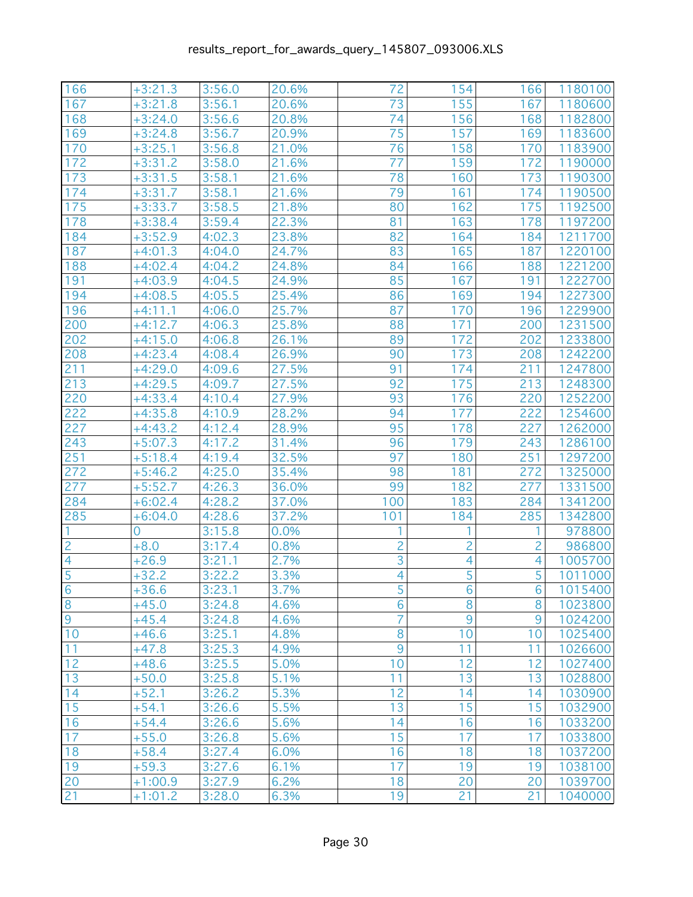| | | | | | | | |
|---|---|---|---|---|---|---|---|
| 166 | +3:21.3 | 3:56.0 | 20.6% | 72 | 154 | 166 | 1180100 |
| 167 | +3:21.8 | 3:56.1 | 20.6% | 73 | 155 | 167 | 1180600 |
| 168 | +3:24.0 | 3:56.6 | 20.8% | 74 | 156 | 168 | 1182800 |
| 169 | +3:24.8 | 3:56.7 | 20.9% | 75 | 157 | 169 | 1183600 |
| 170 | +3:25.1 | 3:56.8 | 21.0% | 76 | 158 | 170 | 1183900 |
| 172 | +3:31.2 | 3:58.0 | 21.6% | 77 | 159 | 172 | 1190000 |
| 173 | +3:31.5 | 3:58.1 | 21.6% | 78 | 160 | 173 | 1190300 |
| 174 | +3:31.7 | 3:58.1 | 21.6% | 79 | 161 | 174 | 1190500 |
| 175 | +3:33.7 | 3:58.5 | 21.8% | 80 | 162 | 175 | 1192500 |
| 178 | +3:38.4 | 3:59.4 | 22.3% | 81 | 163 | 178 | 1197200 |
| 184 | +3:52.9 | 4:02.3 | 23.8% | 82 | 164 | 184 | 1211700 |
| 187 | +4:01.3 | 4:04.0 | 24.7% | 83 | 165 | 187 | 1220100 |
| 188 | +4:02.4 | 4:04.2 | 24.8% | 84 | 166 | 188 | 1221200 |
| 191 | +4:03.9 | 4:04.5 | 24.9% | 85 | 167 | 191 | 1222700 |
| 194 | +4:08.5 | 4:05.5 | 25.4% | 86 | 169 | 194 | 1227300 |
| 196 | +4:11.1 | 4:06.0 | 25.7% | 87 | 170 | 196 | 1229900 |
| 200 | +4:12.7 | 4:06.3 | 25.8% | 88 | 171 | 200 | 1231500 |
| 202 | +4:15.0 | 4:06.8 | 26.1% | 89 | 172 | 202 | 1233800 |
| 208 | +4:23.4 | 4:08.4 | 26.9% | 90 | 173 | 208 | 1242200 |
| 211 | +4:29.0 | 4:09.6 | 27.5% | 91 | 174 | 211 | 1247800 |
| 213 | +4:29.5 | 4:09.7 | 27.5% | 92 | 175 | 213 | 1248300 |
| 220 | +4:33.4 | 4:10.4 | 27.9% | 93 | 176 | 220 | 1252200 |
| 222 | +4:35.8 | 4:10.9 | 28.2% | 94 | 177 | 222 | 1254600 |
| 227 | +4:43.2 | 4:12.4 | 28.9% | 95 | 178 | 227 | 1262000 |
| 243 | +5:07.3 | 4:17.2 | 31.4% | 96 | 179 | 243 | 1286100 |
| 251 | +5:18.4 | 4:19.4 | 32.5% | 97 | 180 | 251 | 1297200 |
| 272 | +5:46.2 | 4:25.0 | 35.4% | 98 | 181 | 272 | 1325000 |
| 277 | +5:52.7 | 4:26.3 | 36.0% | 99 | 182 | 277 | 1331500 |
| 284 | +6:02.4 | 4:28.2 | 37.0% | 100 | 183 | 284 | 1341200 |
| 285 | +6:04.0 | 4:28.6 | 37.2% | 101 | 184 | 285 | 1342800 |
| 1 | 0 | 3:15.8 | 0.0% | 1 | 1 | 1 | 978800 |
| 2 | +8.0 | 3:17.4 | 0.8% | 2 | 2 | 2 | 986800 |
| 4 | +26.9 | 3:21.1 | 2.7% | 3 | 4 | 4 | 1005700 |
| 5 | +32.2 | 3:22.2 | 3.3% | 4 | 5 | 5 | 1011000 |
| 6 | +36.6 | 3:23.1 | 3.7% | 5 | 6 | 6 | 1015400 |
| 8 | +45.0 | 3:24.8 | 4.6% | 6 | 8 | 8 | 1023800 |
| 9 | +45.4 | 3:24.8 | 4.6% | 7 | 9 | 9 | 1024200 |
| 10 | +46.6 | 3:25.1 | 4.8% | 8 | 10 | 10 | 1025400 |
| 11 | +47.8 | 3:25.3 | 4.9% | 9 | 11 | 11 | 1026600 |
| 12 | +48.6 | 3:25.5 | 5.0% | 10 | 12 | 12 | 1027400 |
| 13 | +50.0 | 3:25.8 | 5.1% | 11 | 13 | 13 | 1028800 |
| 14 | +52.1 | 3:26.2 | 5.3% | 12 | 14 | 14 | 1030900 |
| 15 | +54.1 | 3:26.6 | 5.5% | 13 | 15 | 15 | 1032900 |
| 16 | +54.4 | 3:26.6 | 5.6% | 14 | 16 | 16 | 1033200 |
| 17 | +55.0 | 3:26.8 | 5.6% | 15 | 17 | 17 | 1033800 |
| 18 | +58.4 | 3:27.4 | 6.0% | 16 | 18 | 18 | 1037200 |
| 19 | +59.3 | 3:27.6 | 6.1% | 17 | 19 | 19 | 1038100 |
| 20 | +1:00.9 | 3:27.9 | 6.2% | 18 | 20 | 20 | 1039700 |
| 21 | +1:01.2 | 3:28.0 | 6.3% | 19 | 21 | 21 | 1040000 |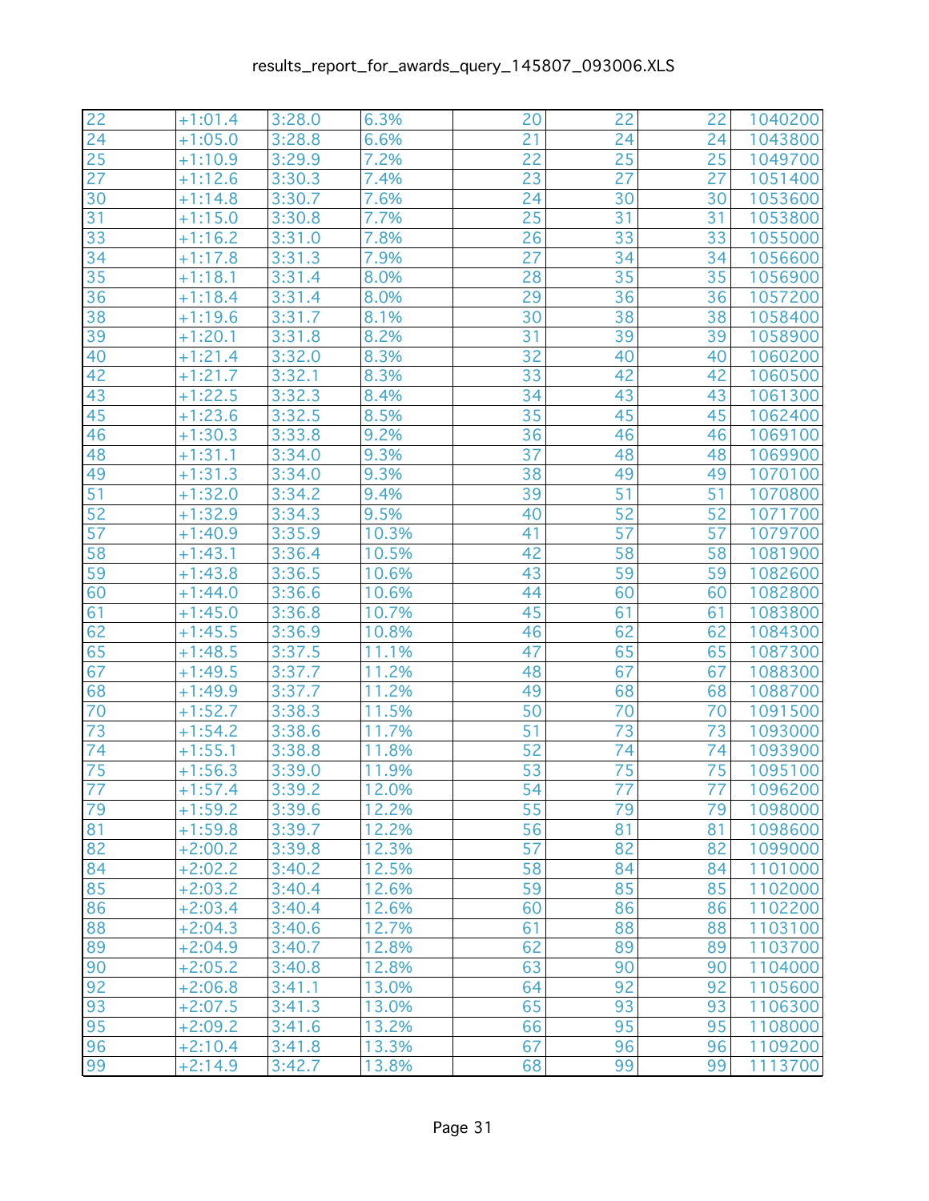| 22 | +1:01.4 | 3:28.0 | 6.3% | 20 | 22 | 22 | 1040200 |
|---|---|---|---|---|---|---|---|
| 24 | +1:05.0 | 3:28.8 | 6.6% | 21 | 24 | 24 | 1043800 |
| 25 | +1:10.9 | 3:29.9 | 7.2% | 22 | 25 | 25 | 1049700 |
| 27 | +1:12.6 | 3:30.3 | 7.4% | 23 | 27 | 27 | 1051400 |
| 30 | +1:14.8 | 3:30.7 | 7.6% | 24 | 30 | 30 | 1053600 |
| 31 | +1:15.0 | 3:30.8 | 7.7% | 25 | 31 | 31 | 1053800 |
| 33 | +1:16.2 | 3:31.0 | 7.8% | 26 | 33 | 33 | 1055000 |
| 34 | +1:17.8 | 3:31.3 | 7.9% | 27 | 34 | 34 | 1056600 |
| 35 | +1:18.1 | 3:31.4 | 8.0% | 28 | 35 | 35 | 1056900 |
| 36 | +1:18.4 | 3:31.4 | 8.0% | 29 | 36 | 36 | 1057200 |
| 38 | +1:19.6 | 3:31.7 | 8.1% | 30 | 38 | 38 | 1058400 |
| 39 | +1:20.1 | 3:31.8 | 8.2% | 31 | 39 | 39 | 1058900 |
| 40 | +1:21.4 | 3:32.0 | 8.3% | 32 | 40 | 40 | 1060200 |
| 42 | +1:21.7 | 3:32.1 | 8.3% | 33 | 42 | 42 | 1060500 |
| 43 | +1:22.5 | 3:32.3 | 8.4% | 34 | 43 | 43 | 1061300 |
| 45 | +1:23.6 | 3:32.5 | 8.5% | 35 | 45 | 45 | 1062400 |
| 46 | +1:30.3 | 3:33.8 | 9.2% | 36 | 46 | 46 | 1069100 |
| 48 | +1:31.1 | 3:34.0 | 9.3% | 37 | 48 | 48 | 1069900 |
| 49 | +1:31.3 | 3:34.0 | 9.3% | 38 | 49 | 49 | 1070100 |
| 51 | +1:32.0 | 3:34.2 | 9.4% | 39 | 51 | 51 | 1070800 |
| 52 | +1:32.9 | 3:34.3 | 9.5% | 40 | 52 | 52 | 1071700 |
| 57 | +1:40.9 | 3:35.9 | 10.3% | 41 | 57 | 57 | 1079700 |
| 58 | +1:43.1 | 3:36.4 | 10.5% | 42 | 58 | 58 | 1081900 |
| 59 | +1:43.8 | 3:36.5 | 10.6% | 43 | 59 | 59 | 1082600 |
| 60 | +1:44.0 | 3:36.6 | 10.6% | 44 | 60 | 60 | 1082800 |
| 61 | +1:45.0 | 3:36.8 | 10.7% | 45 | 61 | 61 | 1083800 |
| 62 | +1:45.5 | 3:36.9 | 10.8% | 46 | 62 | 62 | 1084300 |
| 65 | +1:48.5 | 3:37.5 | 11.1% | 47 | 65 | 65 | 1087300 |
| 67 | +1:49.5 | 3:37.7 | 11.2% | 48 | 67 | 67 | 1088300 |
| 68 | +1:49.9 | 3:37.7 | 11.2% | 49 | 68 | 68 | 1088700 |
| 70 | +1:52.7 | 3:38.3 | 11.5% | 50 | 70 | 70 | 1091500 |
| 73 | +1:54.2 | 3:38.6 | 11.7% | 51 | 73 | 73 | 1093000 |
| 74 | +1:55.1 | 3:38.8 | 11.8% | 52 | 74 | 74 | 1093900 |
| 75 | +1:56.3 | 3:39.0 | 11.9% | 53 | 75 | 75 | 1095100 |
| 77 | +1:57.4 | 3:39.2 | 12.0% | 54 | 77 | 77 | 1096200 |
| 79 | +1:59.2 | 3:39.6 | 12.2% | 55 | 79 | 79 | 1098000 |
| 81 | +1:59.8 | 3:39.7 | 12.2% | 56 | 81 | 81 | 1098600 |
| 82 | +2:00.2 | 3:39.8 | 12.3% | 57 | 82 | 82 | 1099000 |
| 84 | +2:02.2 | 3:40.2 | 12.5% | 58 | 84 | 84 | 1101000 |
| 85 | +2:03.2 | 3:40.4 | 12.6% | 59 | 85 | 85 | 1102000 |
| 86 | +2:03.4 | 3:40.4 | 12.6% | 60 | 86 | 86 | 1102200 |
| 88 | +2:04.3 | 3:40.6 | 12.7% | 61 | 88 | 88 | 1103100 |
| 89 | +2:04.9 | 3:40.7 | 12.8% | 62 | 89 | 89 | 1103700 |
| 90 | +2:05.2 | 3:40.8 | 12.8% | 63 | 90 | 90 | 1104000 |
| 92 | +2:06.8 | 3:41.1 | 13.0% | 64 | 92 | 92 | 1105600 |
| 93 | +2:07.5 | 3:41.3 | 13.0% | 65 | 93 | 93 | 1106300 |
| 95 | +2:09.2 | 3:41.6 | 13.2% | 66 | 95 | 95 | 1108000 |
| 96 | +2:10.4 | 3:41.8 | 13.3% | 67 | 96 | 96 | 1109200 |
| 99 | +2:14.9 | 3:42.7 | 13.8% | 68 | 99 | 99 | 1113700 |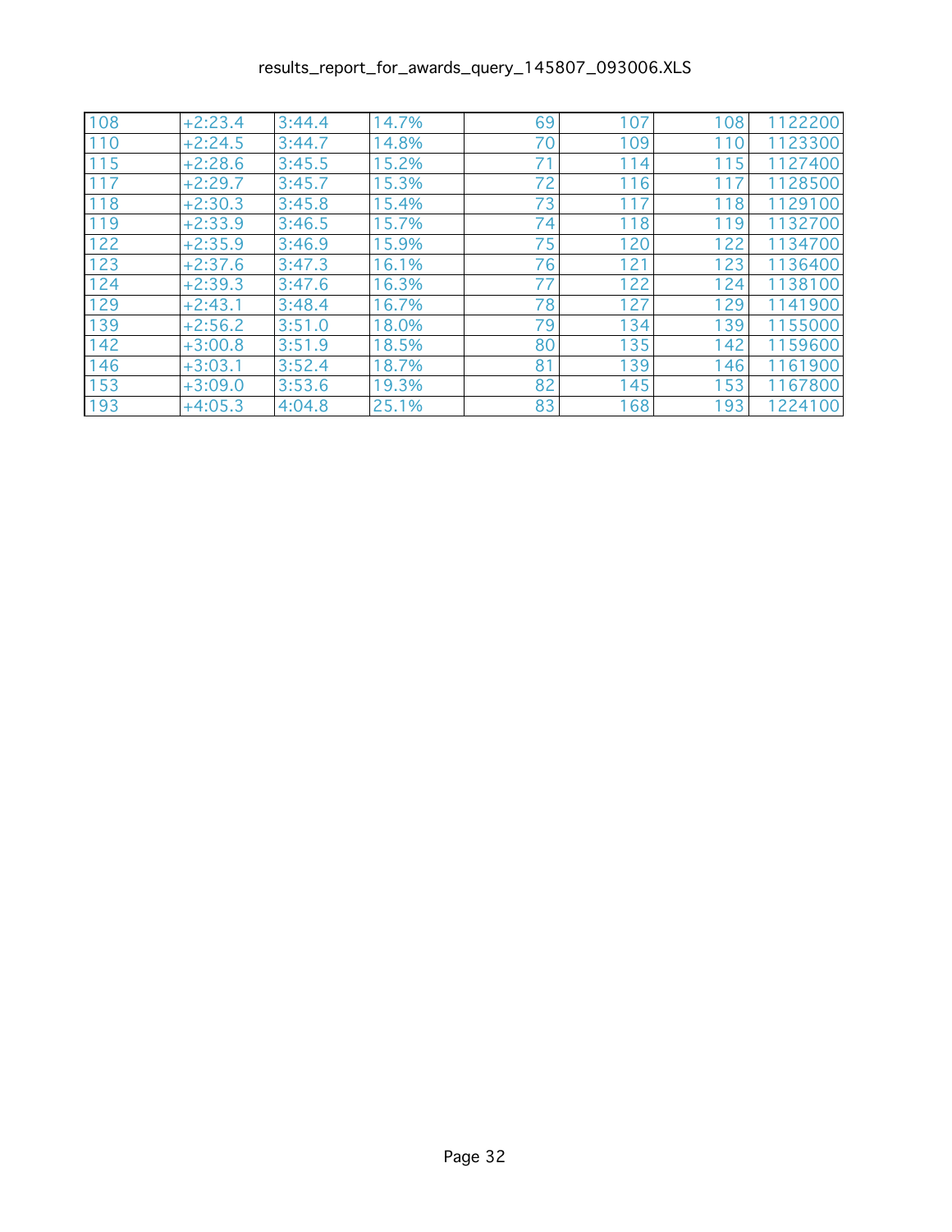| | | | | | | | |
|---|---|---|---|---|---|---|---|
| 108 | +2:23.4 | 3:44.4 | 14.7% | 69 | 107 | 108 | 1122200 |
| 110 | +2:24.5 | 3:44.7 | 14.8% | 70 | 109 | 110 | 1123300 |
| 115 | +2:28.6 | 3:45.5 | 15.2% | 71 | 114 | 115 | 1127400 |
| 117 | +2:29.7 | 3:45.7 | 15.3% | 72 | 116 | 117 | 1128500 |
| 118 | +2:30.3 | 3:45.8 | 15.4% | 73 | 117 | 118 | 1129100 |
| 119 | +2:33.9 | 3:46.5 | 15.7% | 74 | 118 | 119 | 1132700 |
| 122 | +2:35.9 | 3:46.9 | 15.9% | 75 | 120 | 122 | 1134700 |
| 123 | +2:37.6 | 3:47.3 | 16.1% | 76 | 121 | 123 | 1136400 |
| 124 | +2:39.3 | 3:47.6 | 16.3% | 77 | 122 | 124 | 1138100 |
| 129 | +2:43.1 | 3:48.4 | 16.7% | 78 | 127 | 129 | 1141900 |
| 139 | +2:56.2 | 3:51.0 | 18.0% | 79 | 134 | 139 | 1155000 |
| 142 | +3:00.8 | 3:51.9 | 18.5% | 80 | 135 | 142 | 1159600 |
| 146 | +3:03.1 | 3:52.4 | 18.7% | 81 | 139 | 146 | 1161900 |
| 153 | +3:09.0 | 3:53.6 | 19.3% | 82 | 145 | 153 | 1167800 |
| 193 | +4:05.3 | 4:04.8 | 25.1% | 83 | 168 | 193 | 1224100 |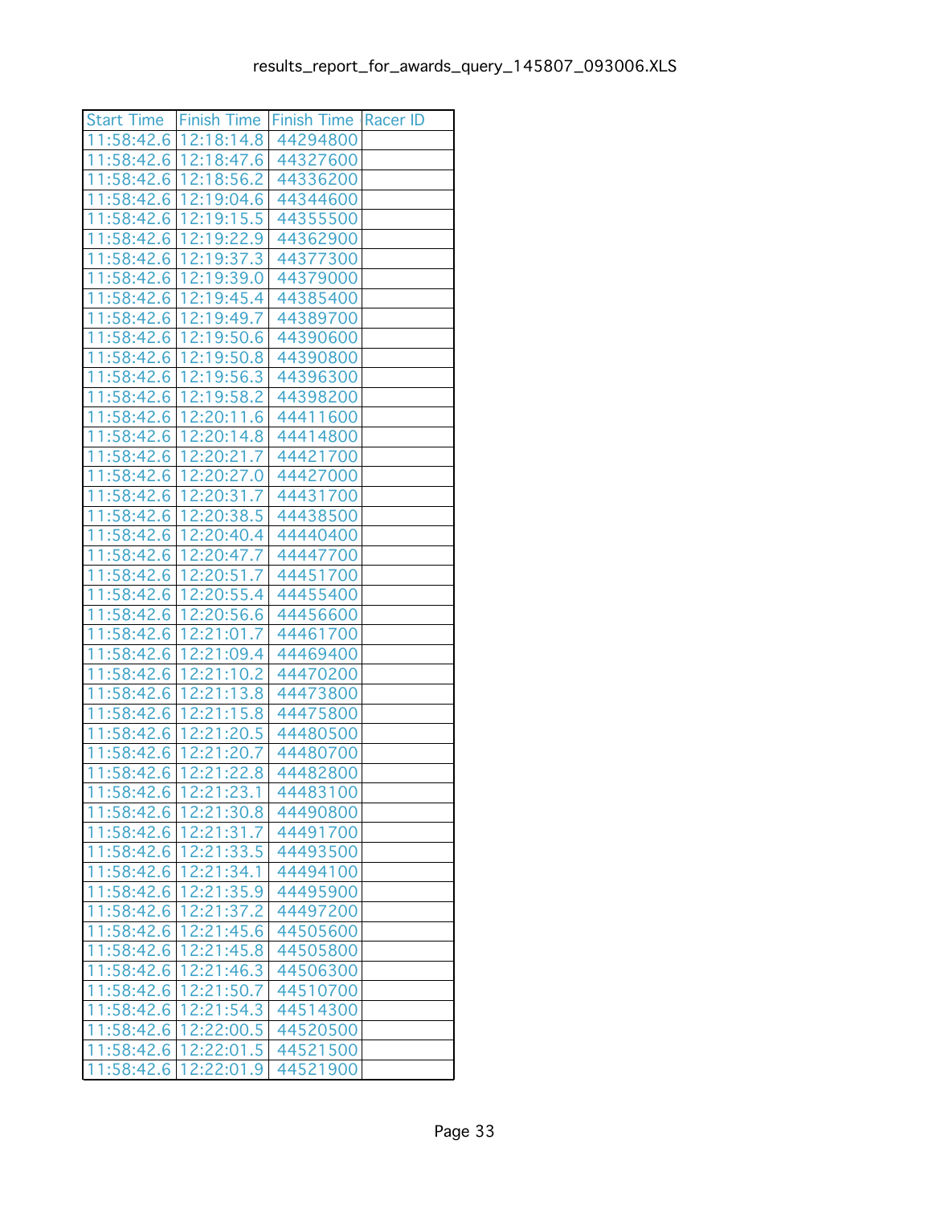results_report_for_awards_query_145807_093006.XLS

| Start Time | Finish Time | Finish Time | Racer ID |
|---|---|---|---|
| 11:58:42.6 | 12:18:14.8 | 44294800 | |
| 11:58:42.6 | 12:18:47.6 | 44327600 | |
| 11:58:42.6 | 12:18:56.2 | 44336200 | |
| 11:58:42.6 | 12:19:04.6 | 44344600 | |
| 11:58:42.6 | 12:19:15.5 | 44355500 | |
| 11:58:42.6 | 12:19:22.9 | 44362900 | |
| 11:58:42.6 | 12:19:37.3 | 44377300 | |
| 11:58:42.6 | 12:19:39.0 | 44379000 | |
| 11:58:42.6 | 12:19:45.4 | 44385400 | |
| 11:58:42.6 | 12:19:49.7 | 44389700 | |
| 11:58:42.6 | 12:19:50.6 | 44390600 | |
| 11:58:42.6 | 12:19:50.8 | 44390800 | |
| 11:58:42.6 | 12:19:56.3 | 44396300 | |
| 11:58:42.6 | 12:19:58.2 | 44398200 | |
| 11:58:42.6 | 12:20:11.6 | 44411600 | |
| 11:58:42.6 | 12:20:14.8 | 44414800 | |
| 11:58:42.6 | 12:20:21.7 | 44421700 | |
| 11:58:42.6 | 12:20:27.0 | 44427000 | |
| 11:58:42.6 | 12:20:31.7 | 44431700 | |
| 11:58:42.6 | 12:20:38.5 | 44438500 | |
| 11:58:42.6 | 12:20:40.4 | 44440400 | |
| 11:58:42.6 | 12:20:47.7 | 44447700 | |
| 11:58:42.6 | 12:20:51.7 | 44451700 | |
| 11:58:42.6 | 12:20:55.4 | 44455400 | |
| 11:58:42.6 | 12:20:56.6 | 44456600 | |
| 11:58:42.6 | 12:21:01.7 | 44461700 | |
| 11:58:42.6 | 12:21:09.4 | 44469400 | |
| 11:58:42.6 | 12:21:10.2 | 44470200 | |
| 11:58:42.6 | 12:21:13.8 | 44473800 | |
| 11:58:42.6 | 12:21:15.8 | 44475800 | |
| 11:58:42.6 | 12:21:20.5 | 44480500 | |
| 11:58:42.6 | 12:21:20.7 | 44480700 | |
| 11:58:42.6 | 12:21:22.8 | 44482800 | |
| 11:58:42.6 | 12:21:23.1 | 44483100 | |
| 11:58:42.6 | 12:21:30.8 | 44490800 | |
| 11:58:42.6 | 12:21:31.7 | 44491700 | |
| 11:58:42.6 | 12:21:33.5 | 44493500 | |
| 11:58:42.6 | 12:21:34.1 | 44494100 | |
| 11:58:42.6 | 12:21:35.9 | 44495900 | |
| 11:58:42.6 | 12:21:37.2 | 44497200 | |
| 11:58:42.6 | 12:21:45.6 | 44505600 | |
| 11:58:42.6 | 12:21:45.8 | 44505800 | |
| 11:58:42.6 | 12:21:46.3 | 44506300 | |
| 11:58:42.6 | 12:21:50.7 | 44510700 | |
| 11:58:42.6 | 12:21:54.3 | 44514300 | |
| 11:58:42.6 | 12:22:00.5 | 44520500 | |
| 11:58:42.6 | 12:22:01.5 | 44521500 | |
| 11:58:42.6 | 12:22:01.9 | 44521900 | |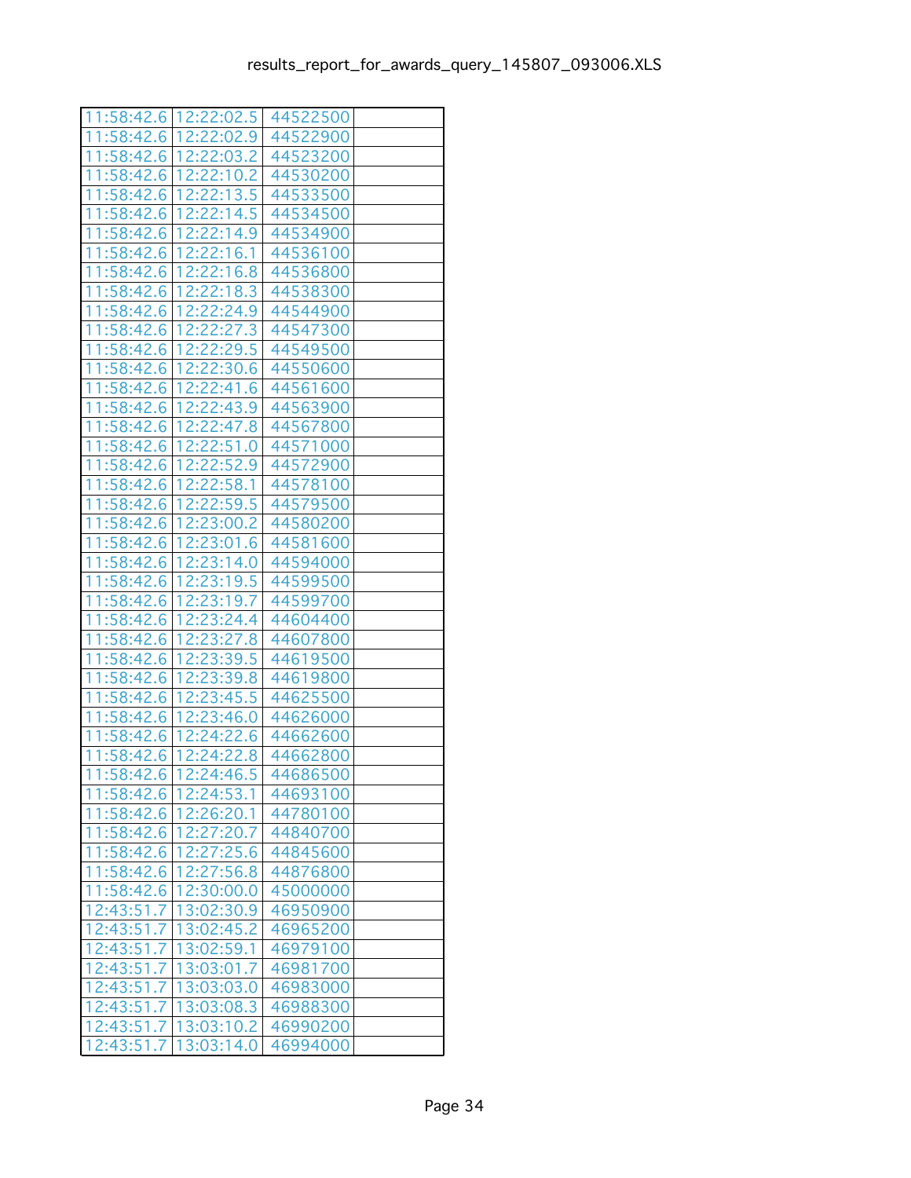| | | | |
|---|---|---|---|
| 11:58:42.6 | 12:22:02.5 | 44522500 | |
| 11:58:42.6 | 12:22:02.9 | 44522900 | |
| 11:58:42.6 | 12:22:03.2 | 44523200 | |
| 11:58:42.6 | 12:22:10.2 | 44530200 | |
| 11:58:42.6 | 12:22:13.5 | 44533500 | |
| 11:58:42.6 | 12:22:14.5 | 44534500 | |
| 11:58:42.6 | 12:22:14.9 | 44534900 | |
| 11:58:42.6 | 12:22:16.1 | 44536100 | |
| 11:58:42.6 | 12:22:16.8 | 44536800 | |
| 11:58:42.6 | 12:22:18.3 | 44538300 | |
| 11:58:42.6 | 12:22:24.9 | 44544900 | |
| 11:58:42.6 | 12:22:27.3 | 44547300 | |
| 11:58:42.6 | 12:22:29.5 | 44549500 | |
| 11:58:42.6 | 12:22:30.6 | 44550600 | |
| 11:58:42.6 | 12:22:41.6 | 44561600 | |
| 11:58:42.6 | 12:22:43.9 | 44563900 | |
| 11:58:42.6 | 12:22:47.8 | 44567800 | |
| 11:58:42.6 | 12:22:51.0 | 44571000 | |
| 11:58:42.6 | 12:22:52.9 | 44572900 | |
| 11:58:42.6 | 12:22:58.1 | 44578100 | |
| 11:58:42.6 | 12:22:59.5 | 44579500 | |
| 11:58:42.6 | 12:23:00.2 | 44580200 | |
| 11:58:42.6 | 12:23:01.6 | 44581600 | |
| 11:58:42.6 | 12:23:14.0 | 44594000 | |
| 11:58:42.6 | 12:23:19.5 | 44599500 | |
| 11:58:42.6 | 12:23:19.7 | 44599700 | |
| 11:58:42.6 | 12:23:24.4 | 44604400 | |
| 11:58:42.6 | 12:23:27.8 | 44607800 | |
| 11:58:42.6 | 12:23:39.5 | 44619500 | |
| 11:58:42.6 | 12:23:39.8 | 44619800 | |
| 11:58:42.6 | 12:23:45.5 | 44625500 | |
| 11:58:42.6 | 12:23:46.0 | 44626000 | |
| 11:58:42.6 | 12:24:22.6 | 44662600 | |
| 11:58:42.6 | 12:24:22.8 | 44662800 | |
| 11:58:42.6 | 12:24:46.5 | 44686500 | |
| 11:58:42.6 | 12:24:53.1 | 44693100 | |
| 11:58:42.6 | 12:26:20.1 | 44780100 | |
| 11:58:42.6 | 12:27:20.7 | 44840700 | |
| 11:58:42.6 | 12:27:25.6 | 44845600 | |
| 11:58:42.6 | 12:27:56.8 | 44876800 | |
| 11:58:42.6 | 12:30:00.0 | 45000000 | |
| 12:43:51.7 | 13:02:30.9 | 46950900 | |
| 12:43:51.7 | 13:02:45.2 | 46965200 | |
| 12:43:51.7 | 13:02:59.1 | 46979100 | |
| 12:43:51.7 | 13:03:01.7 | 46981700 | |
| 12:43:51.7 | 13:03:03.0 | 46983000 | |
| 12:43:51.7 | 13:03:08.3 | 46988300 | |
| 12:43:51.7 | 13:03:10.2 | 46990200 | |
| 12:43:51.7 | 13:03:14.0 | 46994000 | |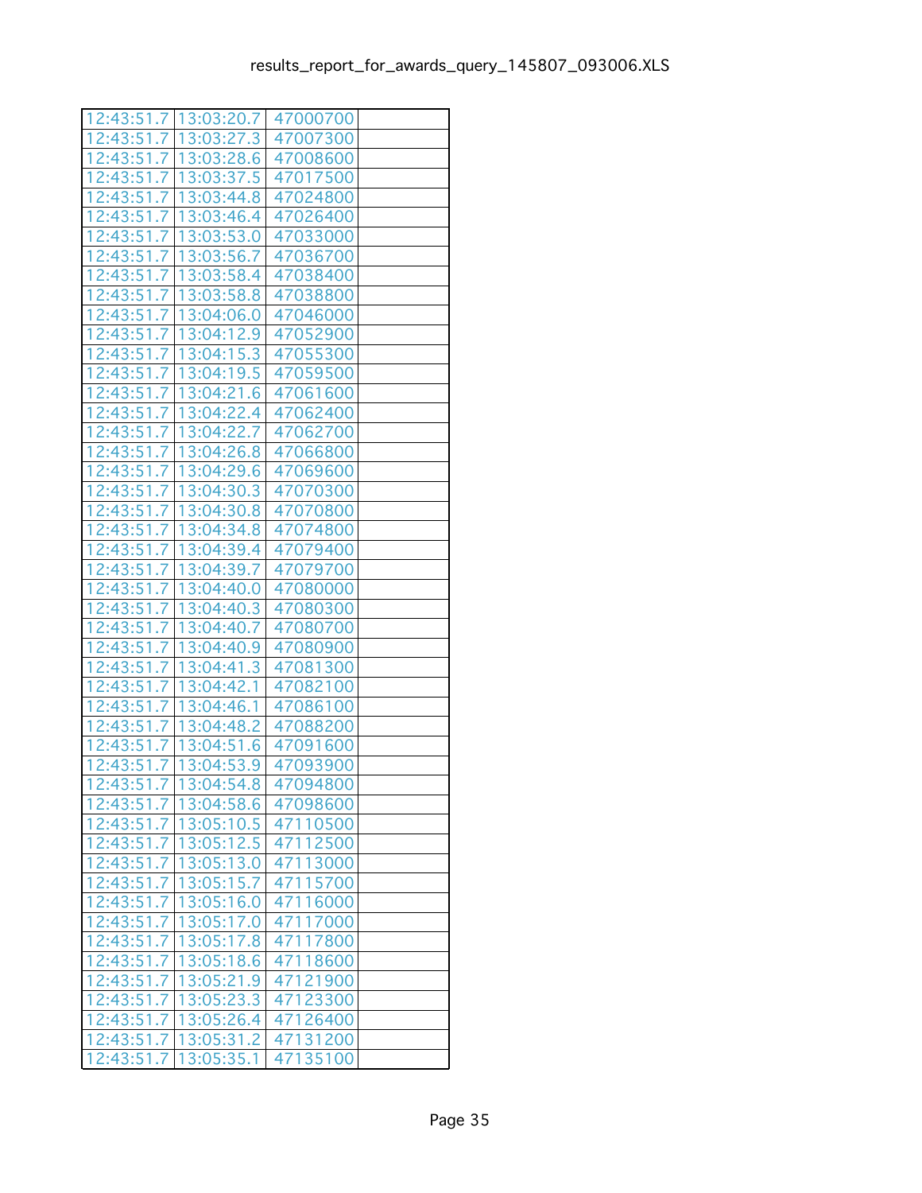| | | | |
|---|---|---|---|
| 12:43:51.7 | 13:03:20.7 | 47000700 | |
| 12:43:51.7 | 13:03:27.3 | 47007300 | |
| 12:43:51.7 | 13:03:28.6 | 47008600 | |
| 12:43:51.7 | 13:03:37.5 | 47017500 | |
| 12:43:51.7 | 13:03:44.8 | 47024800 | |
| 12:43:51.7 | 13:03:46.4 | 47026400 | |
| 12:43:51.7 | 13:03:53.0 | 47033000 | |
| 12:43:51.7 | 13:03:56.7 | 47036700 | |
| 12:43:51.7 | 13:03:58.4 | 47038400 | |
| 12:43:51.7 | 13:03:58.8 | 47038800 | |
| 12:43:51.7 | 13:04:06.0 | 47046000 | |
| 12:43:51.7 | 13:04:12.9 | 47052900 | |
| 12:43:51.7 | 13:04:15.3 | 47055300 | |
| 12:43:51.7 | 13:04:19.5 | 47059500 | |
| 12:43:51.7 | 13:04:21.6 | 47061600 | |
| 12:43:51.7 | 13:04:22.4 | 47062400 | |
| 12:43:51.7 | 13:04:22.7 | 47062700 | |
| 12:43:51.7 | 13:04:26.8 | 47066800 | |
| 12:43:51.7 | 13:04:29.6 | 47069600 | |
| 12:43:51.7 | 13:04:30.3 | 47070300 | |
| 12:43:51.7 | 13:04:30.8 | 47070800 | |
| 12:43:51.7 | 13:04:34.8 | 47074800 | |
| 12:43:51.7 | 13:04:39.4 | 47079400 | |
| 12:43:51.7 | 13:04:39.7 | 47079700 | |
| 12:43:51.7 | 13:04:40.0 | 47080000 | |
| 12:43:51.7 | 13:04:40.3 | 47080300 | |
| 12:43:51.7 | 13:04:40.7 | 47080700 | |
| 12:43:51.7 | 13:04:40.9 | 47080900 | |
| 12:43:51.7 | 13:04:41.3 | 47081300 | |
| 12:43:51.7 | 13:04:42.1 | 47082100 | |
| 12:43:51.7 | 13:04:46.1 | 47086100 | |
| 12:43:51.7 | 13:04:48.2 | 47088200 | |
| 12:43:51.7 | 13:04:51.6 | 47091600 | |
| 12:43:51.7 | 13:04:53.9 | 47093900 | |
| 12:43:51.7 | 13:04:54.8 | 47094800 | |
| 12:43:51.7 | 13:04:58.6 | 47098600 | |
| 12:43:51.7 | 13:05:10.5 | 47110500 | |
| 12:43:51.7 | 13:05:12.5 | 47112500 | |
| 12:43:51.7 | 13:05:13.0 | 47113000 | |
| 12:43:51.7 | 13:05:15.7 | 47115700 | |
| 12:43:51.7 | 13:05:16.0 | 47116000 | |
| 12:43:51.7 | 13:05:17.0 | 47117000 | |
| 12:43:51.7 | 13:05:17.8 | 47117800 | |
| 12:43:51.7 | 13:05:18.6 | 47118600 | |
| 12:43:51.7 | 13:05:21.9 | 47121900 | |
| 12:43:51.7 | 13:05:23.3 | 47123300 | |
| 12:43:51.7 | 13:05:26.4 | 47126400 | |
| 12:43:51.7 | 13:05:31.2 | 47131200 | |
| 12:43:51.7 | 13:05:35.1 | 47135100 | |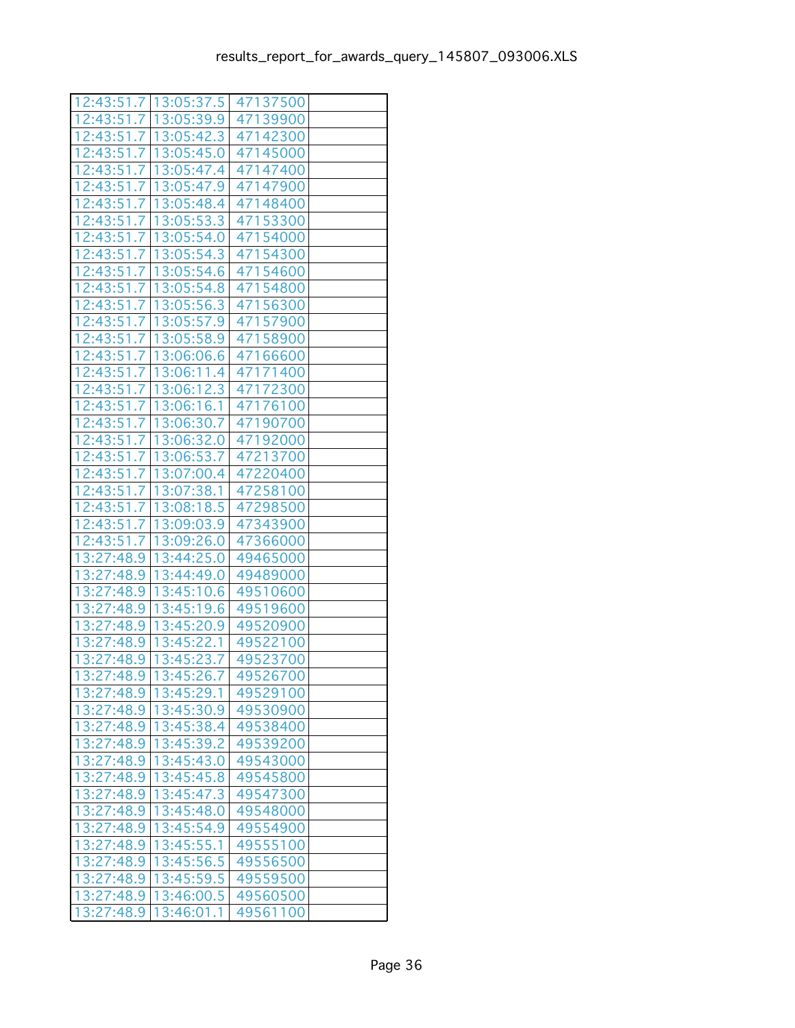| | | | |
|---|---|---|---|
| 12:43:51.7 | 13:05:37.5 | 47137500 | |
| 12:43:51.7 | 13:05:39.9 | 47139900 | |
| 12:43:51.7 | 13:05:42.3 | 47142300 | |
| 12:43:51.7 | 13:05:45.0 | 47145000 | |
| 12:43:51.7 | 13:05:47.4 | 47147400 | |
| 12:43:51.7 | 13:05:47.9 | 47147900 | |
| 12:43:51.7 | 13:05:48.4 | 47148400 | |
| 12:43:51.7 | 13:05:53.3 | 47153300 | |
| 12:43:51.7 | 13:05:54.0 | 47154000 | |
| 12:43:51.7 | 13:05:54.3 | 47154300 | |
| 12:43:51.7 | 13:05:54.6 | 47154600 | |
| 12:43:51.7 | 13:05:54.8 | 47154800 | |
| 12:43:51.7 | 13:05:56.3 | 47156300 | |
| 12:43:51.7 | 13:05:57.9 | 47157900 | |
| 12:43:51.7 | 13:05:58.9 | 47158900 | |
| 12:43:51.7 | 13:06:06.6 | 47166600 | |
| 12:43:51.7 | 13:06:11.4 | 47171400 | |
| 12:43:51.7 | 13:06:12.3 | 47172300 | |
| 12:43:51.7 | 13:06:16.1 | 47176100 | |
| 12:43:51.7 | 13:06:30.7 | 47190700 | |
| 12:43:51.7 | 13:06:32.0 | 47192000 | |
| 12:43:51.7 | 13:06:53.7 | 47213700 | |
| 12:43:51.7 | 13:07:00.4 | 47220400 | |
| 12:43:51.7 | 13:07:38.1 | 47258100 | |
| 12:43:51.7 | 13:08:18.5 | 47298500 | |
| 12:43:51.7 | 13:09:03.9 | 47343900 | |
| 12:43:51.7 | 13:09:26.0 | 47366000 | |
| 13:27:48.9 | 13:44:25.0 | 49465000 | |
| 13:27:48.9 | 13:44:49.0 | 49489000 | |
| 13:27:48.9 | 13:45:10.6 | 49510600 | |
| 13:27:48.9 | 13:45:19.6 | 49519600 | |
| 13:27:48.9 | 13:45:20.9 | 49520900 | |
| 13:27:48.9 | 13:45:22.1 | 49522100 | |
| 13:27:48.9 | 13:45:23.7 | 49523700 | |
| 13:27:48.9 | 13:45:26.7 | 49526700 | |
| 13:27:48.9 | 13:45:29.1 | 49529100 | |
| 13:27:48.9 | 13:45:30.9 | 49530900 | |
| 13:27:48.9 | 13:45:38.4 | 49538400 | |
| 13:27:48.9 | 13:45:39.2 | 49539200 | |
| 13:27:48.9 | 13:45:43.0 | 49543000 | |
| 13:27:48.9 | 13:45:45.8 | 49545800 | |
| 13:27:48.9 | 13:45:47.3 | 49547300 | |
| 13:27:48.9 | 13:45:48.0 | 49548000 | |
| 13:27:48.9 | 13:45:54.9 | 49554900 | |
| 13:27:48.9 | 13:45:55.1 | 49555100 | |
| 13:27:48.9 | 13:45:56.5 | 49556500 | |
| 13:27:48.9 | 13:45:59.5 | 49559500 | |
| 13:27:48.9 | 13:46:00.5 | 49560500 | |
| 13:27:48.9 | 13:46:01.1 | 49561100 | |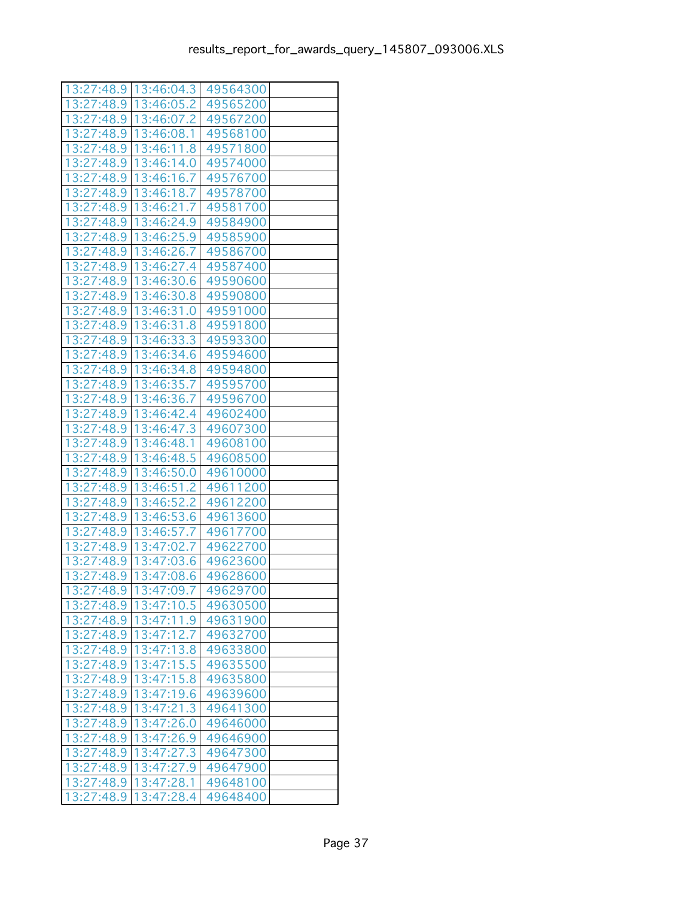| | | | |
|---|---|---|---|
| 13:27:48.9 | 13:46:04.3 | 49564300 | |
| 13:27:48.9 | 13:46:05.2 | 49565200 | |
| 13:27:48.9 | 13:46:07.2 | 49567200 | |
| 13:27:48.9 | 13:46:08.1 | 49568100 | |
| 13:27:48.9 | 13:46:11.8 | 49571800 | |
| 13:27:48.9 | 13:46:14.0 | 49574000 | |
| 13:27:48.9 | 13:46:16.7 | 49576700 | |
| 13:27:48.9 | 13:46:18.7 | 49578700 | |
| 13:27:48.9 | 13:46:21.7 | 49581700 | |
| 13:27:48.9 | 13:46:24.9 | 49584900 | |
| 13:27:48.9 | 13:46:25.9 | 49585900 | |
| 13:27:48.9 | 13:46:26.7 | 49586700 | |
| 13:27:48.9 | 13:46:27.4 | 49587400 | |
| 13:27:48.9 | 13:46:30.6 | 49590600 | |
| 13:27:48.9 | 13:46:30.8 | 49590800 | |
| 13:27:48.9 | 13:46:31.0 | 49591000 | |
| 13:27:48.9 | 13:46:31.8 | 49591800 | |
| 13:27:48.9 | 13:46:33.3 | 49593300 | |
| 13:27:48.9 | 13:46:34.6 | 49594600 | |
| 13:27:48.9 | 13:46:34.8 | 49594800 | |
| 13:27:48.9 | 13:46:35.7 | 49595700 | |
| 13:27:48.9 | 13:46:36.7 | 49596700 | |
| 13:27:48.9 | 13:46:42.4 | 49602400 | |
| 13:27:48.9 | 13:46:47.3 | 49607300 | |
| 13:27:48.9 | 13:46:48.1 | 49608100 | |
| 13:27:48.9 | 13:46:48.5 | 49608500 | |
| 13:27:48.9 | 13:46:50.0 | 49610000 | |
| 13:27:48.9 | 13:46:51.2 | 49611200 | |
| 13:27:48.9 | 13:46:52.2 | 49612200 | |
| 13:27:48.9 | 13:46:53.6 | 49613600 | |
| 13:27:48.9 | 13:46:57.7 | 49617700 | |
| 13:27:48.9 | 13:47:02.7 | 49622700 | |
| 13:27:48.9 | 13:47:03.6 | 49623600 | |
| 13:27:48.9 | 13:47:08.6 | 49628600 | |
| 13:27:48.9 | 13:47:09.7 | 49629700 | |
| 13:27:48.9 | 13:47:10.5 | 49630500 | |
| 13:27:48.9 | 13:47:11.9 | 49631900 | |
| 13:27:48.9 | 13:47:12.7 | 49632700 | |
| 13:27:48.9 | 13:47:13.8 | 49633800 | |
| 13:27:48.9 | 13:47:15.5 | 49635500 | |
| 13:27:48.9 | 13:47:15.8 | 49635800 | |
| 13:27:48.9 | 13:47:19.6 | 49639600 | |
| 13:27:48.9 | 13:47:21.3 | 49641300 | |
| 13:27:48.9 | 13:47:26.0 | 49646000 | |
| 13:27:48.9 | 13:47:26.9 | 49646900 | |
| 13:27:48.9 | 13:47:27.3 | 49647300 | |
| 13:27:48.9 | 13:47:27.9 | 49647900 | |
| 13:27:48.9 | 13:47:28.1 | 49648100 | |
| 13:27:48.9 | 13:47:28.4 | 49648400 | |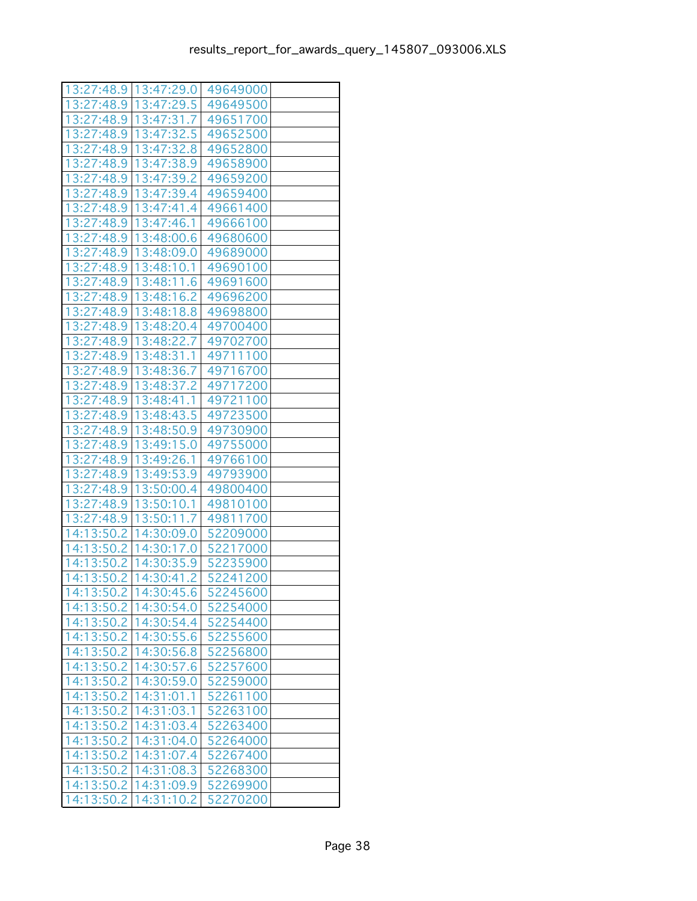| | | | |
|---|---|---|---|
| 13:27:48.9 | 13:47:29.0 | 49649000 | |
| 13:27:48.9 | 13:47:29.5 | 49649500 | |
| 13:27:48.9 | 13:47:31.7 | 49651700 | |
| 13:27:48.9 | 13:47:32.5 | 49652500 | |
| 13:27:48.9 | 13:47:32.8 | 49652800 | |
| 13:27:48.9 | 13:47:38.9 | 49658900 | |
| 13:27:48.9 | 13:47:39.2 | 49659200 | |
| 13:27:48.9 | 13:47:39.4 | 49659400 | |
| 13:27:48.9 | 13:47:41.4 | 49661400 | |
| 13:27:48.9 | 13:47:46.1 | 49666100 | |
| 13:27:48.9 | 13:48:00.6 | 49680600 | |
| 13:27:48.9 | 13:48:09.0 | 49689000 | |
| 13:27:48.9 | 13:48:10.1 | 49690100 | |
| 13:27:48.9 | 13:48:11.6 | 49691600 | |
| 13:27:48.9 | 13:48:16.2 | 49696200 | |
| 13:27:48.9 | 13:48:18.8 | 49698800 | |
| 13:27:48.9 | 13:48:20.4 | 49700400 | |
| 13:27:48.9 | 13:48:22.7 | 49702700 | |
| 13:27:48.9 | 13:48:31.1 | 49711100 | |
| 13:27:48.9 | 13:48:36.7 | 49716700 | |
| 13:27:48.9 | 13:48:37.2 | 49717200 | |
| 13:27:48.9 | 13:48:41.1 | 49721100 | |
| 13:27:48.9 | 13:48:43.5 | 49723500 | |
| 13:27:48.9 | 13:48:50.9 | 49730900 | |
| 13:27:48.9 | 13:49:15.0 | 49755000 | |
| 13:27:48.9 | 13:49:26.1 | 49766100 | |
| 13:27:48.9 | 13:49:53.9 | 49793900 | |
| 13:27:48.9 | 13:50:00.4 | 49800400 | |
| 13:27:48.9 | 13:50:10.1 | 49810100 | |
| 13:27:48.9 | 13:50:11.7 | 49811700 | |
| 14:13:50.2 | 14:30:09.0 | 52209000 | |
| 14:13:50.2 | 14:30:17.0 | 52217000 | |
| 14:13:50.2 | 14:30:35.9 | 52235900 | |
| 14:13:50.2 | 14:30:41.2 | 52241200 | |
| 14:13:50.2 | 14:30:45.6 | 52245600 | |
| 14:13:50.2 | 14:30:54.0 | 52254000 | |
| 14:13:50.2 | 14:30:54.4 | 52254400 | |
| 14:13:50.2 | 14:30:55.6 | 52255600 | |
| 14:13:50.2 | 14:30:56.8 | 52256800 | |
| 14:13:50.2 | 14:30:57.6 | 52257600 | |
| 14:13:50.2 | 14:30:59.0 | 52259000 | |
| 14:13:50.2 | 14:31:01.1 | 52261100 | |
| 14:13:50.2 | 14:31:03.1 | 52263100 | |
| 14:13:50.2 | 14:31:03.4 | 52263400 | |
| 14:13:50.2 | 14:31:04.0 | 52264000 | |
| 14:13:50.2 | 14:31:07.4 | 52267400 | |
| 14:13:50.2 | 14:31:08.3 | 52268300 | |
| 14:13:50.2 | 14:31:09.9 | 52269900 | |
| 14:13:50.2 | 14:31:10.2 | 52270200 | |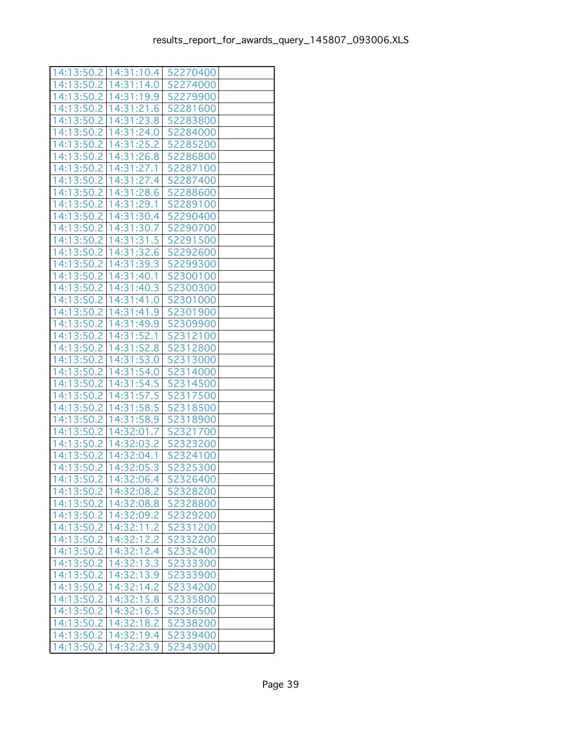| | | | |
|---|---|---|---|
| 14:13:50.2 | 14:31:10.4 | 52270400 | |
| 14:13:50.2 | 14:31:14.0 | 52274000 | |
| 14:13:50.2 | 14:31:19.9 | 52279900 | |
| 14:13:50.2 | 14:31:21.6 | 52281600 | |
| 14:13:50.2 | 14:31:23.8 | 52283800 | |
| 14:13:50.2 | 14:31:24.0 | 52284000 | |
| 14:13:50.2 | 14:31:25.2 | 52285200 | |
| 14:13:50.2 | 14:31:26.8 | 52286800 | |
| 14:13:50.2 | 14:31:27.1 | 52287100 | |
| 14:13:50.2 | 14:31:27.4 | 52287400 | |
| 14:13:50.2 | 14:31:28.6 | 52288600 | |
| 14:13:50.2 | 14:31:29.1 | 52289100 | |
| 14:13:50.2 | 14:31:30.4 | 52290400 | |
| 14:13:50.2 | 14:31:30.7 | 52290700 | |
| 14:13:50.2 | 14:31:31.5 | 52291500 | |
| 14:13:50.2 | 14:31:32.6 | 52292600 | |
| 14:13:50.2 | 14:31:39.3 | 52299300 | |
| 14:13:50.2 | 14:31:40.1 | 52300100 | |
| 14:13:50.2 | 14:31:40.3 | 52300300 | |
| 14:13:50.2 | 14:31:41.0 | 52301000 | |
| 14:13:50.2 | 14:31:41.9 | 52301900 | |
| 14:13:50.2 | 14:31:49.9 | 52309900 | |
| 14:13:50.2 | 14:31:52.1 | 52312100 | |
| 14:13:50.2 | 14:31:52.8 | 52312800 | |
| 14:13:50.2 | 14:31:53.0 | 52313000 | |
| 14:13:50.2 | 14:31:54.0 | 52314000 | |
| 14:13:50.2 | 14:31:54.5 | 52314500 | |
| 14:13:50.2 | 14:31:57.5 | 52317500 | |
| 14:13:50.2 | 14:31:58.5 | 52318500 | |
| 14:13:50.2 | 14:31:58.9 | 52318900 | |
| 14:13:50.2 | 14:32:01.7 | 52321700 | |
| 14:13:50.2 | 14:32:03.2 | 52323200 | |
| 14:13:50.2 | 14:32:04.1 | 52324100 | |
| 14:13:50.2 | 14:32:05.3 | 52325300 | |
| 14:13:50.2 | 14:32:06.4 | 52326400 | |
| 14:13:50.2 | 14:32:08.2 | 52328200 | |
| 14:13:50.2 | 14:32:08.8 | 52328800 | |
| 14:13:50.2 | 14:32:09.2 | 52329200 | |
| 14:13:50.2 | 14:32:11.2 | 52331200 | |
| 14:13:50.2 | 14:32:12.2 | 52332200 | |
| 14:13:50.2 | 14:32:12.4 | 52332400 | |
| 14:13:50.2 | 14:32:13.3 | 52333300 | |
| 14:13:50.2 | 14:32:13.9 | 52333900 | |
| 14:13:50.2 | 14:32:14.2 | 52334200 | |
| 14:13:50.2 | 14:32:15.8 | 52335800 | |
| 14:13:50.2 | 14:32:16.5 | 52336500 | |
| 14:13:50.2 | 14:32:18.2 | 52338200 | |
| 14:13:50.2 | 14:32:19.4 | 52339400 | |
| 14:13:50.2 | 14:32:23.9 | 52343900 | |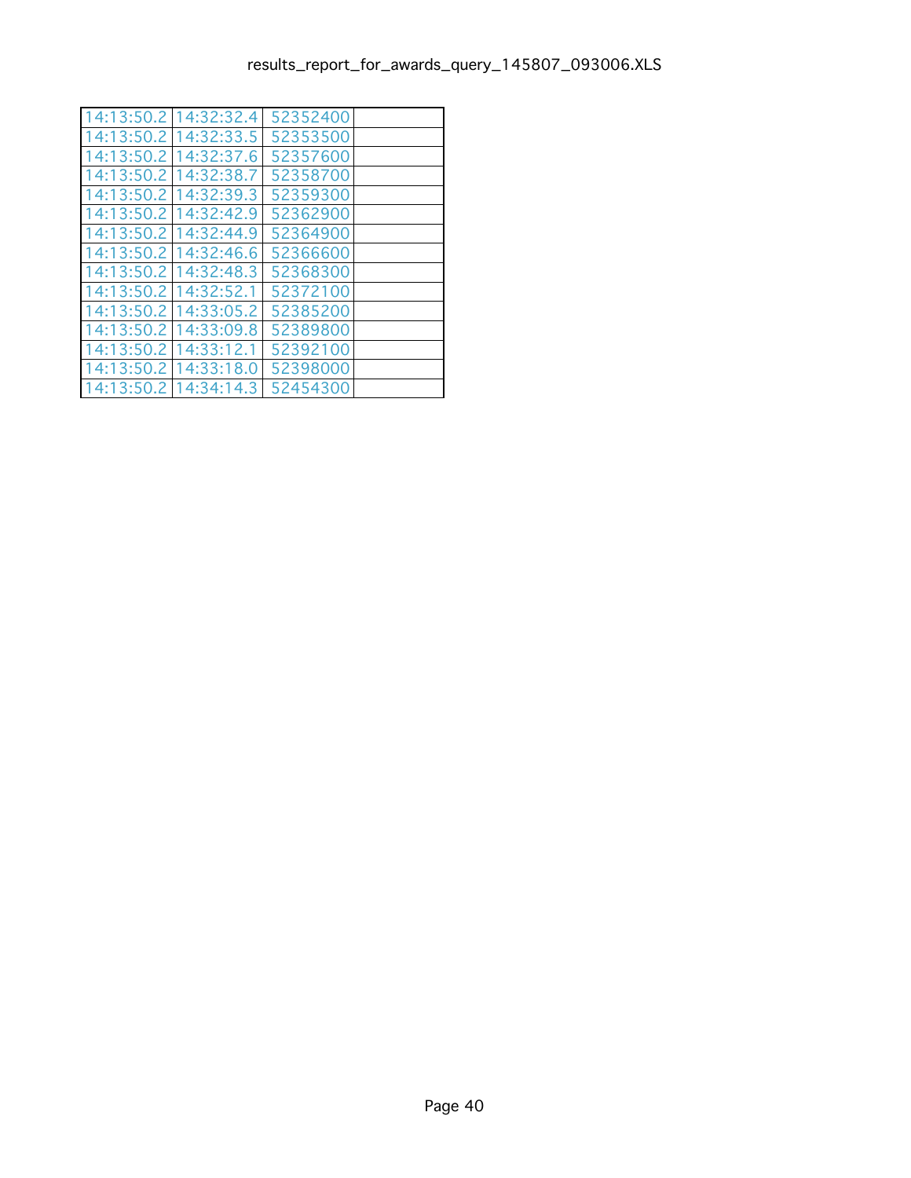| | | | |
|---|---|---|---|
| 14:13:50.2 | 14:32:32.4 | 52352400 | |
| 14:13:50.2 | 14:32:33.5 | 52353500 | |
| 14:13:50.2 | 14:32:37.6 | 52357600 | |
| 14:13:50.2 | 14:32:38.7 | 52358700 | |
| 14:13:50.2 | 14:32:39.3 | 52359300 | |
| 14:13:50.2 | 14:32:42.9 | 52362900 | |
| 14:13:50.2 | 14:32:44.9 | 52364900 | |
| 14:13:50.2 | 14:32:46.6 | 52366600 | |
| 14:13:50.2 | 14:32:48.3 | 52368300 | |
| 14:13:50.2 | 14:32:52.1 | 52372100 | |
| 14:13:50.2 | 14:33:05.2 | 52385200 | |
| 14:13:50.2 | 14:33:09.8 | 52389800 | |
| 14:13:50.2 | 14:33:12.1 | 52392100 | |
| 14:13:50.2 | 14:33:18.0 | 52398000 | |
| 14:13:50.2 | 14:34:14.3 | 52454300 | |